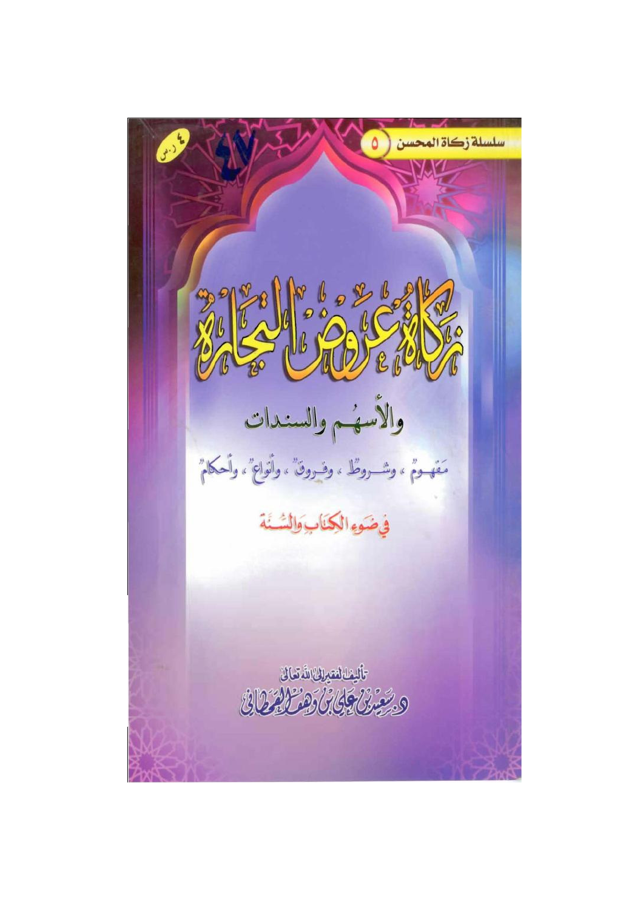سلسلة زكاة المحسن ٥

# زكاة عروض التجارة

## والأسهم والسندات

مفهومٌ، وشروطٌ، وفروقٌ، وأنواعٌ، وأحكامٌ

في ضوء الكتاب والسنة

تأليف الفقير إلى الله تعالى

د. سعيد بن علي بن وهف القحطاني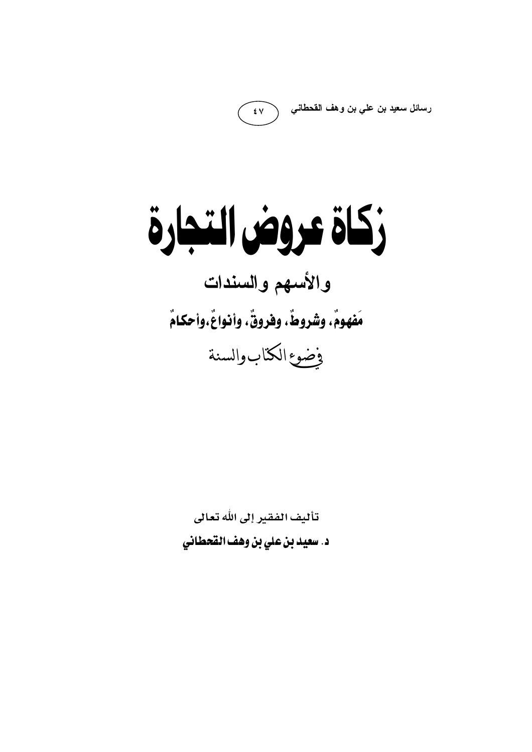رسائل سعيد بن علي بن وهف القحطاني (٤٧)

# زكاة عروض التجارة

## والأسهم والسندات

### مَفهومٌ، وشروطٌ، وفروقٌ، وأنواعٌ،وأحكامٌ

في ضوء الكتاب والسنة

تأليف الفقير إلى الله تعالى

**د. سعيد بن علي بن وهف القحطاني**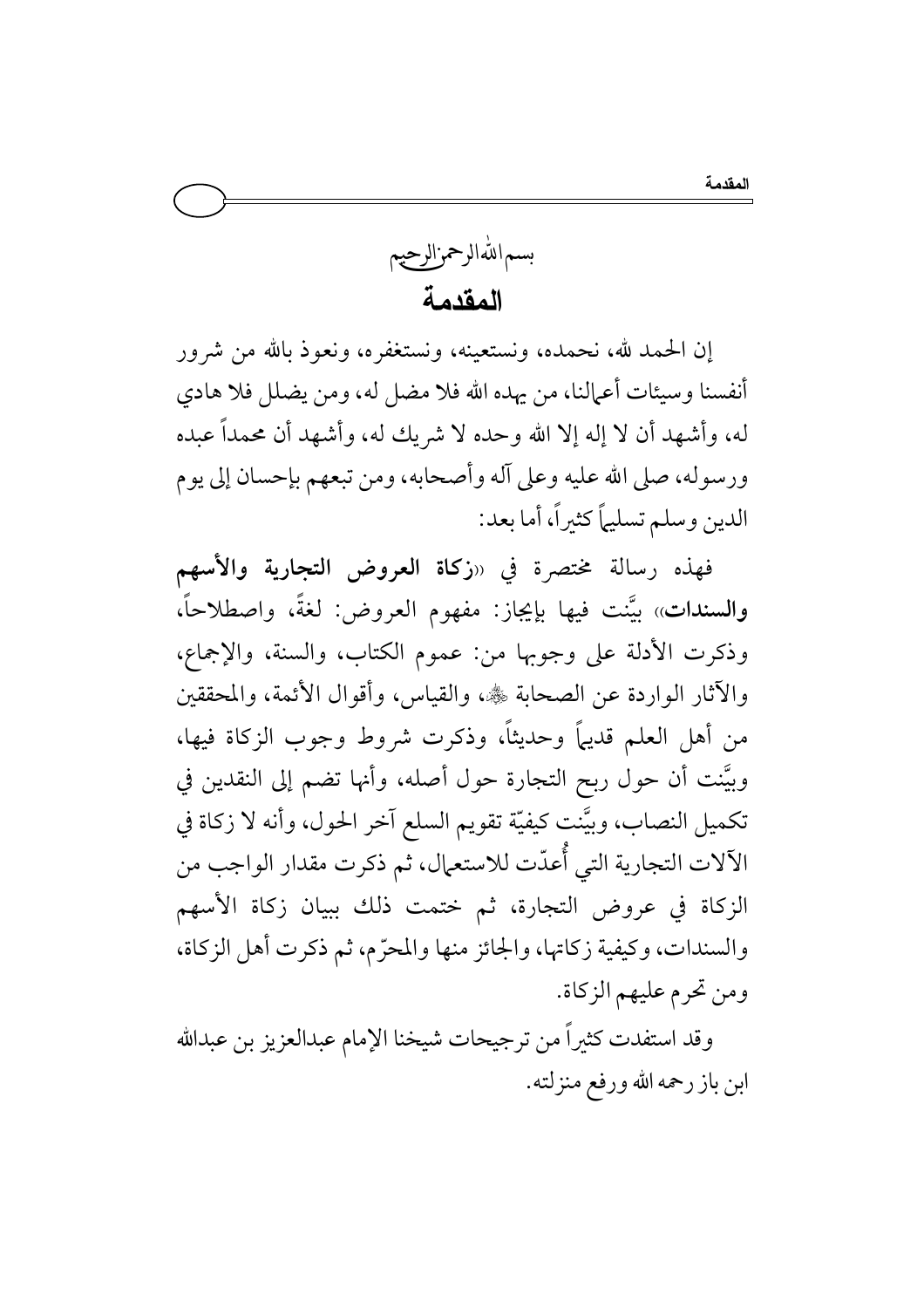بسم الله الرحمن الرحيم

# المقدمة

إن الحمد لله، نحمده، ونستعينه، ونستغفره، ونعوذ بالله من شرور أنفسنا وسيئات أعمالنا، من يهده الله فلا مضل له، ومن يضلل فلا هادي له، وأشهد أن لا إله إلا الله وحده لا شريك له، وأشهد أن محمداً عبده ورسوله، صلى الله عليه وعلى آله وأصحابه، ومن تبعهم بإحسان إلى يوم الدين وسلم تسليماً كثيراً، أما بعد:

فهذه رسالة مختصرة في «**زكاة العروض التجارية والأسهم والسندات**» بيَّنت فيها بإيجاز: مفهوم العروض: لغةً، واصطلاحاً، وذكرت الأدلة على وجوبها من: عموم الكتاب، والسنة، والإجماع، والآثار الواردة عن الصحابة ﷺ، والقياس، وأقوال الأئمة، والمحققين من أهل العلم قديماً وحديثاً، وذكرت شروط وجوب الزكاة فيها، وبيَّنت أن حول ربح التجارة حول أصله، وأنها تضم إلى النقدين في تكميل النصاب، وبيَّنت كيفيّة تقويم السلع آخر الحول، وأنه لا زكاة في الآلات التجارية التي أُعدّت للاستعمال، ثم ذكرت مقدار الواجب من الزكاة في عروض التجارة، ثم ختمت ذلك ببيان زكاة الأسهم والسندات، وكيفية زكاتها، والجائز منها والمحرّم، ثم ذكرت أهل الزكاة، ومن تحرم عليهم الزكاة.

وقد استفدت كثيراً من ترجيحات شيخنا الإمام عبدالعزيز بن عبدالله ابن باز رحمه الله ورفع منزلته.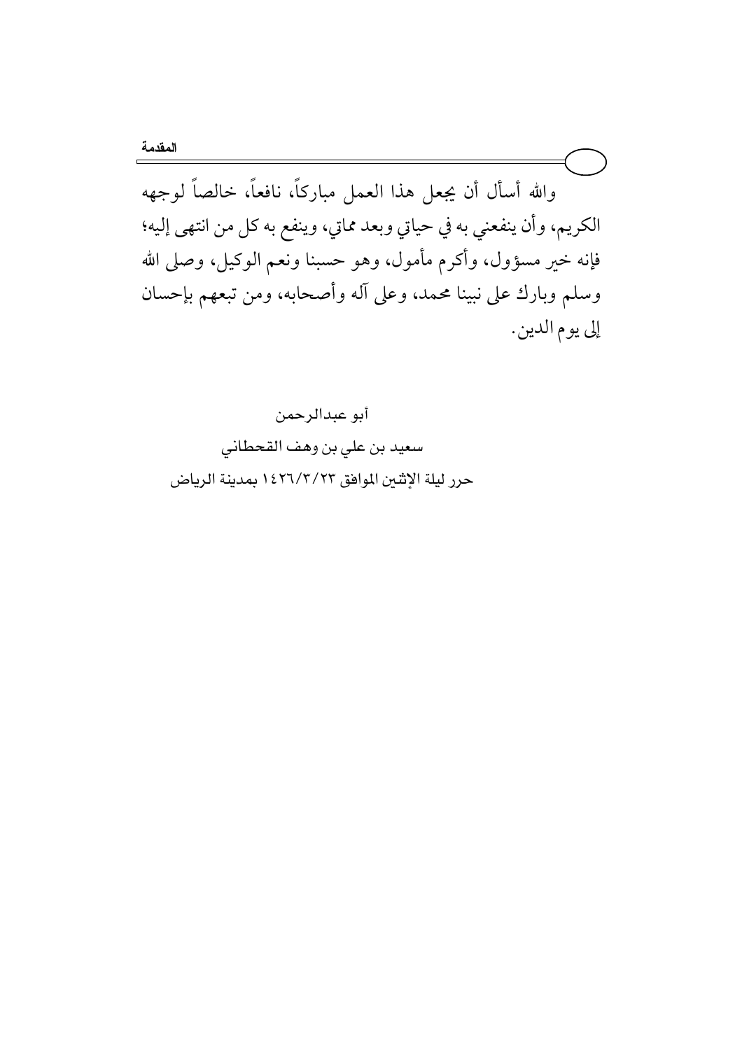والله أسأل أن يجعل هذا العمل مباركاً، نافعاً، خالصاً لوجهه الكريم، وأن ينفعني به في حياتي وبعد مماتي، وينفع به كل من انتهى إليه؛ فإنه خير مسؤول، وأكرم مأمول، وهو حسبنا ونعم الوكيل، وصلى الله وسلم وبارك على نبينا محمد، وعلى آله وأصحابه، ومن تبعهم بإحسان إلى يوم الدين.

أبو عبدالرحمن

سعيد بن علي بن وهف القحطاني

حرر ليلة الإثنين الموافق ١٤٢٦/٣/٢٣ بمدينة الرياض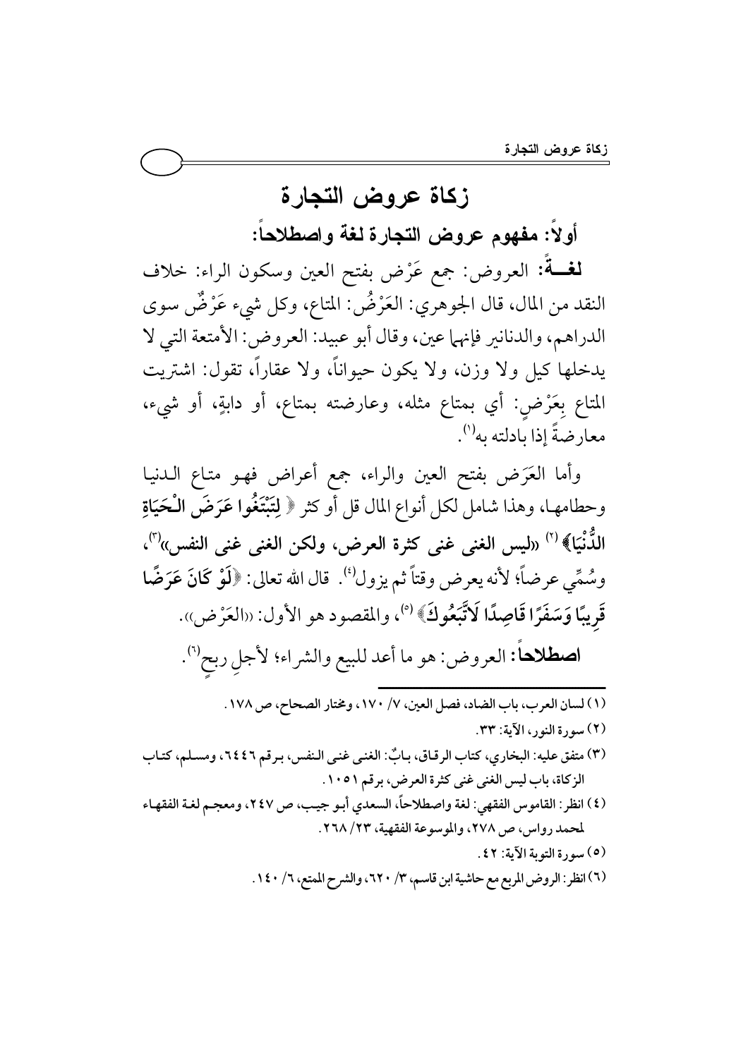# زكاة عروض التجارة

## أولاً: مفهوم عروض التجارة لغة واصطلاحاً:

**لغــةً:** العروض: جمع عَرْض بفتح العين وسكون الراء: خلاف النقد من المال، قال الجوهري: العَرْضُ: المتاع، وكل شيء عَرْضٌ سوى الدراهم، والدنانير فإنهما عين، وقال أبو عبيد: العروض: الأمتعة التي لا يدخلها كيل ولا وزن، ولا يكون حيواناً، ولا عقاراً، تقول: اشتريت المتاع بِعَرْضٍ: أي بمتاع مثله، وعارضته بمتاع، أو دابةٍ، أو شيء، معارضةً إذا بادلته به[1].

وأما العَرَض بفتح العين والراء، جمع أعراض فهو متاع الدنيا وحطامها، وهذا شامل لكل أنواع المال قل أو كثر ﴿ **لِتَبْتَغُوا عَرَضَ الْحَيَاةِ الدُّنْيَا**﴾[2] «**ليس الغنى غنى كثرة العرض، ولكن الغنى غنى النفس**»[3]، وسُمِّي عرضاً؛ لأنه يعرض وقتاً ثم يزول[4]. قال الله تعالى: ﴿**لَوْ كَانَ عَرَضًا قَرِيبًا وَسَفَرًا قَاصِدًا لَاتَّبَعُوكَ**﴾[5]، والمقصود هو الأول: «العَرْض».

**اصطلاحاً:** العروض: هو ما أعد للبيع والشراء؛ لأجلِ ربحٍ[6].

---

(١) لسان العرب، باب الضاد، فصل العين، ٧/ ١٧٠، ومختار الصحاح، ص ١٧٨.

(٢) سورة النور، الآية: ٣٣.

(٣) متفق عليه: البخاري، كتاب الرقاق، بابٌ: الغنى غنى النفس، برقم ٦٤٤٦، ومسلم، كتاب الزكاة، باب ليس الغنى غنى كثرة العرض، برقم ١٠٥١.

(٤) انظر: القاموس الفقهي: لغة واصطلاحاً، السعدي أبو جيب، ص ٢٤٧، ومعجم لغة الفقهاء لمحمد رواس، ص ٢٧٨، والموسوعة الفقهية، ٢٣/ ٢٦٨.

(٥) سورة التوبة الآية: ٤٢.

(٦) انظر: الروض المربع مع حاشية ابن قاسم، ٣/ ٦٢٠، والشرح الممتع، ٦/ ١٤٠.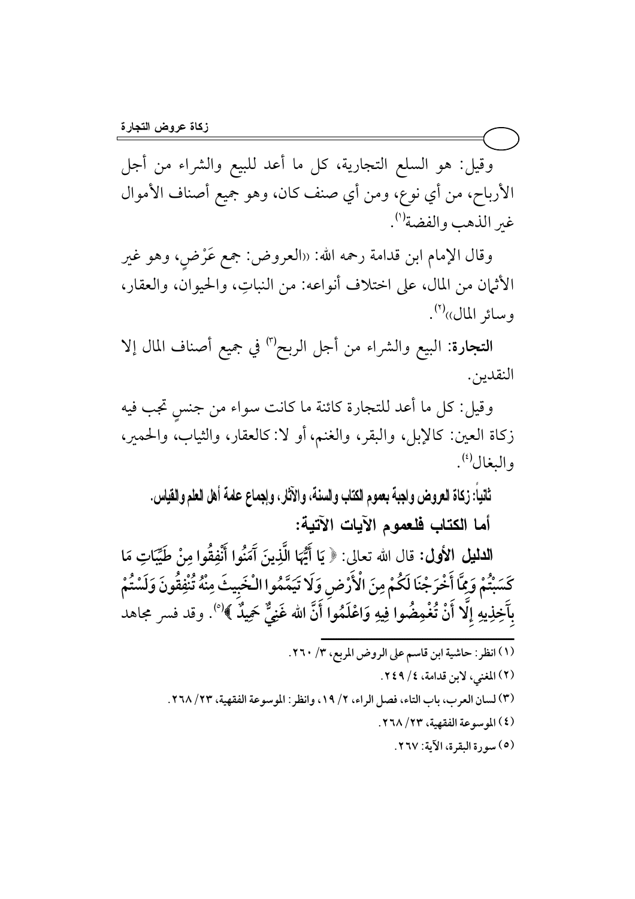وقيل: هو السلع التجارية، كل ما أعد للبيع والشراء من أجل الأرباح، من أي نوع، ومن أي صنف كان، وهو جميع أصناف الأموال غير الذهب والفضة[1].

وقال الإمام ابن قدامة رحمه الله: «العروض: جمع عَرْضٍ، وهو غير الأثمان من المال، على اختلاف أنواعه: من النباتِ، والحيوان، والعقار، وسائر المال»[2].

**التجارة**: البيع والشراء من أجل الربح[3] في جميع أصناف المال إلا النقدين.

وقيل: كل ما أعد للتجارة كائنة ما كانت سواء من جنسٍ تجب فيه زكاة العين: كالإبل، والبقر، والغنم، أو لا: كالعقار، والثياب، والحمير، والبغال[4].

**ثانياً: زكاة العروض واجبة بعموم الكتاب والسنة، والآثار، وإجماع عامة أهل العلم والقياس.**

**أما الكتاب فلعموم الآيات الآتية:**

**الدليل الأول:** قال الله تعالى: ﴿ يَا أَيُّهَا الَّذِينَ آمَنُوا أَنْفِقُوا مِنْ طَيِّبَاتِ مَا كَسَبْتُمْ وَمِمَّا أَخْرَجْنَا لَكُمْ مِنَ الْأَرْضِ وَلَا تَيَمَّمُوا الْخَبِيثَ مِنْهُ تُنْفِقُونَ وَلَسْتُمْ بِآخِذِيهِ إِلَّا أَنْ تُغْمِضُوا فِيهِ وَاعْلَمُوا أَنَّ اللهَ غَنِيٌّ حَمِيدٌ ﴾[5]. وقد فسر مجاهد

---

(١) انظر: حاشية ابن قاسم على الروض المربع، ٣/ ٢٦٠.

(٢) المغني، لابن قدامة، ٤/ ٢٤٩.

(٣) لسان العرب، باب التاء، فصل الراء، ٢/ ١٩، وانظر: الموسوعة الفقهية، ٢٣/ ٢٦٨.

(٤) الموسوعة الفقهية، ٢٣/ ٢٦٨.

(٥) سورة البقرة، الآية: ٢٦٧.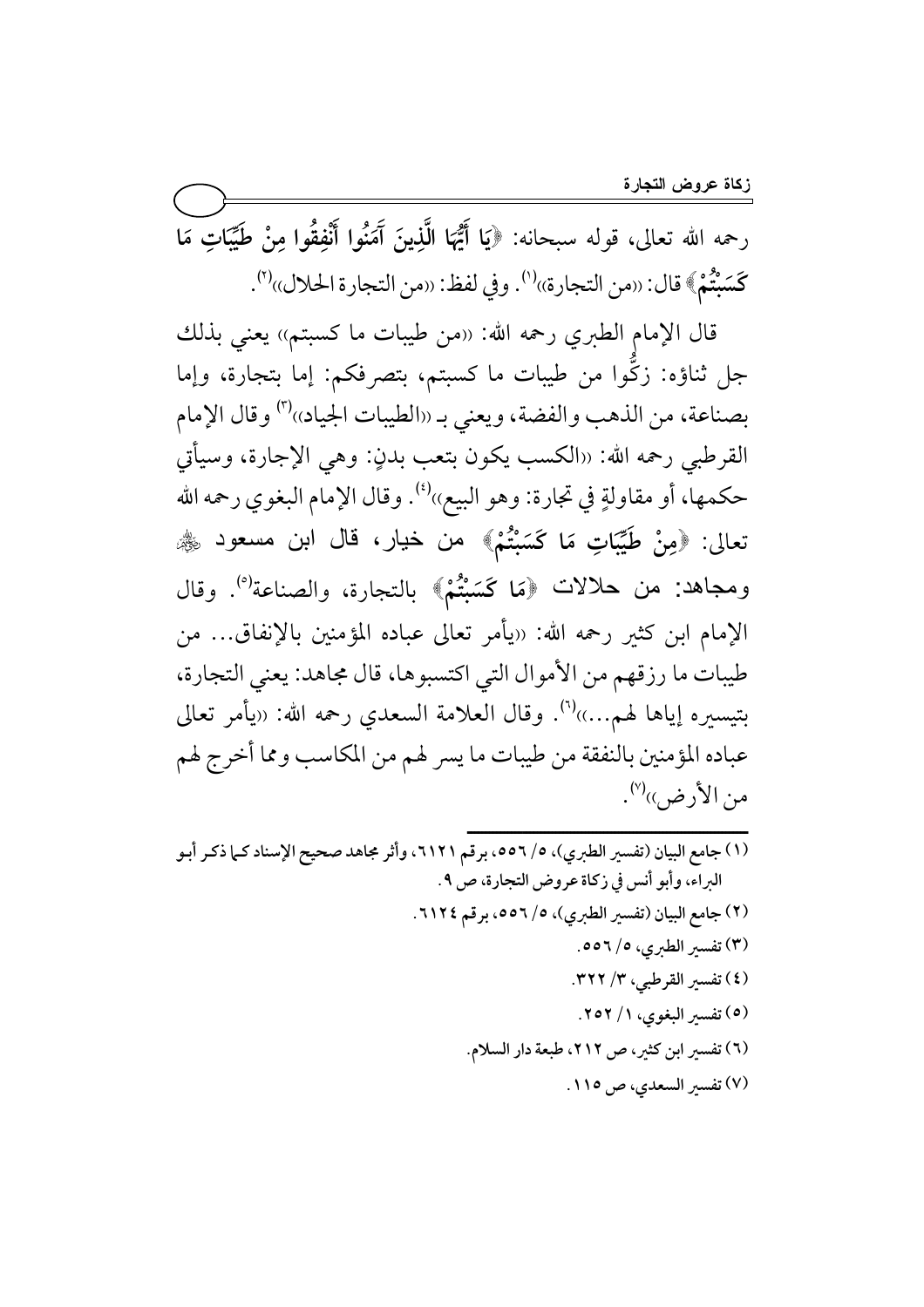رحمه الله تعالى، قوله سبحانه: ﴿يَا أَيُّهَا الَّذِينَ آمَنُوا أَنْفِقُوا مِنْ طَيِّبَاتِ مَا كَسَبْتُمْ﴾ قال: «من التجارة»[1]. وفي لفظ: «من التجارة الحلال»[2].

قال الإمام الطبري رحمه الله: «من طيبات ما كسبتم» يعني بذلك جل ثناؤه: زكُّوا من طيبات ما كسبتم، بتصرفكم: إما بتجارة، وإما بصناعة، من الذهب والفضة، ويعني بـ «الطيبات الجياد»[3] وقال الإمام القرطبي رحمه الله: «الكسب يكون بتعب بدنٍ: وهي الإجارة، وسيأتي حكمها، أو مقاولةٍ في تجارة: وهو البيع»[4]. وقال الإمام البغوي رحمه الله تعالى: ﴿مِنْ طَيِّبَاتِ مَا كَسَبْتُمْ﴾ من خيار، قال ابن مسعود ﷺ ومجاهد: من حلالات ﴿مَا كَسَبْتُمْ﴾ بالتجارة، والصناعة[5]. وقال الإمام ابن كثير رحمه الله: «يأمر تعالى عباده المؤمنين بالإنفاق... من طيبات ما رزقهم من الأموال التي اكتسبوها، قال مجاهد: يعني التجارة، بتيسيره إياها لهم...»[6]. وقال العلامة السعدي رحمه الله: «يأمر تعالى عباده المؤمنين بالنفقة من طيبات ما يسر لهم من المكاسب ومما أخرج لهم من الأرض»[7].

---

(١) جامع البيان (تفسير الطبري)، ٥/ ٥٥٦، برقم ٦١٢١، وأثر مجاهد صحيح الإسناد كما ذكر أبو البراء، وأبو أنس في زكاة عروض التجارة، ص ٩.

(٢) جامع البيان (تفسير الطبري)، ٥/ ٥٥٦، برقم ٦١٢٤.

(٣) تفسير الطبري، ٥/ ٥٥٦.

(٤) تفسير القرطبي، ٣/ ٣٢٢.

(٥) تفسير البغوي، ١/ ٢٥٢.

(٦) تفسير ابن كثير، ص ٢١٢، طبعة دار السلام.

(٧) تفسير السعدي، ص ١١٥.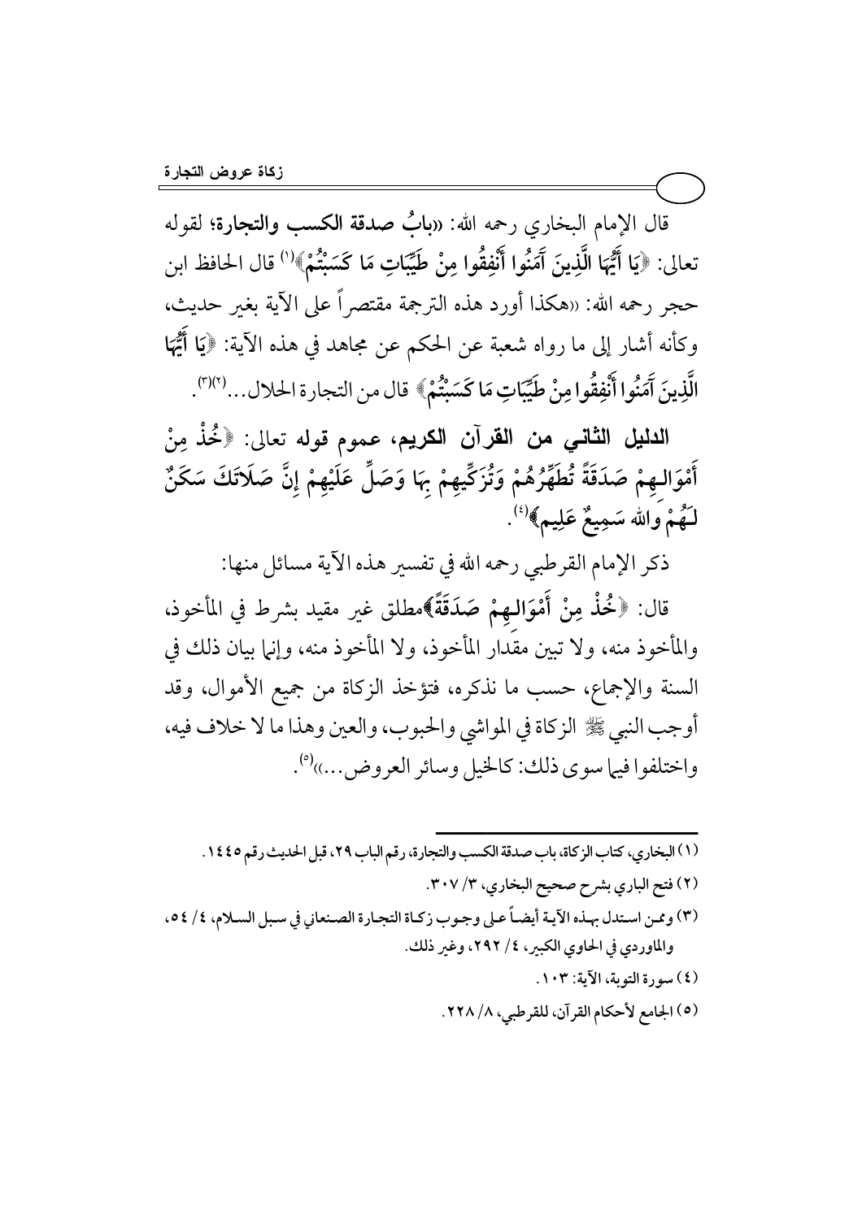قال الإمام البخاري رحمه الله: «**بابُ صدقة الكسب والتجارة**؛ لقوله تعالى: ﴿**يَا أَيُّهَا الَّذِينَ آَمَنُوا أَنْفِقُوا مِنْ طَيِّبَاتِ مَا كَسَبْتُمْ**﴾[1] قال الحافظ ابن حجر رحمه الله: «هكذا أورد هذه الترجمة مقتصراً على الآية بغير حديث، وكأنه أشار إلى ما رواه شعبة عن الحكم عن مجاهد في هذه الآية: ﴿**يَا أَيُّهَا الَّذِينَ آَمَنُوا أَنْفِقُوا مِنْ طَيِّبَاتِ مَا كَسَبْتُمْ**﴾ قال من التجارة الحلال...»[2][3].

**الدليل الثاني من القرآن الكريم، عموم قوله تعالى:** ﴿**خُذْ مِنْ أَمْوَالِهِمْ صَدَقَةً تُطَهِّرُهُمْ وَتُزَكِّيهِمْ بِهَا وَصَلِّ عَلَيْهِمْ إِنَّ صَلَاتَكَ سَكَنٌ لَهُمْ واللهُ سَمِيعٌ عَلِيم**﴾[4].

ذكر الإمام القرطبي رحمه الله في تفسير هذه الآية مسائل منها:

قال: ﴿**خُذْ مِنْ أَمْوَالِهِمْ صَدَقَةً**﴾مطلق غير مقيد بشرط في المأخوذ، والمأخوذ منه، ولا تبين مقدار المأخوذ، ولا المأخوذ منه، وإنما بيان ذلك في السنة والإجماع، حسب ما نذكره، فتؤخذ الزكاة من جميع الأموال، وقد أوجب النبي ﷺ الزكاة في المواشي والحبوب، والعين وهذا ما لا خلاف فيه، واختلفوا فيما سوى ذلك: كالخيل وسائر العروض...»[5].

---

(١) البخاري، كتاب الزكاة، باب صدقة الكسب والتجارة، رقم الباب ٢٩، قبل الحديث رقم ١٤٤٥.

(٢) فتح الباري بشرح صحيح البخاري، ٣/ ٣٠٧.

(٣) وممن استدل بهذه الآية أيضاً على وجوب زكاة التجارة الصنعاني في سبل السلام، ٤/ ٥٤، والماوردي في الحاوي الكبير، ٤/ ٢٩٢، وغير ذلك.

(٤) سورة التوبة، الآية: ١٠٣.

(٥) الجامع لأحكام القرآن، للقرطبي، ٨/ ٢٢٨.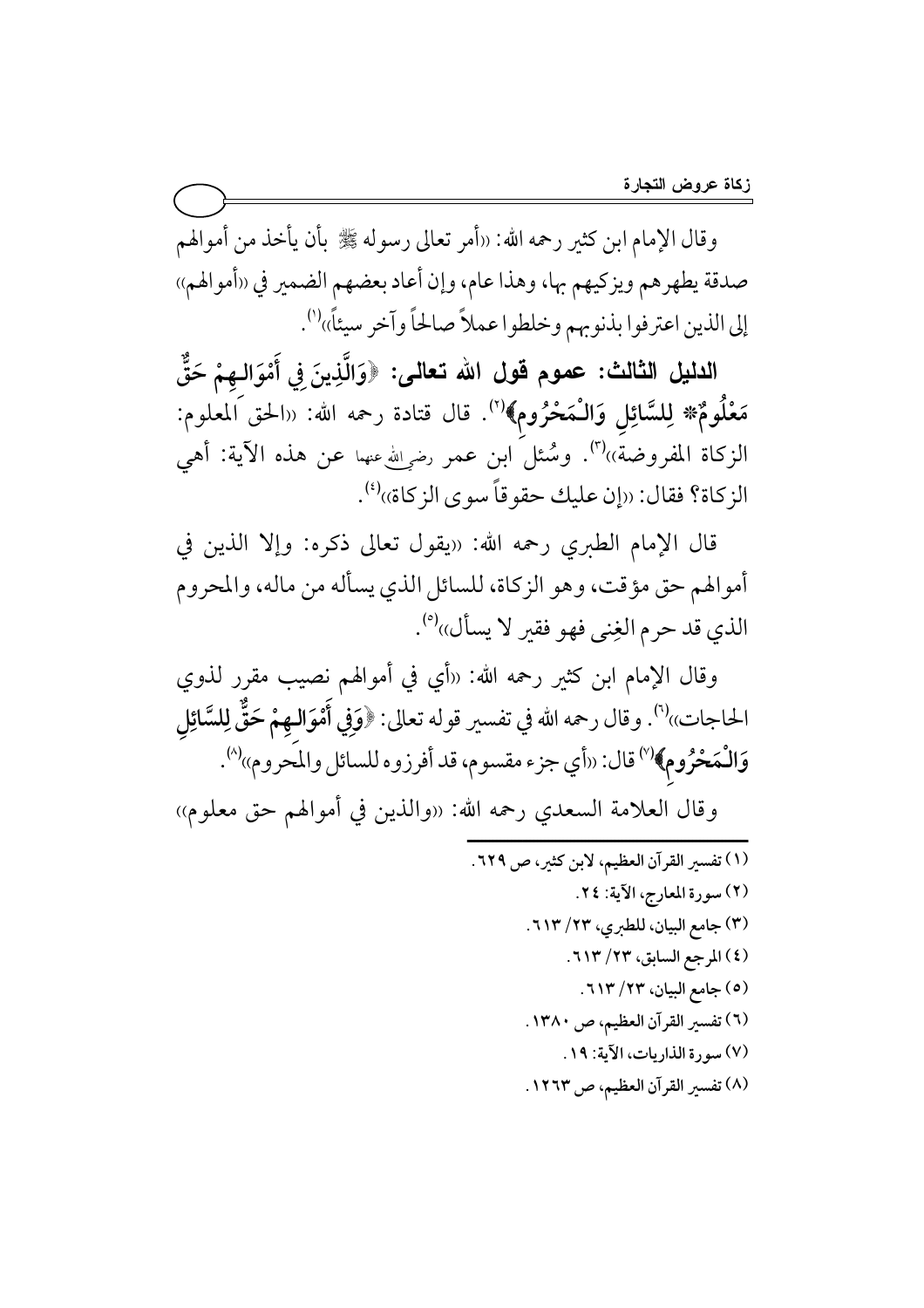وقال الإمام ابن كثير رحمه الله: ((أمر تعالى رسوله ﷺ بأن يأخذ من أموالهم صدقة يطهرهم ويزكيهم بها، وهذا عام، وإن أعاد بعضهم الضمير في ((أموالهم)) إلى الذين اعترفوا بذنوبهم وخلطوا عملاً صالحاً وآخر سيئاً))[1].

**الدليل الثالث: عموم قول الله تعالى: ﴿وَالَّذِينَ فِي أَمْوَالِهِمْ حَقٌّ مَعْلُومٌ* لِلسَّائِلِ وَالْمَحْرُومِ﴾[2]**. قال قتادة رحمه الله: ((الحق المعلوم: الزكاة المفروضة))[3]. وسُئل ابن عمر رضي الله عنهما عن هذه الآية: أهي الزكاة؟ فقال: ((إن عليك حقوقاً سوى الزكاة))[4].

قال الإمام الطبري رحمه الله: ((يقول تعالى ذكره: وإلا الذين في أموالهم حق مؤقت، وهو الزكاة، للسائل الذي يسأله من ماله، والمحروم الذي قد حرم الغِنى فهو فقير لا يسأل))[5].

وقال الإمام ابن كثير رحمه الله: ((أي في أموالهم نصيب مقرر لذوي الحاجات))[6]. وقال رحمه الله في تفسير قوله تعالى: ﴿**وَفِي أَمْوَالِهِمْ حَقٌّ لِلسَّائِلِ وَالْمَحْرُومِ**﴾[7] قال: ((أي جزء مقسوم، قد أفرزوه للسائل والمحروم))[8].

وقال العلامة السعدي رحمه الله: ((والذين في أموالهم حق معلوم))

---

(١) تفسير القرآن العظيم، لابن كثير، ص ٦٢٩.

(٢) سورة المعارج، الآية: ٢٤.

(٣) جامع البيان، للطبري، ٢٣/ ٦١٣.

(٤) المرجع السابق، ٢٣/ ٦١٣.

(٥) جامع البيان، ٢٣/ ٦١٣.

(٦) تفسير القرآن العظيم، ص ١٣٨٠.

(٧) سورة الذاريات، الآية: ١٩.

(٨) تفسير القرآن العظيم، ص ١٢٦٣.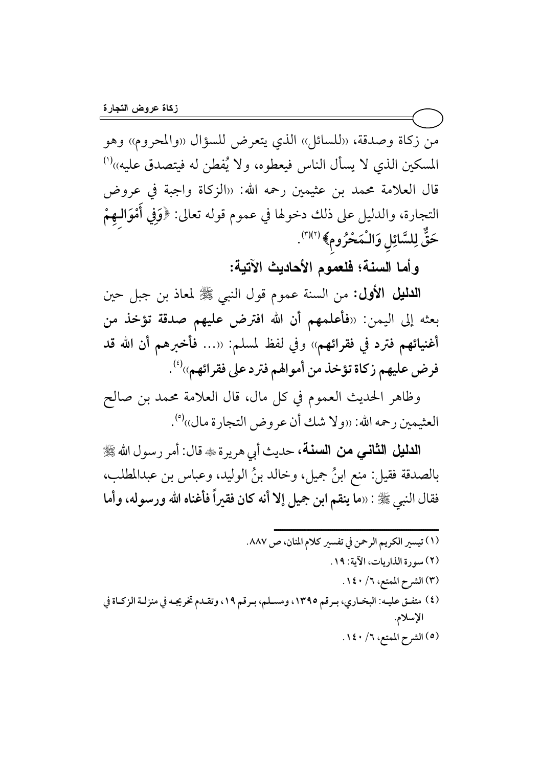من زكاة وصدقة، «للسائل» الذي يتعرض للسؤال «والمحروم» وهو المسكين الذي لا يسأل الناس فيعطوه، ولا يُفطن له فيتصدق عليه»[1]

قال العلامة محمد بن عثيمين رحمه الله: «الزكاة واجبة في عروض التجارة، والدليل على ذلك دخولها في عموم قوله تعالى: ﴿وَفِي أَمْوَالِهِمْ حَقٌّ لِلسَّائِلِ وَالْمَحْرُومِ﴾[2]»[3].

**وأما السنة؛ فلعموم الأحاديث الآتية:**

**الدليل الأول:** من السنة عموم قول النبي ﷺ لمعاذ بن جبل حين بعثه إلى اليمن: «**فأعلمهم أن الله افترض عليهم صدقة تؤخذ من أغنيائهم فترد في فقرائهم**» وفي لفظ لمسلم: «... **فأخبرهم أن الله قد فرض عليهم زكاة تؤخذ من أموالهم فترد على فقرائهم**»[4].

وظاهر الحديث العموم في كل مال، قال العلامة محمد بن صالح العثيمين رحمه الله: «ولا شك أن عروض التجارة مال»[5].

**الدليل الثاني من السنة،** حديث أبي هريرة رضي الله عنه قال: أمر رسول الله ﷺ بالصدقة فقيل: منع ابنُ جميل، وخالد بنُ الوليد، وعباس بن عبدالمطلب، فقال النبي ﷺ: «**ما ينقم ابن جميل إلا أنه كان فقيراً فأغناه الله ورسوله، وأما**

---

(١) تيسير الكريم الرحمن في تفسير كلام المنان، ص ٨٨٧.

(٢) سورة الذاريات، الآية: ١٩.

(٣) الشرح الممتع، ٦/ ١٤٠.

(٤) متفق عليه: البخاري، برقم ١٣٩٥، ومسلم، برقم ١٩، وتقدم تخريجه في منزلة الزكاة في الإسلام.

(٥) الشرح الممتع، ٦/ ١٤٠.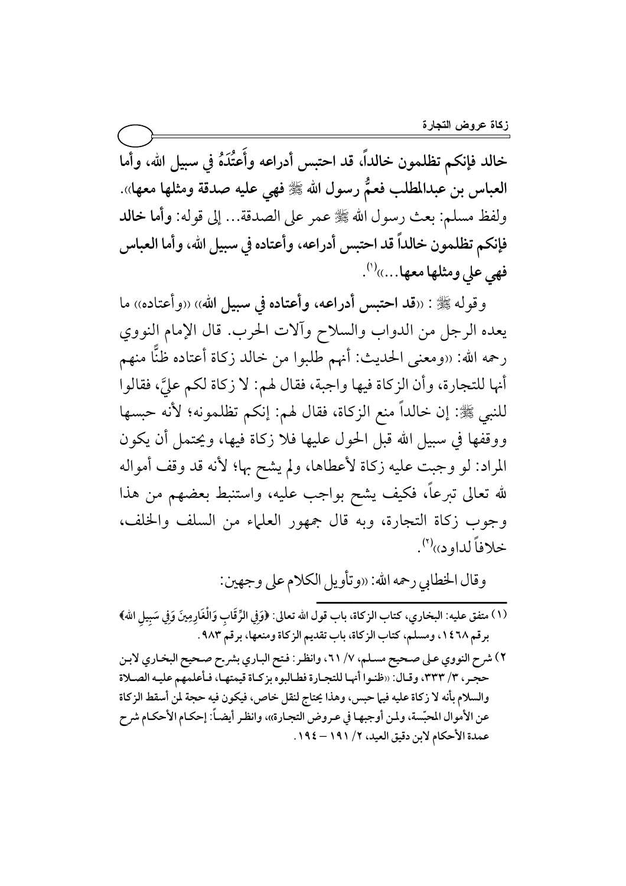**خالد فإنكم تظلمون خالداً، قد احتبس أدراعه وأَعْتُدَهُ في سبيل الله، وأما العباس بن عبدالمطلب فعمُّ رسول الله ﷺ فهي عليه صدقة ومثلها معها»**. ولفظ مسلم: بعث رسول الله ﷺ عمر على الصدقة... إلى قوله: **وأما خالد فإنكم تظلمون خالداً قد احتبس أدراعه، وأعتاده في سبيل الله، وأما العباس فهي علي ومثلها معها...»**[1].

وقوله ﷺ: «**قد احتبس أدراعه، وأعتاده في سبيل الله**» «وأعتاده» ما يعده الرجل من الدواب والسلاح وآلات الحرب. قال الإمام النووي رحمه الله: «ومعنى الحديث: أنهم طلبوا من خالد زكاة أعتاده ظنًّا منهم أنها للتجارة، وأن الزكاة فيها واجبة، فقال لهم: لا زكاة لكم عليَّ، فقالوا للنبي ﷺ: إن خالداً منع الزكاة، فقال لهم: إنكم تظلمونه؛ لأنه حبسها ووقفها في سبيل الله قبل الحول عليها فلا زكاة فيها، ويحتمل أن يكون المراد: لو وجبت عليه زكاة لأعطاها، ولم يشح بها؛ لأنه قد وقف أمواله لله تعالى تبرعاً، فكيف يشح بواجب عليه، واستنبط بعضهم من هذا وجوب زكاة التجارة، وبه قال جمهور العلماء من السلف والخلف، خلافاً لداود»[2].

وقال الخطابي رحمه الله: «وتأويل الكلام على وجهين:

---

(١) متفق عليه: البخاري، كتاب الزكاة، باب قول الله تعالى: ﴿وَفِي الرِّقَابِ وَالْغَارِمِينَ وَفِي سَبِيلِ اللهِ﴾ برقم ١٤٦٨، ومسلم، كتاب الزكاة، باب تقديم الزكاة ومنعها، برقم ٩٨٣.

(٢) شرح النووي على صحيح مسلم، ٧/ ٦١، وانظر: فتح الباري بشرح صحيح البخاري لابن حجر، ٣/ ٣٣٣، وقال: «ظنوا أنها للتجارة فطالبوه بزكاة قيمتها، فأعلمهم عليه الصلاة والسلام بأنه لا زكاة عليه فيما حبس، وهذا يحتاج لنقل خاص، فيكون فيه حجة لمن أسقط الزكاة عن الأموال المحبّسة، ولمن أوجبها في عروض التجارة»، وانظر أيضاً: إحكام الأحكام شرح عمدة الأحكام لابن دقيق العيد، ٢/ ١٩١ – ١٩٤.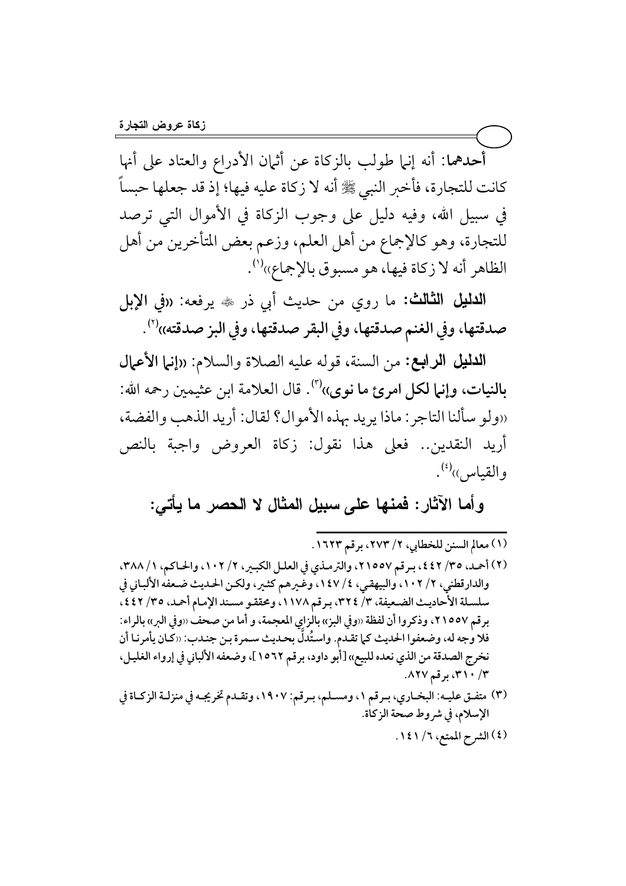**أحدهما**: أنه إنما طولب بالزكاة عن أثمان الأدراع والعتاد على أنها كانت للتجارة، فأخبر النبي ﷺ أنه لا زكاة عليه فيها؛ إذ قد جعلها حبساً في سبيل الله، وفيه دليل على وجوب الزكاة في الأموال التي ترصد للتجارة، وهو كالإجماع من أهل العلم، وزعم بعض المتأخرين من أهل الظاهر أنه لا زكاة فيها، هو مسبوق بالإجماع»[1].

**الدليل الثالث**: ما روي من حديث أبي ذر رضي الله عنه يرفعه: **«في الإبل صدقتها، وفي الغنم صدقتها، وفي البقر صدقتها، وفي البز صدقته»**[2].

**الدليل الرابع**: من السنة، قوله عليه الصلاة والسلام: **«إنما الأعمال بالنيات، وإنما لكل امرئ ما نوى»**[3]. قال العلامة ابن عثيمين رحمه الله: «ولو سألنا التاجر: ماذا يريد بهذه الأموال؟ لقال: أريد الذهب والفضة، أريد النقدين.. فعلى هذا نقول: زكاة العروض واجبة بالنص والقياس»[4].

## وأما الآثار: فمنها على سبيل المثال لا الحصر ما يأتي:

---

(1) معالم السنن للخطابي، 2/ 273، برقم 1623.

(2) أحمد، 35/ 442، برقم 21557، والترمذي في العلل الكبير، 2/ 102، والحاكم، 1/ 388، والدارقطني، 2/ 102، والبيهقي، 4/ 147، وغيرهم كثير، ولكن الحديث ضعفه الألباني في سلسلة الأحاديث الضعيفة، 3/ 324، برقم 1178، ومحققو مسند الإمام أحمد، 35/ 442، برقم 21557، وذكروا أن لفظة «وفي البز» بالزاي المعجمة، و أما من صحف «وفي البر» بالراء: فلا وجه له، وضعفوا الحديث كما تقدم. واستُدلَّ بحديث سمرة بن جندب: «كان يأمرنا أن نخرج الصدقة من الذي نعده للبيع» [أبو داود، برقم 1562]، وضعفه الألباني في إرواء الغليل، 3/ 310، برقم 827.

(3) متفق عليه: البخاري، برقم 1، ومسلم، برقم: 1907، وتقدم تخريجه في منزلة الزكاة في الإسلام، في شروط صحة الزكاة.

(4) الشرح الممتع، 6/ 141.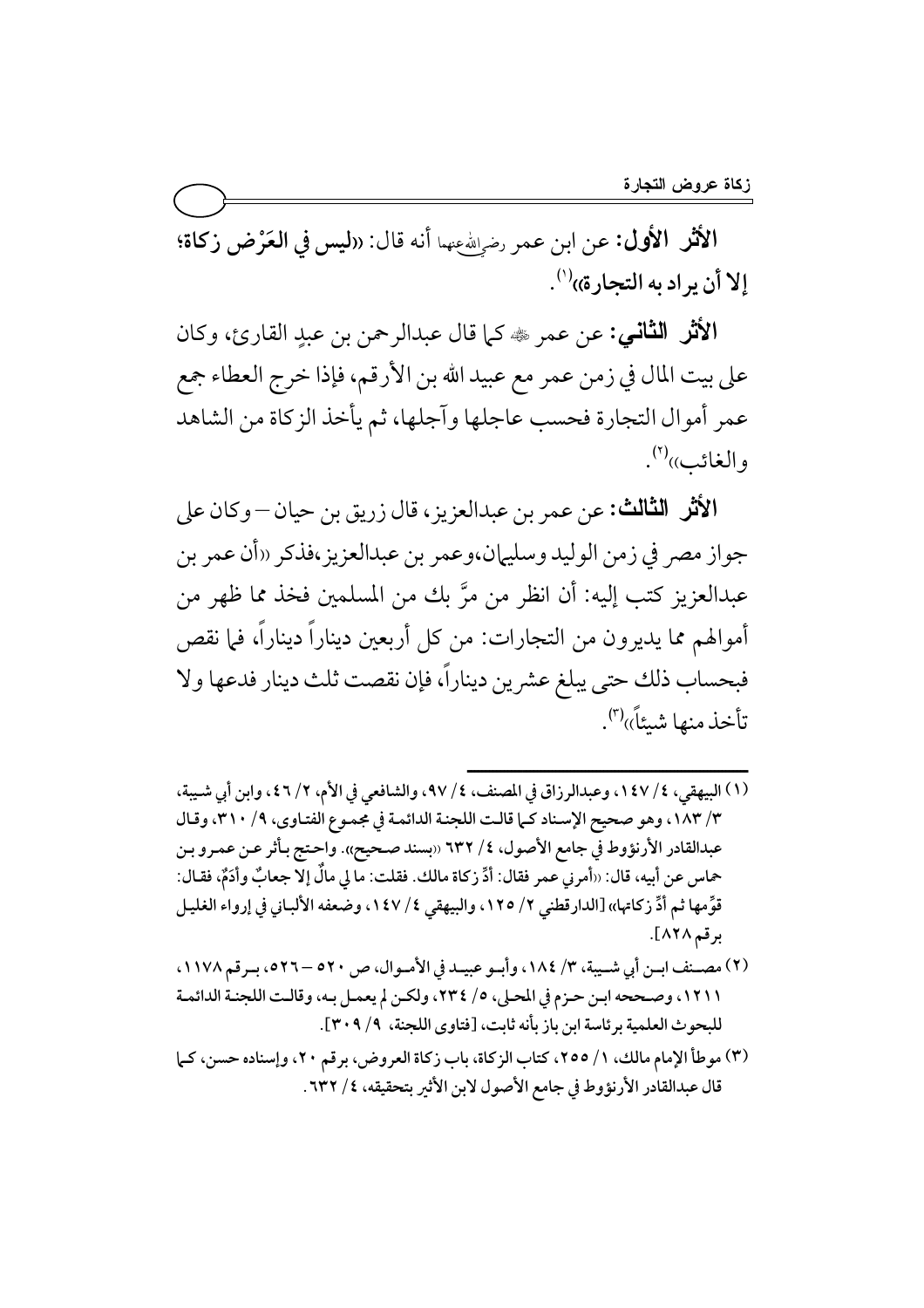**الأثر الأول:** عن ابن عمر رضي الله عنهما أنه قال: «**ليس في العَرْض زكاة؛ إلا أن يراد به التجارة**»(1).

**الأثر الثاني:** عن عمر ﷺ كما قال عبدالرحمن بن عبدٍ القارئ، وكان على بيت المال في زمن عمر مع عبيد الله بن الأرقم، فإذا خرج العطاء جمع عمر أموال التجارة فحسب عاجلها وآجلها، ثم يأخذ الزكاة من الشاهد والغائب»(2).

**الأثر الثالث:** عن عمر بن عبدالعزيز، قال زريق بن حيان – وكان على جواز مصر في زمن الوليد وسليمان،وعمر بن عبدالعزيز،فذكر «أن عمر بن عبدالعزيز كتب إليه: أن انظر من مرَّ بك من المسلمين فخذ مما ظهر من أموالهم مما يديرون من التجارات: من كل أربعين ديناراً ديناراً، فما نقص فبحساب ذلك حتى يبلغ عشرين ديناراً، فإن نقصت ثلث دينار فدعها ولا تأخذ منها شيئاً»(3).

---

(1) البيهقي، 4/ 147، وعبدالرزاق في المصنف، 4/ 97، والشافعي في الأم، 2/ 46، وابن أبي شيبة، 3/ 183، وهو صحيح الإسناد كما قالت اللجنة الدائمة في مجموع الفتاوى، 9/ 310، وقال عبدالقادر الأرنؤوط في جامع الأصول، 4/ 632 «بسند صحيح». واحتج بأثر عن عمرو بن حماس عن أبيه، قال: «أمرني عمر فقال: أدِّ زكاة مالك. فقلت: ما لي مالٌ إلا جعابٌ وأدَمٌ، فقال: قوِّمها ثم أدِّ زكاتها» [الدارقطني 2/ 125، والبيهقي 4/ 147، وضعفه الألباني في إرواء الغليل برقم 828].

(2) مصنف ابن أبي شيبة، 3/ 184، وأبو عبيد في الأموال، ص 520 – 526، برقم 1178، 1211، وصححه ابن حزم في المحلى، 5/ 234، ولكن لم يعمل به، وقالت اللجنة الدائمة للبحوث العلمية برئاسة ابن باز بأنه ثابت، [فتاوى اللجنة، 9/ 309].

(3) موطأ الإمام مالك، 1/ 255، كتاب الزكاة، باب زكاة العروض، برقم 20، وإسناده حسن، كما قال عبدالقادر الأرنؤوط في جامع الأصول لابن الأثير بتحقيقه، 4/ 632.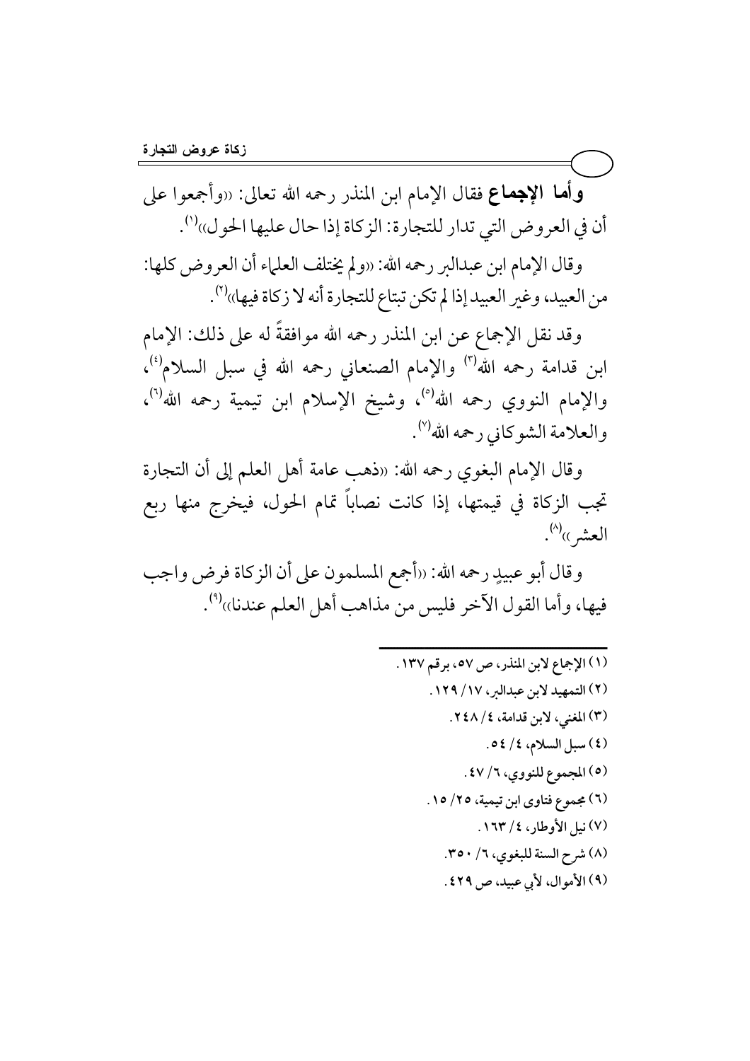**وأما الإجماع** فقال الإمام ابن المنذر رحمه الله تعالى: «وأجمعوا على أن في العروض التي تدار للتجارة: الزكاة إذا حال عليها الحول»[1].

وقال الإمام ابن عبدالبر رحمه الله: «ولم يختلف العلماء أن العروض كلها: من العبيد، وغير العبيد إذا لم تكن تبتاع للتجارة أنه لا زكاة فيها»[2].

وقد نقل الإجماع عن ابن المنذر رحمه الله موافقةً له على ذلك: الإمام ابن قدامة رحمه الله[3] والإمام الصنعاني رحمه الله في سبل السلام[4]، والإمام النووي رحمه الله[5]، وشيخ الإسلام ابن تيمية رحمه الله[6]، والعلامة الشوكاني رحمه الله[7].

وقال الإمام البغوي رحمه الله: «ذهب عامة أهل العلم إلى أن التجارة تجب الزكاة في قيمتها، إذا كانت نصاباً تمام الحول، فيخرج منها ربع العشر»[8].

وقال أبو عبيدٍ رحمه الله: «أجمع المسلمون على أن الزكاة فرض واجب فيها، وأما القول الآخر فليس من مذاهب أهل العلم عندنا»[9].

---

(١) الإجماع لابن المنذر، ص ٥٧، برقم ١٣٧.

(٢) التمهيد لابن عبدالبر، ١٧/ ١٢٩.

(٣) المغني، لابن قدامة، ٤/ ٢٤٨.

(٤) سبل السلام، ٤/ ٥٤.

(٥) المجموع للنووي، ٦/ ٤٧.

(٦) مجموع فتاوى ابن تيمية، ٢٥/ ١٥.

(٧) نيل الأوطار، ٤/ ١٦٣.

(٨) شرح السنة للبغوي، ٦/ ٣٥٠.

(٩) الأموال، لأبي عبيد، ص ٤٢٩.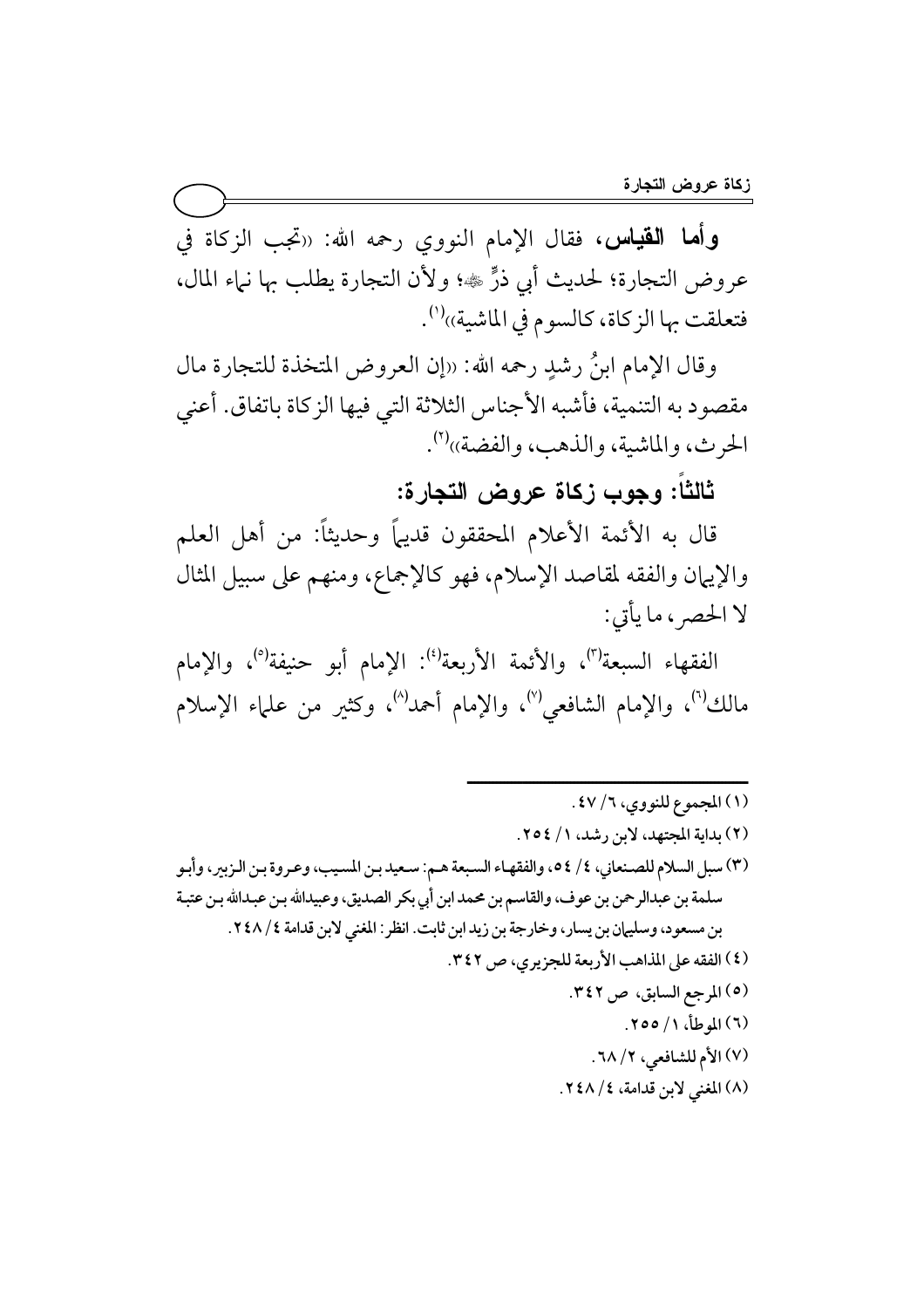**وأما القياس،** فقال الإمام النووي رحمه الله: «تجب الزكاة في عروض التجارة؛ لحديث أبي ذرٍّ ﷺ؛ ولأن التجارة يطلب بها نماء المال، فتعلقت بها الزكاة، كالسوم في الماشية»[1].

وقال الإمام ابنُ رشدٍ رحمه الله: «إن العروض المتخذة للتجارة مال مقصود به التنمية، فأشبه الأجناس الثلاثة التي فيها الزكاة باتفاق. أعني الحرث، والماشية، والذهب، والفضة»[2].

## ثالثاً: وجوب زكاة عروض التجارة:

قال به الأئمة الأعلام المحققون قديماً وحديثاً: من أهل العلم والإيمان والفقه لمقاصد الإسلام، فهو كالإجماع، ومنهم على سبيل المثال لا الحصر، ما يأتي:

الفقهاء السبعة[3]، والأئمة الأربعة[4]: الإمام أبو حنيفة[5]، والإمام مالك[6]، والإمام الشافعي[7]، والإمام أحمد[8]، وكثير من علماء الإسلام

---

(١) المجموع للنووي، ٦/ ٤٧.

(٢) بداية المجتهد، لابن رشد، ١/ ٢٥٤.

(٣) سبل السلام للصنعاني، ٤/ ٥٤، والفقهاء السبعة هم: سعيد بن المسيب، وعروة بن الزبير، وأبو سلمة بن عبدالرحمن بن عوف، والقاسم بن محمد ابن أبي بكر الصديق، وعبيدالله بن عبدالله بن عتبة بن مسعود، وسليمان بن يسار، وخارجة بن زيد ابن ثابت. انظر: المغني لابن قدامة ٤/ ٢٤٨.

(٤) الفقه على المذاهب الأربعة للجزيري، ص ٣٤٢.

(٥) المرجع السابق، ص ٣٤٢.

(٦) الموطأ، ١/ ٢٥٥.

(٧) الأم للشافعي، ٢/ ٦٨.

(٨) المغني لابن قدامة، ٤/ ٢٤٨.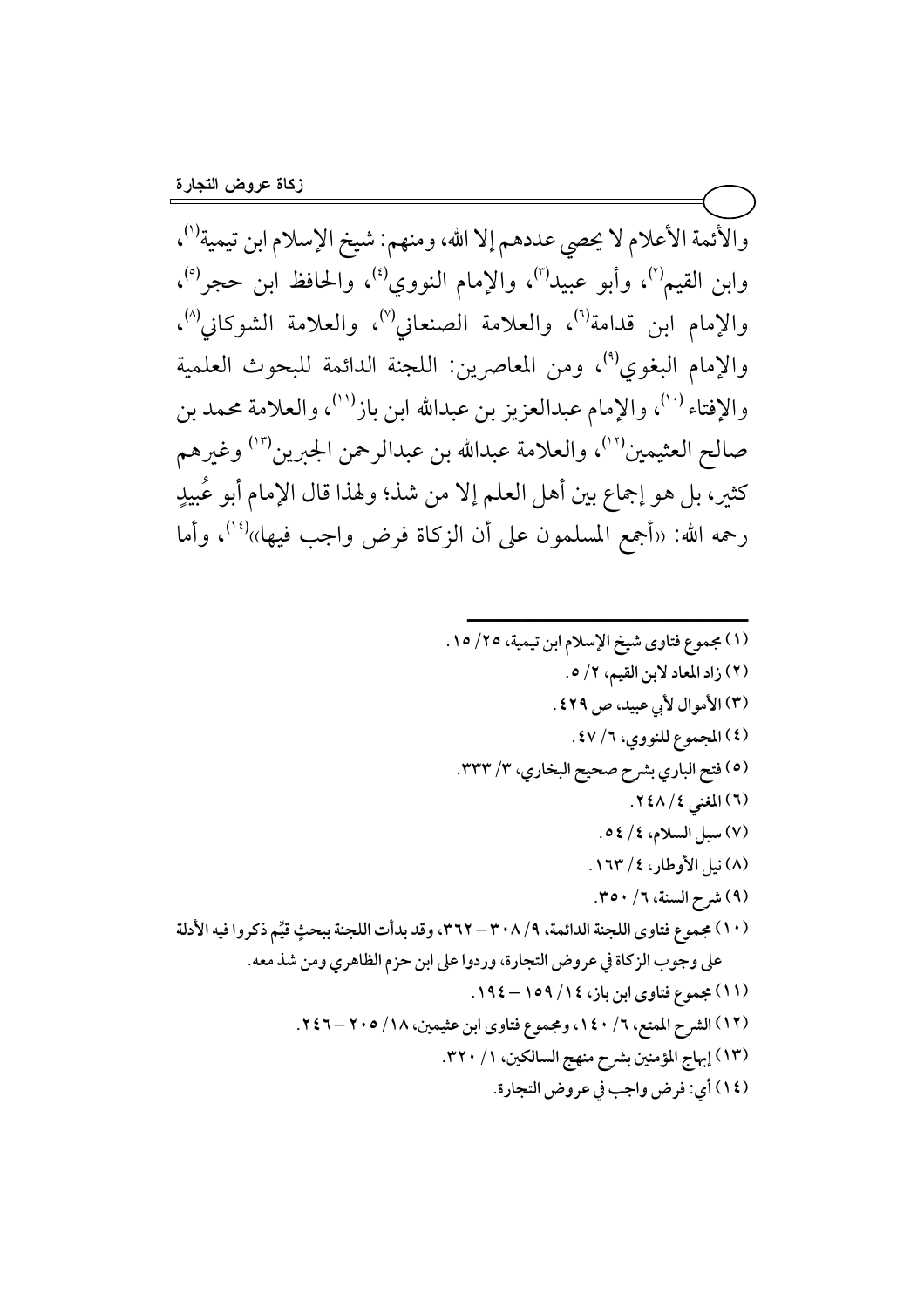والأئمة الأعلام لا يحصي عددهم إلا الله، ومنهم: شيخ الإسلام ابن تيمية[1]، وابن القيم[2]، وأبو عبيد[3]، والإمام النووي[4]، والحافظ ابن حجر[5]، والإمام ابن قدامة[6]، والعلامة الصنعاني[7]، والعلامة الشوكاني[8]، والإمام البغوي[9]، ومن المعاصرين: اللجنة الدائمة للبحوث العلمية والإفتاء[10]، والإمام عبدالعزيز بن عبدالله ابن باز[11]، والعلامة محمد بن صالح العثيمين[12]، والعلامة عبدالله بن عبدالرحمن الجبرين[13] وغيرهم كثير، بل هو إجماع بين أهل العلم إلا من شذ؛ ولهذا قال الإمام أبو عُبيدٍ رحمه الله: «أجمع المسلمون على أن الزكاة فرض واجب فيها»[14]، وأما

---

(١) مجموع فتاوى شيخ الإسلام ابن تيمية، ٢٥/ ١٥.

(٢) زاد المعاد لابن القيم، ٢/ ٥.

(٣) الأموال لأبي عبيد، ص ٤٢٩.

(٤) المجموع للنووي، ٦/ ٤٧.

(٥) فتح الباري بشرح صحيح البخاري، ٣/ ٣٣٣.

(٦) المغني ٤/ ٢٤٨.

(٧) سبل السلام، ٤/ ٥٤.

(٨) نيل الأوطار، ٤/ ١٦٣.

(٩) شرح السنة، ٦/ ٣٥٠.

(١٠) مجموع فتاوى اللجنة الدائمة، ٩/ ٣٠٨ – ٣٦٢، وقد بدأت اللجنة ببحثٍ قيِّم ذكروا فيه الأدلة على وجوب الزكاة في عروض التجارة، وردوا على ابن حزم الظاهري ومن شذ معه.

(١١) مجموع فتاوى ابن باز، ١٤/ ١٥٩ – ١٩٤.

(١٢) الشرح الممتع، ٦/ ١٤٠، ومجموع فتاوى ابن عثيمين، ١٨/ ٢٠٥ – ٢٤٦.

(١٣) إبهاج المؤمنين بشرح منهج السالكين، ١/ ٣٢٠.

(١٤) أي: فرض واجب في عروض التجارة.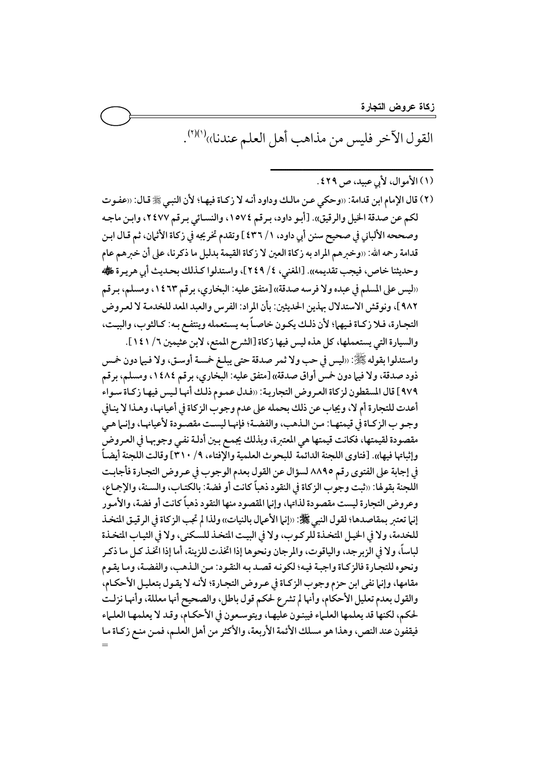القول الآخر فليس من مذاهب أهل العلم عندنا»[1][2].

---

(١) الأموال، لأبي عبيد، ص ٤٢٩.

(٢) قال الإمام ابن قدامة: «وحكي عن مالك وداود أنه لا زكاة فيها؛ لأن النبي ﷺ قال: «عفوت لكم عن صدقة الخيل والرقيق». [أبو داود، برقم ١٥٧٤، والنسائي برقم ٢٤٧٧، وابن ماجه وصححه الألباني في صحيح سنن أبي داود، ١/ ٤٣٦] وتقدم تخريجه في زكاة الأثمان، ثم قال ابن قدامة رحمه الله: «وخبرهم المراد به زكاة العين لا زكاة القيمة بدليل ما ذكرنا، على أن خبرهم عام وحديثنا خاص، فيجب تقديمه». [المغني، ٤/ ٢٤٩]، واستدلوا كذلك بحديث أبي هريرة ﷺ «ليس على المسلم في عبده ولا فرسه صدقة» [متفق عليه: البخاري، برقم ١٤٦٣، ومسلم، برقم ٩٨٢]، ونوقش الاستدلال بهذين الحديثين: بأن المراد: الفرس والعبد المعد للخدمة لا لعروض التجارة، فلا زكاة فيهما؛ لأن ذلك يكون خاصاً به يستعمله وينتفع به: كالثوب، والبيت، والسيارة التي يستعملها، كل هذه ليس فيها زكاة [الشرح الممتع، لابن عثيمين ٦/ ١٤١].

واستدلوا بقوله ﷺ: «ليس في حب ولا ثمر صدقة حتى يبلغ خمسة أوسق، ولا فيما دون خمس ذود صدقة، ولا فيما دون خمس أواق صدقة» [متفق عليه: البخاري، برقم ١٤٨٤، ومسلم، برقم ٩٧٩] قال المسقطون لزكاة العروض التجارية: «فدل عموم ذلك أنها ليس فيها زكاة سواء أعدت للتجارة أم لا، ويجاب عن ذلك بحمله على عدم وجوب الزكاة في أعيانها، وهذا لا ينافي وجوب الزكاة في قيمتها: من الذهب، والفضة؛ فإنها ليست مقصودة لأعيانها، وإنما هي مقصودة لقيمتها، فكانت قيمتها هي المعتبرة، وبذلك يجمع بين أدلة نفي وجوبها في العروض وإثباتها فيها». [فتاوى اللجنة الدائمة للبحوث العلمية والإفتاء، ٩/ ٣١٠] وقالت اللجنة أيضاً في إجابة على الفتوى رقم ٨٨٩٥ لسؤال عن القول بعدم الوجوب في عروض التجارة فأجابت اللجنة بقولها: «ثبت وجوب الزكاة في النقود ذهباً كانت أو فضة: بالكتاب، والسنة، والإجماع، وعروض التجارة ليست مقصودة لذاتها، وإنما المقصود منها النقود ذهباً كانت أو فضة، والأمور إنما تعتبر بمقاصدها؛ لقول النبي ﷺ: «إنما الأعمال بالنيات» ولذا لم تجب الزكاة في الرقيق المتخذ للخدمة، ولا في الخيل المتخذة للركوب، ولا في البيت المتخذ للسكنى، ولا في الثياب المتخذة لباساً، ولا في الزبرجد، والياقوت، والمرجان ونحوها إذا اتخذت للزينة، أما إذا اتخذ كل ما ذكر ونحوه للتجارة فالزكاة واجبة فيه؛ لكونه قصد به النقود: من الذهب، والفضة، وما يقوم مقامها، وإنما نفى ابن حزم وجوب الزكاة في عروض التجارة؛ لأنه لا يقول بتعليل الأحكام، والقول بعدم تعليل الأحكام، وأنها لم تشرع لحكم قول باطل، والصحيح أنها معللة، وأنها نزلت لحكم، لكنها قد يعلمها العلماء فيبنون عليها، ويتوسعون في الأحكام، وقد لا يعلمها العلماء فيقفون عند النص، وهذا هو مسلك الأئمة الأربعة، والأكثر من أهل العلم، فمن منع زكاة ما =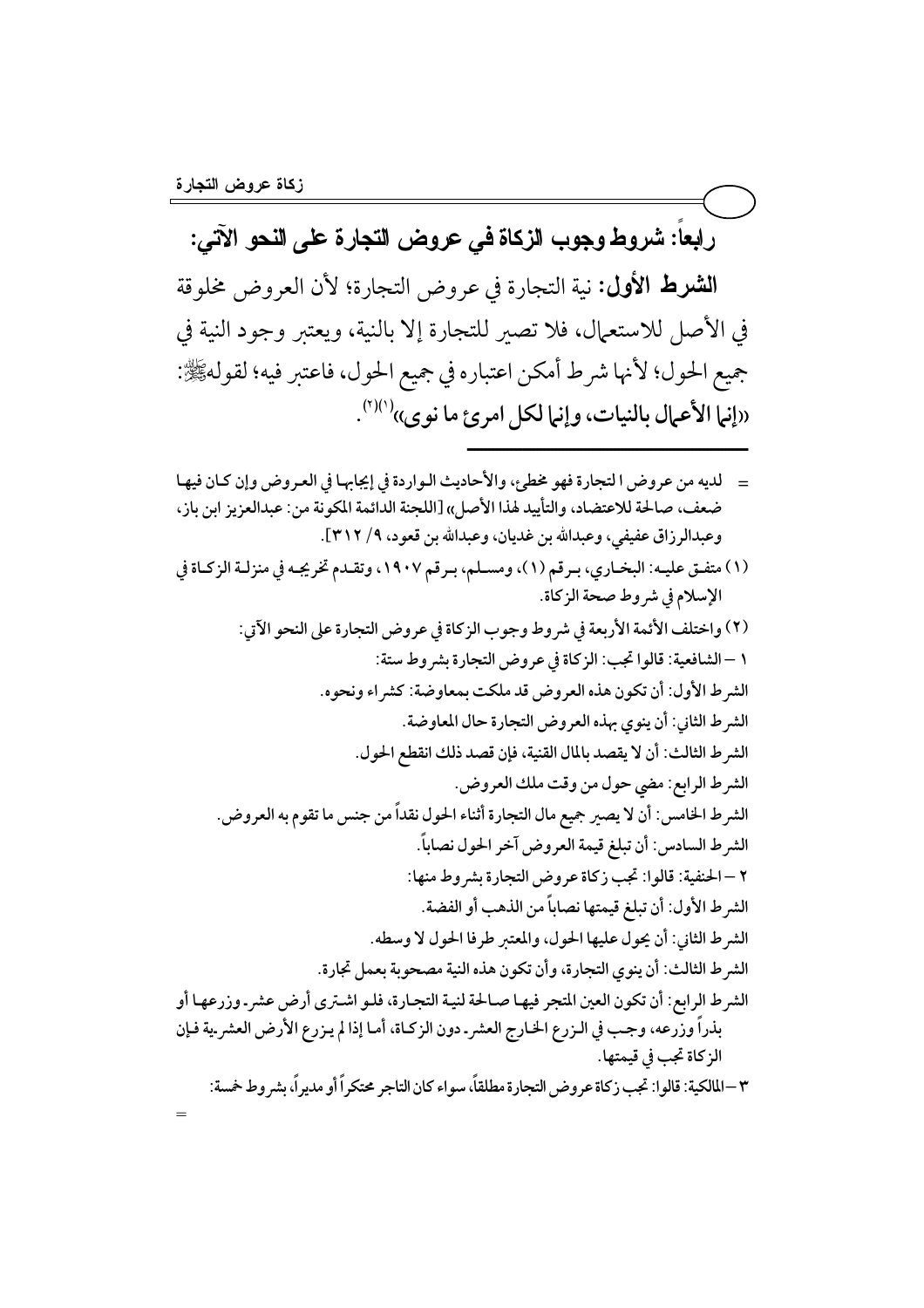## رابعاً: شروط وجوب الزكاة في عروض التجارة على النحو الآتي:

**الشرط الأول:** نية التجارة في عروض التجارة؛ لأن العروض مخلوقة في الأصل للاستعمال، فلا تصير للتجارة إلا بالنية، ويعتبر وجود النية في جميع الحول؛ لأنها شرط أمكن اعتباره في جميع الحول، فاعتبر فيه؛ لقوله ﷺ: **«إنما الأعمال بالنيات، وإنما لكل امرئ ما نوى»**[1][2].

---

= لديه من عروض التجارة فهو مخطئ، والأحاديث الواردة في إيجابها في العروض وإن كان فيها ضعف، صالحة للاعتضاد، والتأييد لهذا الأصل» [اللجنة الدائمة المكونة من: عبدالعزيز ابن باز، وعبدالرزاق عفيفي، وعبدالله بن غديان، وعبدالله بن قعود، ٩/ ٣١٢].

(١) متفق عليه: البخاري، برقم (١)، ومسلم، برقم ١٩٠٧، وتقدم تخريجه في منزلة الزكاة في الإسلام في شروط صحة الزكاة.

(٢) واختلف الأئمة الأربعة في شروط وجوب الزكاة في عروض التجارة على النحو الآتي:

١ – الشافعية: قالوا تجب: الزكاة في عروض التجارة بشروط ستة:

الشرط الأول: أن تكون هذه العروض قد ملكت بمعاوضة: كشراء ونحوه.

الشرط الثاني: أن ينوي بهذه العروض التجارة حال المعاوضة.

الشرط الثالث: أن لا يقصد بالمال القنية، فإن قصد ذلك انقطع الحول.

الشرط الرابع: مضي حول من وقت ملك العروض.

الشرط الخامس: أن لا يصير جميع مال التجارة أثناء الحول نقداً من جنس ما تقوم به العروض.

الشرط السادس: أن تبلغ قيمة العروض آخر الحول نصاباً.

٢ – الحنفية: قالوا: تجب زكاة عروض التجارة بشروط منها:

الشرط الأول: أن تبلغ قيمتها نصاباً من الذهب أو الفضة.

الشرط الثاني: أن يحول عليها الحول، والمعتبر طرفا الحول لا وسطه.

الشرط الثالث: أن ينوي التجارة، وأن تكون هذه النية مصحوبة بعمل تجارة.

الشرط الرابع: أن تكون العين المتجر فيها صالحة لنية التجارة، فلو اشترى أرض عشر وزرعها أو بذراً وزرعه، وجب في الزرع الخارج العشر دون الزكاة، أما إذا لم يزرع الأرض العشرية فإن الزكاة تجب في قيمتها.

٣ – المالكية: قالوا: تجب زكاة عروض التجارة مطلقاً، سواء كان التاجر محتكراً أو مديراً، بشروط خمسة:

=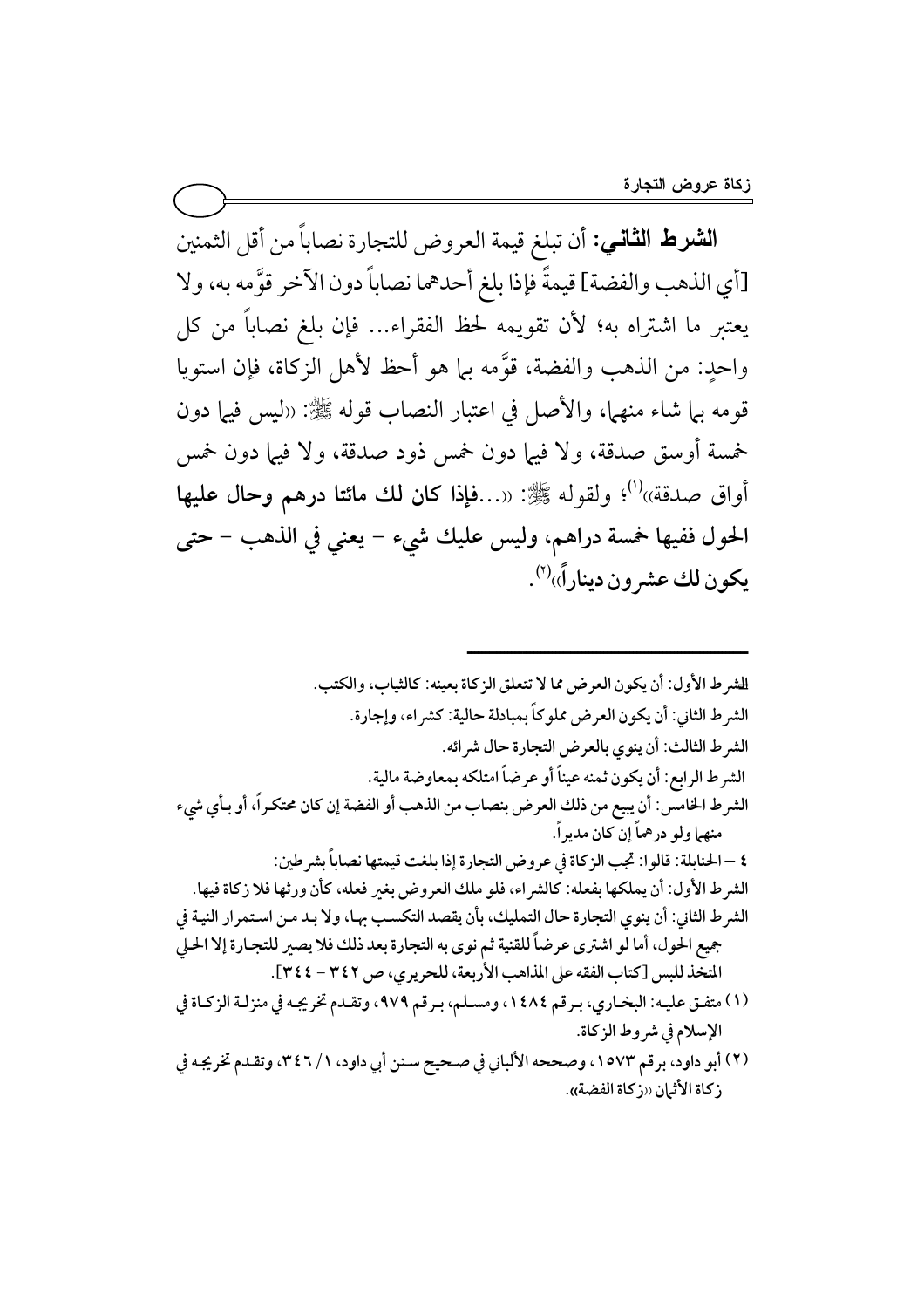**الشرط الثاني:** أن تبلغ قيمة العروض للتجارة نصاباً من أقل الثمنين [أي الذهب والفضة] قيمةً فإذا بلغ أحدهما نصاباً دون الآخر قوَّمه به، ولا يعتبر ما اشتراه به؛ لأن تقويمه لحظ الفقراء... فإن بلغ نصاباً من كل واحدٍ: من الذهب والفضة، قوَّمه بما هو أحظ لأهل الزكاة، فإن استويا قومه بما شاء منهما، والأصل في اعتبار النصاب قوله ﷺ: «ليس فيما دون خمسة أوسق صدقة، ولا فيما دون خمس ذود صدقة، ولا فيما دون خمس أواق صدقة»[1]؛ ولقوله ﷺ: «...**فإذا كان لك مائتا درهم وحال عليها الحول ففيها خمسة دراهم، وليس عليك شيء – يعني في الذهب – حتى يكون لك عشرون ديناراً**»[2].

---

الشرط الأول: أن يكون العرض مما لا تتعلق الزكاة بعينه: كالثياب، والكتب.

الشرط الثاني: أن يكون العرض مملوكاً بمبادلة حالية: كشراء، وإجارة.

الشرط الثالث: أن ينوي بالعرض التجارة حال شرائه.

الشرط الرابع: أن يكون ثمنه عيناً أو عرضاً امتلكه بمعاوضة مالية.

الشرط الخامس: أن يبيع من ذلك العرض بنصاب من الذهب أو الفضة إن كان محتكراً، أو بأي شيء منهما ولو درهماً إن كان مديراً.

٤ – الحنابلة: قالوا: تجب الزكاة في عروض التجارة إذا بلغت قيمتها نصاباً بشرطين:

الشرط الأول: أن يملكها بفعله: كالشراء، فلو ملك العروض بغير فعله، كأن ورثها فلا زكاة فيها.

الشرط الثاني: أن ينوي التجارة حال التمليك، بأن يقصد التكسب بها، ولا بد من استمرار النية في جميع الحول، أما لو اشترى عرضاً للقنية ثم نوى به التجارة بعد ذلك فلا يصير للتجارة إلا الحلي المتخذ للبس [كتاب الفقه على المذاهب الأربعة، للحريري، ص ٣٤٢ – ٣٤٤].

(١) متفق عليه: البخاري، برقم ١٤٨٤، ومسلم، برقم ٩٧٩، وتقدم تخريجه في منزلة الزكاة في الإسلام في شروط الزكاة.

(٢) أبو داود، برقم ١٥٧٣، وصححه الألباني في صحيح سنن أبي داود، ١/ ٣٤٦، وتقدم تخريجه في زكاة الأثمان «زكاة الفضة».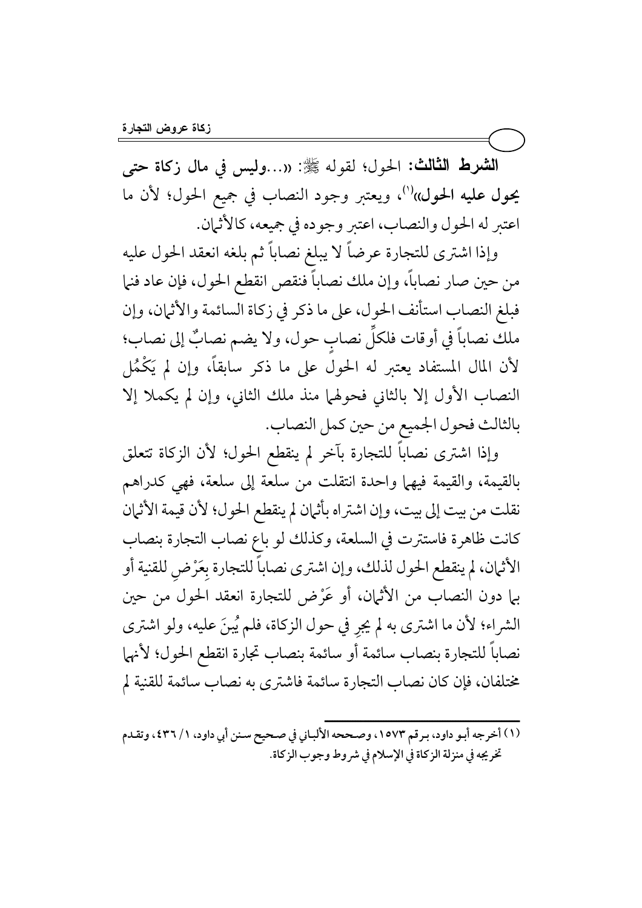**الشرط الثالث:** الحول؛ لقوله ﷺ: «...**وليس في مال زكاة حتى يحول عليه الحول**»[1]، ويعتبر وجود النصاب في جميع الحول؛ لأن ما اعتبر له الحول والنصاب، اعتبر وجوده في جميعه، كالأثمان.

وإذا اشترى للتجارة عرضاً لا يبلغ نصاباً ثم بلغه انعقد الحول عليه من حين صار نصاباً، وإن ملك نصاباً فنقص انقطع الحول، فإن عاد فنما فبلغ النصاب استأنف الحول، على ما ذكر في زكاة السائمة والأثمان، وإن ملك نصاباً في أوقات فلكلِّ نصابٍ حول، ولا يضم نصابٌ إلى نصاب؛ لأن المال المستفاد يعتبر له الحول على ما ذكر سابقاً، وإن لم يَكْمُل النصاب الأول إلا بالثاني فحولهما منذ ملك الثاني، وإن لم يكملا إلا بالثالث فحول الجميع من حين كمل النصاب.

وإذا اشترى نصاباً للتجارة بآخر لم ينقطع الحول؛ لأن الزكاة تتعلق بالقيمة، والقيمة فيهما واحدة انتقلت من سلعة إلى سلعة، فهي كدراهم نقلت من بيت إلى بيت، وإن اشتراه بأثمان لم ينقطع الحول؛ لأن قيمة الأثمان كانت ظاهرة فاستترت في السلعة، وكذلك لو باع نصاب التجارة بنصاب الأثمان، لم ينقطع الحول لذلك، وإن اشترى نصاباً للتجارة بِعَرْضٍ للقنية أو بما دون النصاب من الأثمان، أو عَرْض للتجارة انعقد الحول من حين الشراء؛ لأن ما اشترى به لم يجرِ في حول الزكاة، فلم يُبنَ عليه، ولو اشترى نصاباً للتجارة بنصاب سائمة أو سائمة بنصاب تجارة انقطع الحول؛ لأنهما مختلفان، فإن كان نصاب التجارة سائمة فاشترى به نصاب سائمة للقنية لم

---

[1] أخرجه أبو داود، برقم ١٥٧٣، وصححه الألباني في صحيح سنن أبي داود، ١/ ٤٣٦، وتقدم تخريجه في منزلة الزكاة في الإسلام في شروط وجوب الزكاة.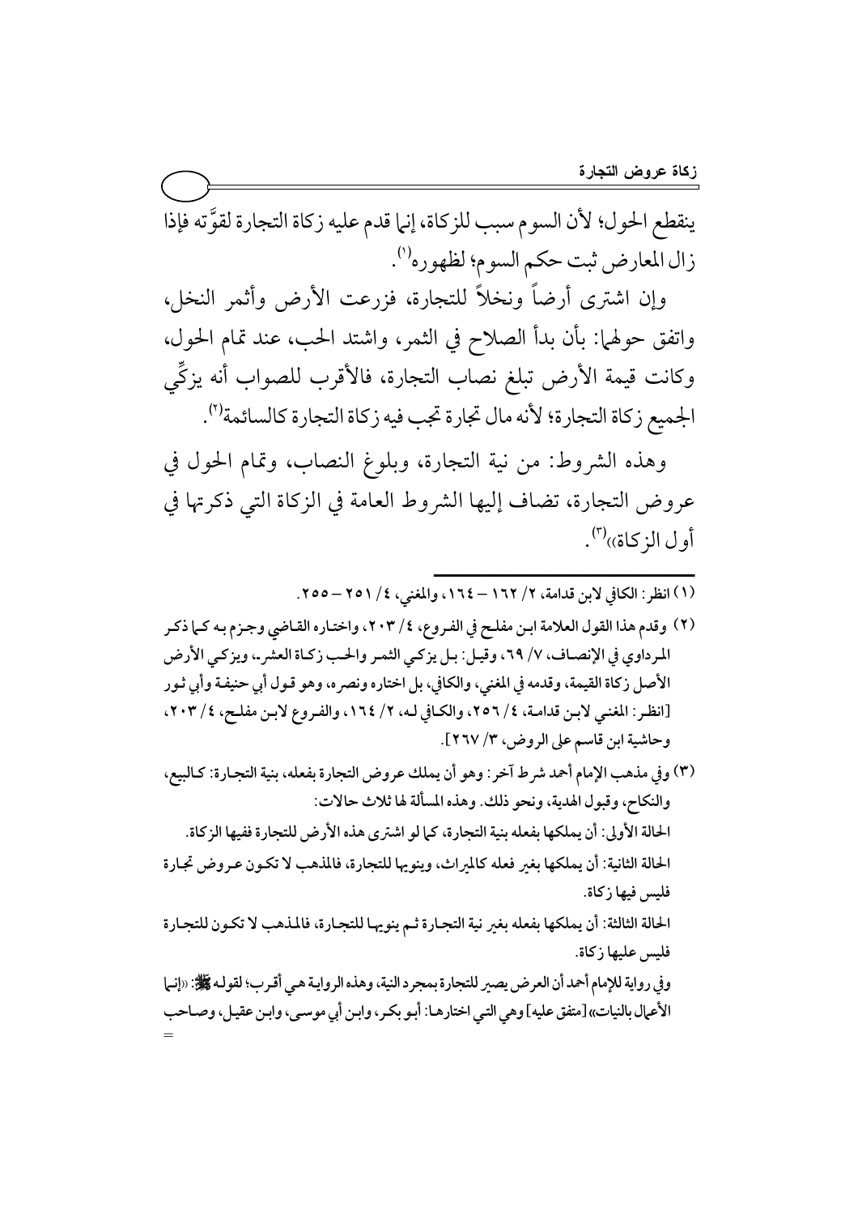ينقطع الحول؛ لأن السوم سبب للزكاة، إنما قدم عليه زكاة التجارة لقوَّته فإذا زال المعارض ثبت حكم السوم؛ لظهوره[1].

وإن اشترى أرضاً ونخلاً للتجارة، فزرعت الأرض وأثمر النخل، واتفق حولهما: بأن بدأ الصلاح في الثمر، واشتد الحب، عند تمام الحول، وكانت قيمة الأرض تبلغ نصاب التجارة، فالأقرب للصواب أنه يزكّي الجميع زكاة التجارة؛ لأنه مال تجارة تجب فيه زكاة التجارة كالسائمة[2].

وهذه الشروط: من نية التجارة، وبلوغ النصاب، وتمام الحول في عروض التجارة، تضاف إليها الشروط العامة في الزكاة التي ذكرتها في أول الزكاة»[3].

---

(١) انظر: الكافي لابن قدامة، ٢/ ١٦٢ – ١٦٤، والمغني، ٤/ ٢٥١ – ٢٥٥.

(٢) وقدم هذا القول العلامة ابن مفلح في الفروع، ٤/ ٢٠٣، واختاره القاضي وجزم به كما ذكر المرداوي في الإنصاف، ٧/ ٦٩، وقيل: بل يزكي الثمر والحب زكاة العشر، ويزكي الأرض الأصل زكاة القيمة، وقدمه في المغني، والكافي، بل اختاره ونصره، وهو قول أبي حنيفة وأبي ثور [انظر: المغني لابن قدامة، ٤/ ٢٥٦، والكافي له، ٢/ ١٦٤، والفروع لابن مفلح، ٤/ ٢٠٣، وحاشية ابن قاسم على الروض، ٣/ ٢٦٧].

(٣) وفي مذهب الإمام أحمد شرط آخر: وهو أن يملك عروض التجارة بفعله، بنية التجارة: كالبيع، والنكاح، وقبول الهدية، ونحو ذلك. وهذه المسألة لها ثلاث حالات:

الحالة الأولى: أن يملكها بفعله بنية التجارة، كما لو اشترى هذه الأرض للتجارة ففيها الزكاة.

الحالة الثانية: أن يملكها بغير فعله كالميراث، وينويها للتجارة، فالمذهب لا تكون عروض تجارة فليس فيها زكاة.

الحالة الثالثة: أن يملكها بفعله بغير نية التجارة ثم ينويها للتجارة، فالمذهب لا تكون للتجارة فليس عليها زكاة.

وفي رواية للإمام أحمد أن العرض يصير للتجارة بمجرد النية، وهذه الرواية هي أقرب؛ لقوله ﷺ: «إنما الأعمال بالنيات» [متفق عليه] وهي التي اختارها: أبو بكر، وابن أبي موسى، وابن عقيل، وصاحب =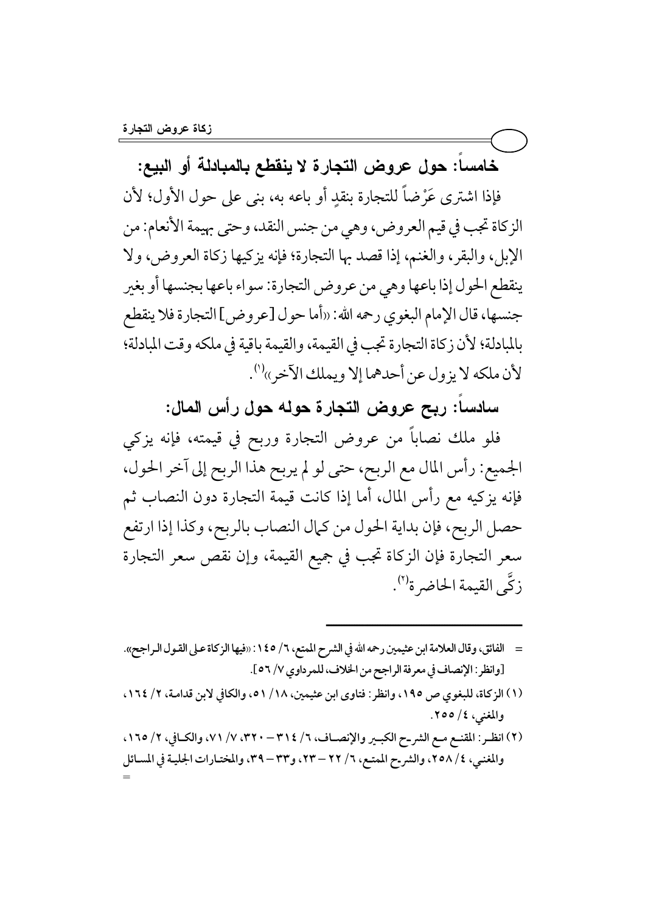## خامساً: حول عروض التجارة لا ينقطع بالمبادلة أو البيع:

فإذا اشترى عَرْضاً للتجارة بنقدٍ أو باعه به، بنى على حول الأول؛ لأن الزكاة تجب في قيم العروض، وهي من جنس النقد، وحتى بهيمة الأنعام: من الإبل، والبقر، والغنم، إذا قصد بها التجارة؛ فإنه يزكيها زكاة العروض، ولا ينقطع الحول إذا باعها وهي من عروض التجارة: سواء باعها بجنسها أو بغير جنسها، قال الإمام البغوي رحمه الله: «أما حول [عروض] التجارة فلا ينقطع بالمبادلة؛ لأن زكاة التجارة تجب في القيمة، والقيمة باقية في ملكه وقت المبادلة؛ لأن ملكه لا يزول عن أحدهما إلا ويملك الآخر»[1].

## سادساً: ربح عروض التجارة حوله حول رأس المال:

فلو ملك نصاباً من عروض التجارة وربح في قيمته، فإنه يزكي الجميع: رأس المال مع الربح، حتى لو لم يربح هذا الربح إلى آخر الحول، فإنه يزكيه مع رأس المال، أما إذا كانت قيمة التجارة دون النصاب ثم حصل الربح، فإن بداية الحول من كمال النصاب بالربح، وكذا إذا ارتفع سعر التجارة فإن الزكاة تجب في جميع القيمة، وإن نقص سعر التجارة زكَّى القيمة الحاضرة[2].

---

= الفائق، وقال العلامة ابن عثيمين رحمه الله في الشرح الممتع، ٦/ ١٤٥: «فيها الزكاة على القول الراجح». [وانظر: الإنصاف في معرفة الراجح من الخلاف، للمرداوي ٧/ ٥٦].

(١) الزكاة، للبغوي ص ١٩٥، وانظر: فتاوى ابن عثيمين، ١٨/ ٥١، والكافي لابن قدامة، ٢/ ١٦٤، والمغني، ٤/ ٢٥٥.

(٢) انظر: المقنع مع الشرح الكبير والإنصاف، ٦/ ٣١٤ – ٣٢٠، ٧/ ٧١، والكافي، ٢/ ١٦٥، والمغني، ٤/ ٢٥٨، والشرح الممتع، ٦/ ٢٢ – ٢٣، و٣٣ – ٣٩، والمختارات الجلية في المسائل =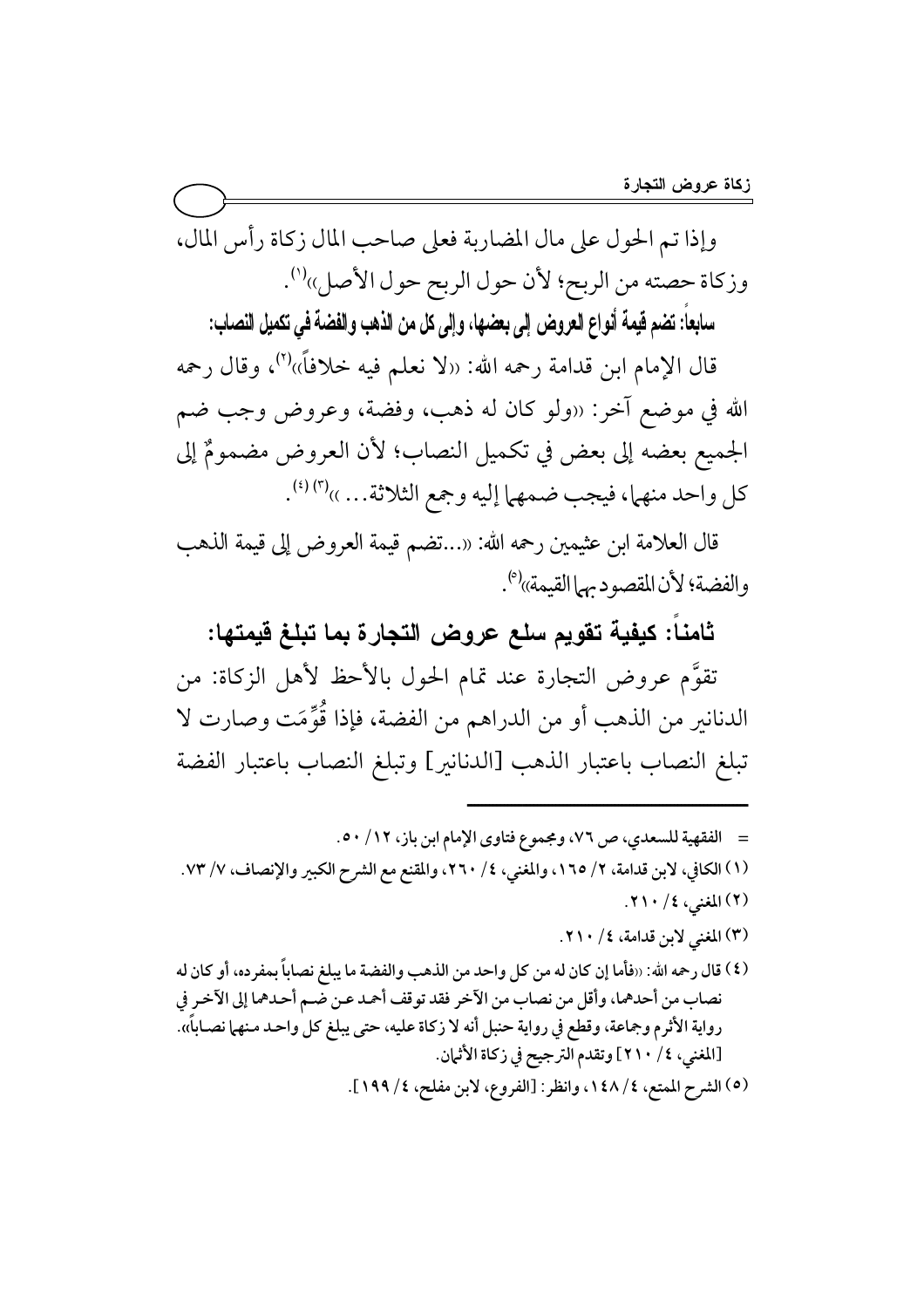وإذا تم الحول على مال المضاربة فعلى صاحب المال زكاة رأس المال، وزكاة حصته من الربح؛ لأن حول الربح حول الأصل»[1].

**سابعاً: تضم قيمة أنواع العروض إلى بعضها، وإلى كل من الذهب والفضة في تكميل النصاب:**

قال الإمام ابن قدامة رحمه الله: «لا نعلم فيه خلافاً»[2]، وقال رحمه الله في موضع آخر: «ولو كان له ذهب، وفضة، وعروض وجب ضم الجميع بعضه إلى بعض في تكميل النصاب؛ لأن العروض مضمومٌ إلى كل واحد منهما، فيجب ضمهما إليه وجمع الثلاثة... »[3] [4].

قال العلامة ابن عثيمين رحمه الله: «...تضم قيمة العروض إلى قيمة الذهب والفضة؛ لأن المقصود بهما القيمة»[5].

## ثامناً: كيفية تقويم سلع عروض التجارة بما تبلغ قيمتها:

تقوَّم عروض التجارة عند تمام الحول بالأحظ لأهل الزكاة: من الدنانير من الذهب أو من الدراهم من الفضة، فإذا قُوِّمَت وصارت لا تبلغ النصاب باعتبار الذهب [الدنانير] وتبلغ النصاب باعتبار الفضة

---

= الفقهية للسعدي، ص ٧٦، ومجموع فتاوى الإمام ابن باز، ١٢/ ٥٠.

(١) الكافي، لابن قدامة، ٢/ ١٦٥، والمغني، ٤/ ٢٦٠، والمقنع مع الشرح الكبير والإنصاف، ٧/ ٧٣.

(٢) المغني، ٤/ ٢١٠.

(٣) المغني لابن قدامة، ٤/ ٢١٠.

(٤) قال رحمه الله: «فأما إن كان له من كل واحد من الذهب والفضة ما يبلغ نصاباً بمفرده، أو كان له نصاب من أحدهما، وأقل من نصاب من الآخر فقد توقف أحمد عن ضم أحدهما إلى الآخر في رواية الأثرم وجماعة، وقطع في رواية حنبل أنه لا زكاة عليه، حتى يبلغ كل واحد منهما نصاباً». [المغني، ٤/ ٢١٠] وتقدم الترجيح في زكاة الأثمان.

(٥) الشرح الممتع، ٤/ ١٤٨، وانظر: [الفروع، لابن مفلح، ٤/ ١٩٩].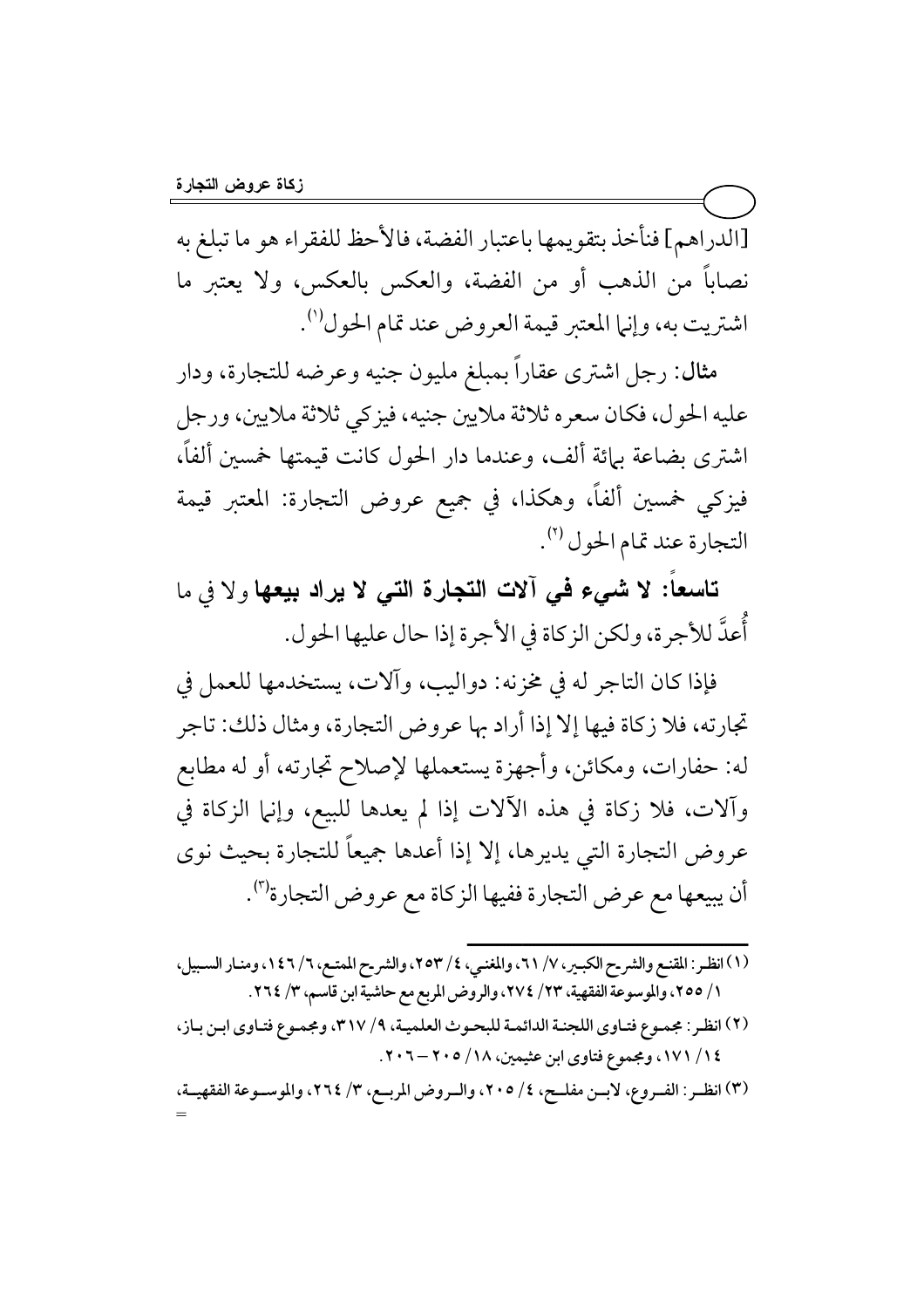[الدراهم] فنأخذ بتقويمها باعتبار الفضة، فالأحظ للفقراء هو ما تبلغ به نصاباً من الذهب أو من الفضة، والعكس بالعكس، ولا يعتبر ما اشتريت به، وإنما المعتبر قيمة العروض عند تمام الحول[1].

**مثال**: رجل اشترى عقاراً بمبلغ مليون جنيه وعرضه للتجارة، ودار عليه الحول، فكان سعره ثلاثة ملايين جنيه، فيزكي ثلاثة ملايين، ورجل اشترى بضاعة بمائة ألف، وعندما دار الحول كانت قيمتها خمسين ألفاً، فيزكي خمسين ألفاً، وهكذا، في جميع عروض التجارة: المعتبر قيمة التجارة عند تمام الحول[2].

**تاسعاً: لا شيء في آلات التجارة التي لا يراد بيعها** ولا في ما أُعِدَّ للأجرة، ولكن الزكاة في الأجرة إذا حال عليها الحول.

فإذا كان التاجر له في مخزنه: دواليب، وآلات، يستخدمها للعمل في تجارته، فلا زكاة فيها إلا إذا أراد بها عروض التجارة، ومثال ذلك: تاجر له: حفارات، ومكائن، وأجهزة يستعملها لإصلاح تجارته، أو له مطابع وآلات، فلا زكاة في هذه الآلات إذا لم يعدها للبيع، وإنما الزكاة في عروض التجارة التي يديرها، إلا إذا أعدها جميعاً للتجارة بحيث نوى أن يبيعها مع عرض التجارة ففيها الزكاة مع عروض التجارة[3].

---

(١) انظر: المقنع والشرح الكبير، ٧/ ٦١، والمغني، ٤/ ٢٥٣، والشرح الممتع، ٦/ ١٤٦، ومنار السبيل، ١/ ٢٥٥، والموسوعة الفقهية، ٢٣/ ٢٧٤، والروض المربع مع حاشية ابن قاسم، ٣/ ٢٦٤.

(٢) انظر: مجموع فتاوى اللجنة الدائمة للبحوث العلمية، ٩/ ٣١٧، ومجموع فتاوى ابن باز، ١٤/ ١٧١، ومجموع فتاوى ابن عثيمين، ١٨/ ٢٠٥ – ٢٠٦.

(٣) انظر: الفروع، لابن مفلح، ٤/ ٢٠٥، والروض المربع، ٣/ ٢٦٤، والموسوعة الفقهية، =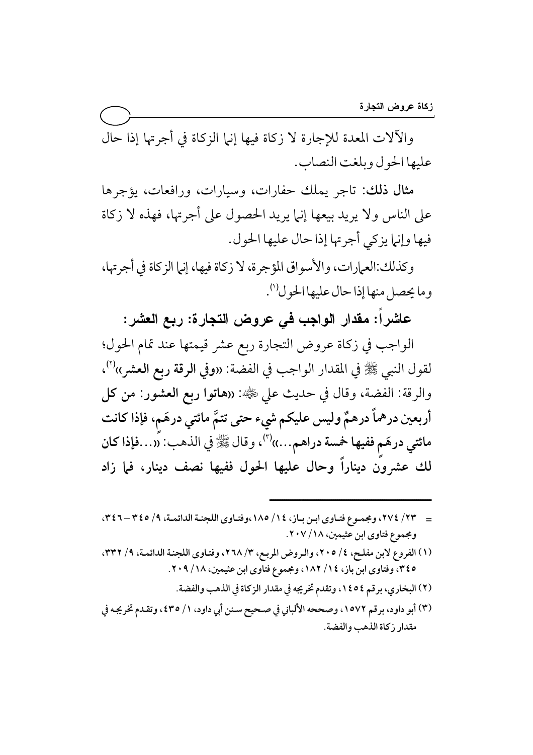والآلات المعدة للإجارة لا زكاة فيها إنها الزكاة في أجرتها إذا حال عليها الحول وبلغت النصاب.

**مثال ذلك:** تاجر يملك حفارات، وسيارات، ورافعات، يؤجرها على الناس ولا يريد بيعها إنما يريد الحصول على أجرتها، فهذه لا زكاة فيها وإنما يزكي أجرتها إذا حال عليها الحول.

وكذلك:العمارات، والأسواق المؤجرة، لا زكاة فيها، إنما الزكاة في أجرتها، وما يحصل منها إذا حال عليها الحول[1].

## عاشراً: مقدار الواجب في عروض التجارة: ربع العشر:

الواجب في زكاة عروض التجارة ربع عشر قيمتها عند تمام الحول؛ لقول النبي ﷺ في المقدار الواجب في الفضة: «**وفي الرقة ربع العشر**»[2]، والرقة: الفضة، وقال في حديث علي رضي الله عنه: «**هاتوا ربع العشور: من كل أربعين درهماً درهمٌ وليس عليكم شيء حتى تتمَّ مائتي درهَم، فإذا كانت مائتي درهَم ففيها خمسة دراهم...**»[3]، وقال ﷺ في الذهب: «**...فإذا كان لك عشرون ديناراً وحال عليها الحول ففيها نصف دينار، فما زاد**

---

= ٢٣/ ٢٧٤، ومجموع فتاوى ابن باز، ١٤/ ١٨٥،وفتاوى اللجنة الدائمة، ٩/ ٣٤٥ – ٣٤٦، ومجموع فتاوى ابن عثيمين، ١٨/ ٢٠٧.

(١) الفروع لابن مفلح، ٤/ ٢٠٥، والروض المربع، ٣/ ٢٦٨، وفتاوى اللجنة الدائمة، ٩/ ٣٣٢، ٣٤٥، وفتاوى ابن باز، ١٤/ ١٨٢، ومجموع فتاوى ابن عثيمين، ١٨/ ٢٠٩.

(٢) البخاري، برقم ١٤٥٤، وتقدم تخريجه في مقدار الزكاة في الذهب والفضة.

(٣) أبو داود، برقم ١٥٧٢، وصححه الألباني في صحيح سنن أبي داود، ١/ ٤٣٥، وتقدم تخريجه في مقدار زكاة الذهب والفضة.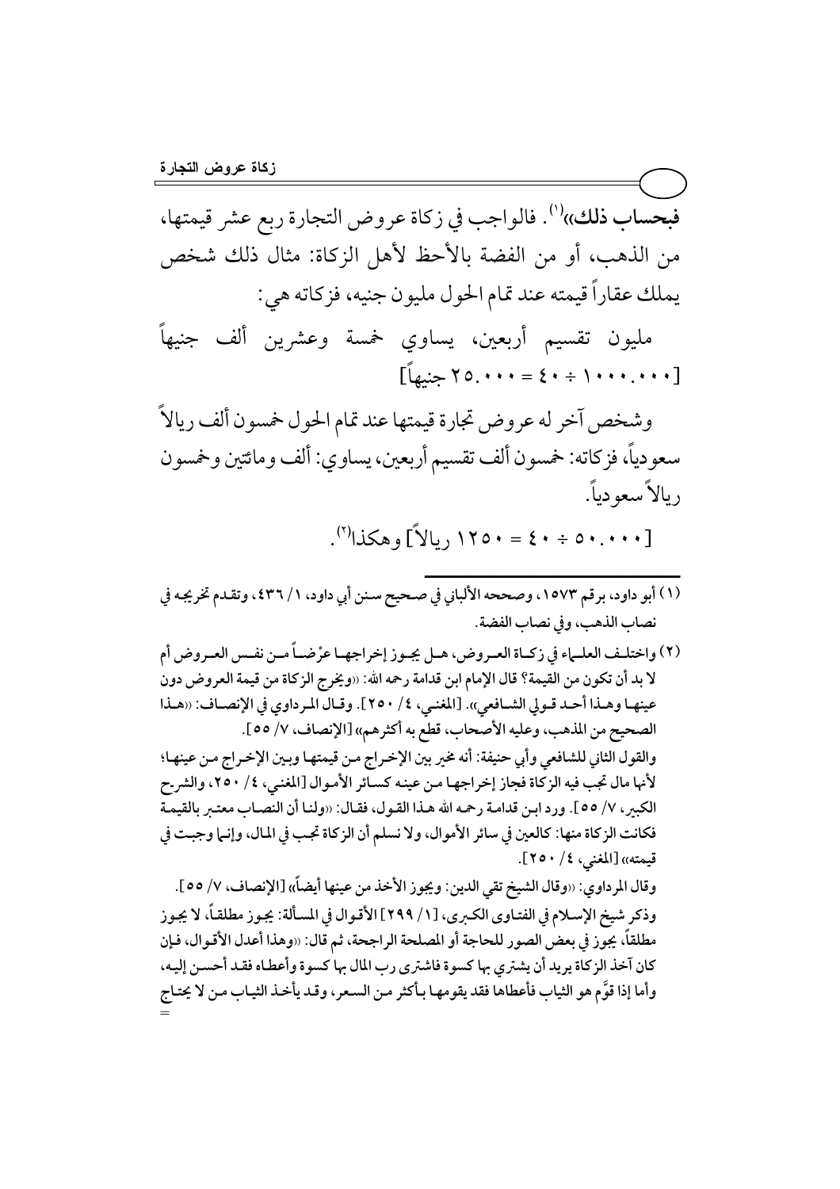**فبحساب ذلك»**[1]. فالواجب في زكاة عروض التجارة ربع عشر قيمتها، من الذهب، أو من الفضة بالأحظ لأهل الزكاة: مثال ذلك شخص يملك عقاراً قيمته عند تمام الحول مليون جنيه، فزكاته هي:

مليون تقسيم أربعين، يساوي خمسة وعشرين ألف جنيهاً [١٠٠٠.٠٠٠ ÷ ٤٠ = ٢٥.٠٠٠ جنيهاً]

وشخص آخر له عروض تجارة قيمتها عند تمام الحول خمسون ألف ريالاً سعودياً، فزكاته: خمسون ألف تقسيم أربعين، يساوي: ألف ومائتين وخمسون ريالاً سعودياً.

[٥٠.٠٠٠ ÷ ٤٠ = ١٢٥٠ ريالاً] وهكذا[2].

---

(١) أبو داود، برقم ١٥٧٣، وصححه الألباني في صحيح سنن أبي داود، ١/ ٤٣٦، وتقدم تخريجه في نصاب الذهب، وفي نصاب الفضة.

(٢) واختلف العلماء في زكاة العروض، هل يجوز إخراجها عرْضاً من نفس العروض أم لا بد أن تكون من القيمة؟ قال الإمام ابن قدامة رحمه الله: «ويخرج الزكاة من قيمة العروض دون عينها وهذا أحد قولي الشافعي». [المغني، ٤/ ٢٥٠]. وقال المرداوي في الإنصاف: «هذا الصحيح من المذهب، وعليه الأصحاب، قطع به أكثرهم» [الإنصاف، ٧/ ٥٥].

والقول الثاني للشافعي وأبي حنيفة: أنه مخير بين الإخراج من قيمتها وبين الإخراج من عينها؛ لأنها مال تجب فيه الزكاة فجاز إخراجها من عينه كسائر الأموال [المغني، ٤/ ٢٥٠، والشرح الكبير، ٧/ ٥٥]. ورد ابن قدامة رحمه الله هذا القول، فقال: «ولنا أن النصاب معتبر بالقيمة فكانت الزكاة منها: كالعين في سائر الأموال، ولا نسلم أن الزكاة تجب في المال، وإنما وجبت في قيمته» [المغني، ٤/ ٢٥٠].

وقال المرداوي: «وقال الشيخ تقي الدين: ويجوز الأخذ من عينها أيضاً» [الإنصاف، ٧/ ٥٥].

وذكر شيخ الإسلام في الفتاوى الكبرى، [١/ ٢٩٩] الأقوال في المسألة: يجوز مطلقاً، لا يجوز مطلقاً، يجوز في بعض الصور للحاجة أو المصلحة الراجحة، ثم قال: «وهذا أعدل الأقوال، فإن كان آخذ الزكاة يريد أن يشتري بها كسوة فاشترى رب المال بها كسوة وأعطاه فقد أحسن إليه، وأما إذا قوَّم هو الثياب فأعطاها فقد يقومها بأكثر من السعر، وقد يأخذ الثياب من لا يحتاج =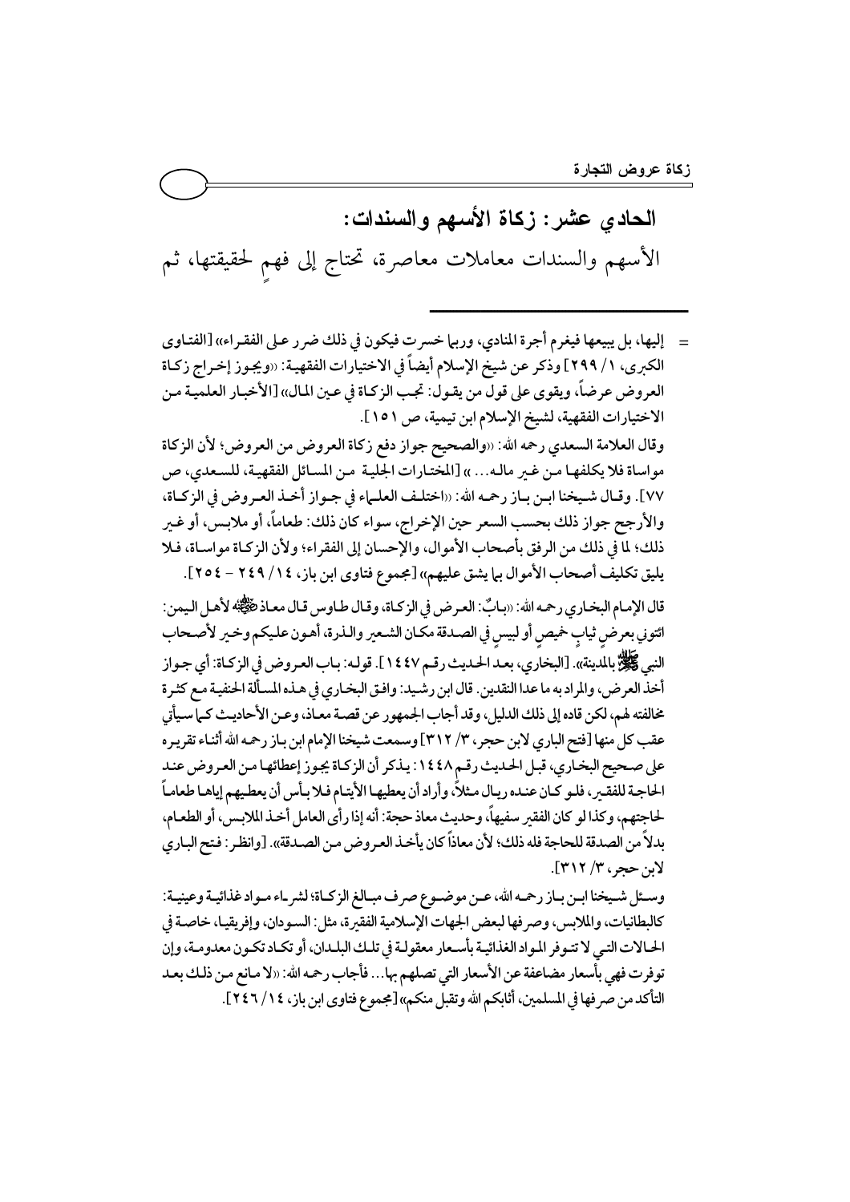## الحادي عشر: زكاة الأسهم والسندات:

الأسهم والسندات معاملات معاصرة، تحتاج إلى فهمٍ لحقيقتها، ثم

---

= إليها، بل يبيعها فيغرم أجرة المنادي، وربما خسرت فيكون في ذلك ضرر على الفقراء» [الفتاوى الكبرى، ١/ ٢٩٩] وذكر عن شيخ الإسلام أيضاً في الاختيارات الفقهية: «ويجوز إخراج زكاة العروض عرضاً، ويقوى على قول من يقول: تجب الزكاة في عين المال» [الأخبار العلمية من الاختيارات الفقهية، لشيخ الإسلام ابن تيمية، ص ١٥١].

وقال العلامة السعدي رحمه الله: «والصحيح جواز دفع زكاة العروض من العروض؛ لأن الزكاة مواساة فلا يكلفها من غير ماله... » [المختارات الجلية من المسائل الفقهية، للسعدي، ص ٧٧]. وقال شيخنا ابن باز رحمه الله: «اختلف العلماء في جواز أخذ العروض في الزكاة، والأرجح جواز ذلك بحسب السعر حين الإخراج، سواء كان ذلك: طعاماً، أو ملابس، أو غير ذلك؛ لما في ذلك من الرفق بأصحاب الأموال، والإحسان إلى الفقراء؛ ولأن الزكاة مواساة، فلا يليق تكليف أصحاب الأموال بما يشق عليهم» [مجموع فتاوى ابن باز، ١٤/ ٢٤٩ - ٢٥٤].

قال الإمام البخاري رحمه الله: «بابٌ: العرض في الزكاة، وقال طاوس قال معاذ ﷺ لأهل اليمن: ائتوني بعرضٍ ثيابٍ خميصٍ أو لبيسٍ في الصدقة مكان الشعير والذرة، أهون عليكم وخير لأصحاب النبي ﷺ بالمدينة». [البخاري، بعد الحديث رقم ١٤٤٧]. قوله: باب العروض في الزكاة: أي جواز أخذ العرض، والمراد به ما عدا النقدين. قال ابن رشيد: وافق البخاري في هذه المسألة الحنفية مع كثرة مخالفته لهم، لكن قاده إلى ذلك الدليل، وقد أجاب الجمهور عن قصة معاذ، وعن الأحاديث كما سيأتي عقب كل منها [فتح الباري لابن حجر، ٣/ ٣١٢] وسمعت شيخنا الإمام ابن باز رحمه الله أثناء تقريره على صحيح البخاري، قبل الحديث رقم ١٤٤٨: يذكر أن الزكاة يجوز إعطائها من العروض عند الحاجة للفقير، فلو كان عنده ريال مثلاً، وأراد أن يعطيها الأيتام فلا بأس أن يعطيهم إياها طعاماً لحاجتهم، وكذا لو كان الفقير سفيهاً، وحديث معاذ حجة: أنه إذا رأى العامل أخذ الملابس، أو الطعام، بدلاً من الصدقة للحاجة فله ذلك؛ لأن معاذاً كان يأخذ العروض من الصدقة». [وانظر: فتح الباري لابن حجر، ٣/ ٣١٢].

وسئل شيخنا ابن باز رحمه الله، عن موضوع صرف مبالغ الزكاة؛ لشراء مواد غذائية وعينية: كالبطانيات، والملابس، وصرفها لبعض الجهات الإسلامية الفقيرة، مثل: السودان، وإفريقيا، خاصة في الحالات التي لا تتوفر المواد الغذائية بأسعار معقولة في تلك البلدان، أو تكاد تكون معدومة، وإن توفرت فهي بأسعار مضاعفة عن الأسعار التي تصلهم بها... فأجاب رحمه الله: «لا مانع من ذلك بعد التأكد من صرفها في المسلمين، أثابكم الله وتقبل منكم» [مجموع فتاوى ابن باز، ١٤/ ٢٤٦].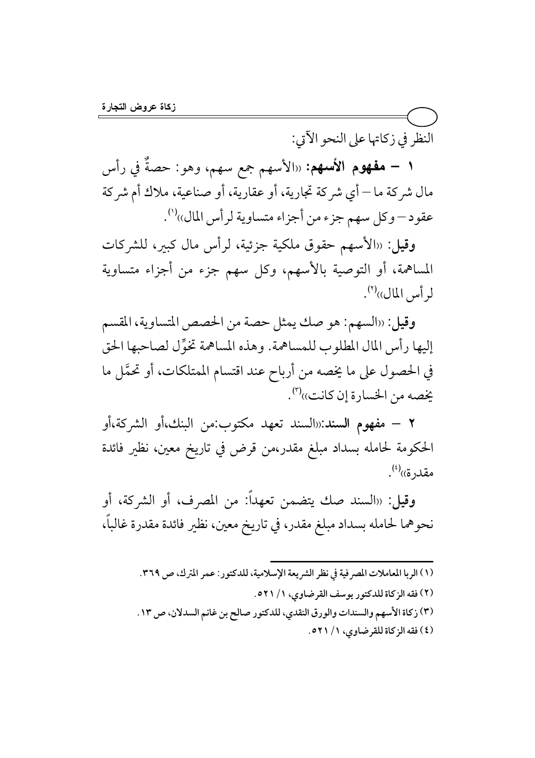النظر في زكاتها على النحو الآتي:

**١ – مفهوم الأسهم:** «الأسهم جمع سهم، وهو: حصةٌ في رأس مال شركة ما – أي شركة تجارية، أو عقارية، أو صناعية، ملاك أم شركة عقود – وكل سهم جزء من أجزاء متساوية لرأس المال»[١].

**وقيل:** «الأسهم حقوق ملكية جزئية، لرأس مال كبير، للشركات المساهمة، أو التوصية بالأسهم، وكل سهم جزء من أجزاء متساوية لرأس المال»[٢].

**وقيل:** «السهم: هو صك يمثل حصة من الحصص المتساوية، المقسم إليها رأس المال المطلوب للمساهمة. وهذه المساهمة تخوِّل لصاحبها الحق في الحصول على ما يخصه من أرباح عند اقتسام الممتلكات، أو تحمَّل ما يخصه من الخسارة إن كانت»[٣].

**٢ – مفهوم السند:**«السند تعهد مكتوب:من البنك،أو الشركة،أو الحكومة لحامله بسداد مبلغ مقدر،من قرض في تاريخ معين، نظير فائدة مقدرة»[٤].

**وقيل:** «السند صك يتضمن تعهداً: من المصرف، أو الشركة، أو نحوهما لحامله بسداد مبلغ مقدر، في تاريخ معين، نظير فائدة مقدرة غالباً،

---

(١) الربا المعاملات المصرفية في نظر الشريعة الإسلامية، للدكتور: عمر المترك، ص ٣٦٩.

(٢) فقه الزكاة للدكتور يوسف القرضاوي، ١/ ٥٢١.

(٣) زكاة الأسهم والسندات والورق النقدي، للدكتور صالح بن غانم السدلان، ص ١٣.

(٤) فقه الزكاة للقرضاوي، ١/ ٥٢١.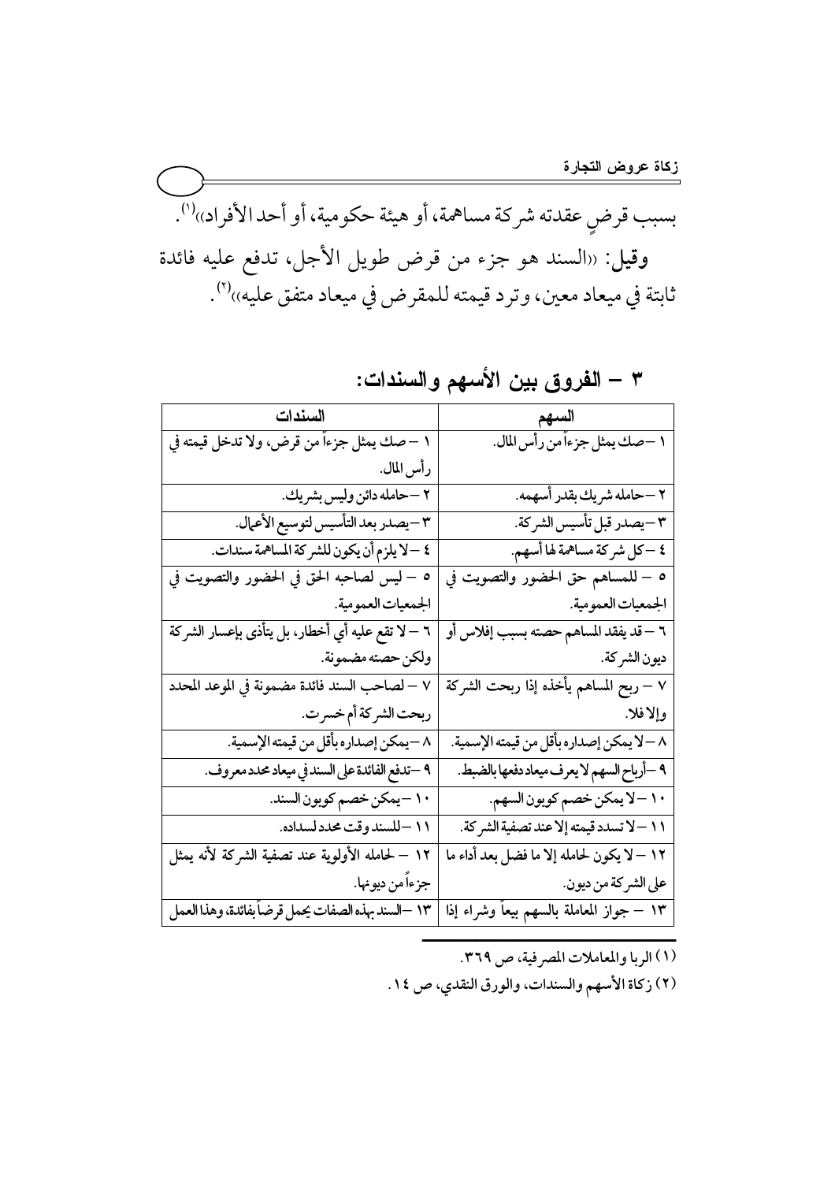بسبب قرضٍ عقدته شركة مساهمة، أو هيئة حكومية، أو أحد الأفراد»[1].

**وقيل**: «السند هو جزء من قرض طويل الأجل، تدفع عليه فائدة ثابتة في ميعاد معين، وترد قيمته للمقرض في ميعاد متفق عليه»[2].

### ٣ – الفروق بين الأسهم والسندات:

| السهم | السندات |
|---|---|
| ١ – صك يمثل جزءاً من رأس المال. | ١ – صك يمثل جزءاً من قرض، ولا تدخل قيمته في رأس المال. |
| ٢ – حامله شريك بقدر أسهمه. | ٢ – حامله دائن وليس بشريك. |
| ٣ – يصدر قبل تأسيس الشركة. | ٣ – يصدر بعد التأسيس لتوسيع الأعمال. |
| ٤ – كل شركة مساهمة لها أسهم. | ٤ – لا يلزم أن يكون للشركة المساهمة سندات. |
| ٥ – للمساهم حق الحضور والتصويت في الجمعيات العمومية. | ٥ – ليس لصاحبه الحق في الحضور والتصويت في الجمعيات العمومية. |
| ٦ – قد يفقد المساهم حصته بسبب إفلاس أو ديون الشركة. | ٦ – لا تقع عليه أي أخطار، بل يتأذى بإعسار الشركة ولكن حصته مضمونة. |
| ٧ – ربح المساهم يأخذه إذا ربحت الشركة وإلا فلا. | ٧ – لصاحب السند فائدة مضمونة في الموعد المحدد ربحت الشركة أم خسرت. |
| ٨ – لا يمكن إصداره بأقل من قيمته الإسمية. | ٨ – يمكن إصداره بأقل من قيمته الإسمية. |
| ٩ – أرباح السهم لا يعرف ميعاد دفعها بالضبط. | ٩ – تدفع الفائدة على السند في ميعاد محدد معروف. |
| ١٠ – لا يمكن خصم كوبون السهم. | ١٠ – يمكن خصم كوبون السند. |
| ١١ – لا تسدد قيمته إلا عند تصفية الشركة. | ١١ – للسند وقت محدد لسداده. |
| ١٢ – لا يكون لحامله إلا ما فضل بعد أداء ما على الشركة من ديون. | ١٢ – لحامله الأولوية عند تصفية الشركة لأنه يمثل جزءاً من ديونها. |
| ١٣ – جواز المعاملة بالسهم بيعاً وشراء إذا | ١٣ – السند بهذه الصفات يحمل قرضاً بفائدة، وهذا العمل |

---

(١) الربا والمعاملات المصرفية، ص ٣٦٩.

(٢) زكاة الأسهم والسندات، والورق النقدي، ص ١٤.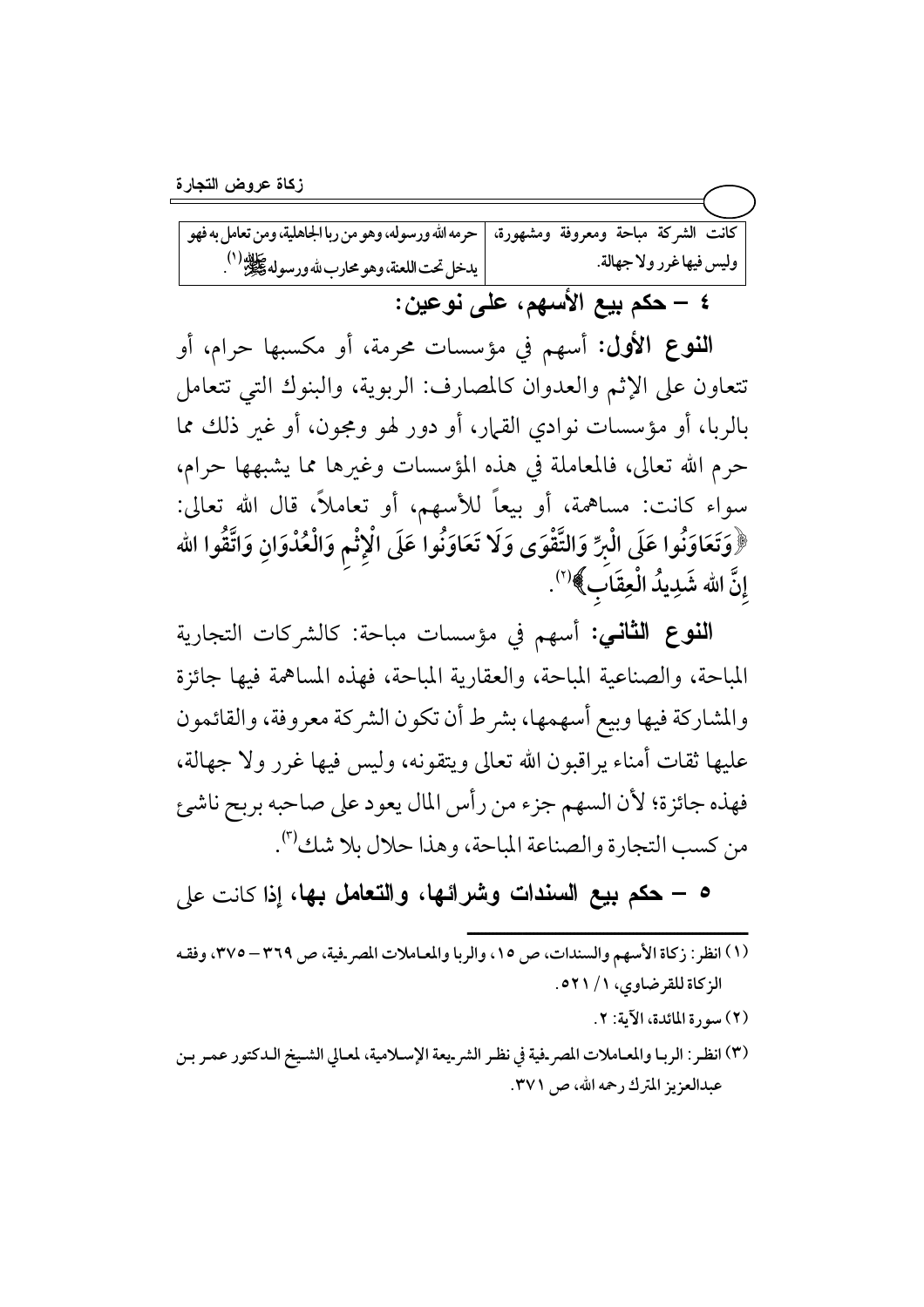| كانت الشركة مباحة ومعروفة ومشهورة، وليس فيها غرر ولا جهالة. | حرمه الله ورسوله، وهو من ربا الجاهلية، ومن تعامل به فهو يدخل تحت اللعنة، وهو محارب لله ورسوله ﷺ[1]. |
| --- | --- |

## ٤ – حكم بيع الأسهم، على نوعين:

**النوع الأول:** أسهم في مؤسسات محرمة، أو مكسبها حرام، أو تتعاون على الإثم والعدوان كالمصارف: الربوية، والبنوك التي تتعامل بالربا، أو مؤسسات نوادي القمار، أو دور لهو ومجون، أو غير ذلك مما حرم الله تعالى، فالمعاملة في هذه المؤسسات وغيرها مما يشبهها حرام، سواء كانت: مساهمة، أو بيعاً للأسهم، أو تعاملاً، قال الله تعالى: ﴿وَتَعَاوَنُوا عَلَى الْبِرِّ وَالتَّقْوَى وَلَا تَعَاوَنُوا عَلَى الْإِثْمِ وَالْعُدْوَانِ وَاتَّقُوا الله إِنَّ الله شَدِيدُ الْعِقَابِ﴾[2].

**النوع الثاني:** أسهم في مؤسسات مباحة: كالشركات التجارية المباحة، والصناعية المباحة، والعقارية المباحة، فهذه المساهمة فيها جائزة والمشاركة فيها وبيع أسهمها، بشرط أن تكون الشركة معروفة، والقائمون عليها ثقات أمناء يراقبون الله تعالى ويتقونه، وليس فيها غرر ولا جهالة، فهذه جائزة؛ لأن السهم جزء من رأس المال يعود على صاحبه بربح ناشئ من كسب التجارة والصناعة المباحة، وهذا حلال بلا شك[3].

## ٥ – حكم بيع السندات وشرائها، والتعامل بها، إذا كانت على

---

(١) انظر: زكاة الأسهم والسندات، ص ١٥، والربا والمعاملات المصرفية، ص ٣٦٩ – ٣٧٥، وفقه الزكاة للقرضاوي، ١/ ٥٢١.

(٢) سورة المائدة، الآية: ٢.

(٣) انظر: الربا والمعاملات المصرفية في نظر الشريعة الإسلامية، لمعالي الشيخ الدكتور عمر بن عبدالعزيز المترك رحمه الله، ص ٣٧١.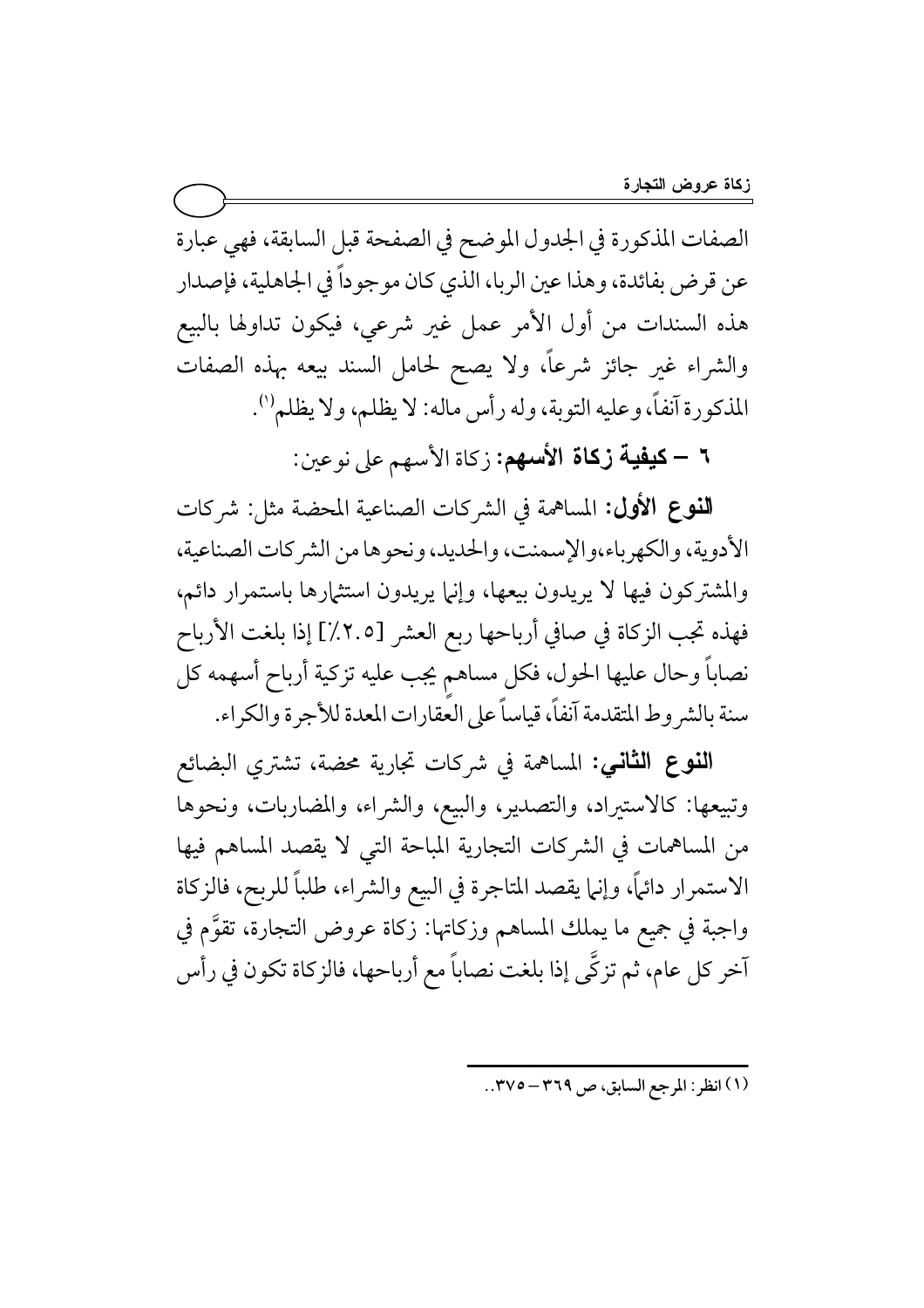الصفات المذكورة في الجدول الموضح في الصفحة قبل السابقة، فهي عبارة عن قرض بفائدة، وهذا عين الربا، الذي كان موجوداً في الجاهلية، فإصدار هذه السندات من أول الأمر عمل غير شرعي، فيكون تداولها بالبيع والشراء غير جائز شرعاً، ولا يصح لحامل السند بيعه بهذه الصفات المذكورة آنفاً، وعليه التوبة، وله رأس ماله: لا يظلم، ولا يظلم[1].

**٦ – كيفية زكاة الأسهم:** زكاة الأسهم على نوعين:

**النوع الأول:** المساهمة في الشركات الصناعية المحضة مثل: شركات الأدوية، والكهرباء،والإسمنت، والحديد، ونحوها من الشركات الصناعية، والمشتركون فيها لا يريدون بيعها، وإنما يريدون استثمارها باستمرار دائم، فهذه تجب الزكاة في صافي أرباحها ربع العشر [٢.٥٪] إذا بلغت الأرباح نصاباً وحال عليها الحول، فكل مساهم يجب عليه تزكية أرباح أسهمه كل سنة بالشروط المتقدمة آنفاً، قياساً على العقارات المعدة للأجرة والكراء.

**النوع الثاني:** المساهمة في شركات تجارية محضة، تشتري البضائع وتبيعها: كالاستيراد، والتصدير، والبيع، والشراء، والمضاربات، ونحوها من المساهمات في الشركات التجارية المباحة التي لا يقصد المساهم فيها الاستمرار دائماً، وإنما يقصد المتاجرة في البيع والشراء، طلباً للربح، فالزكاة واجبة في جميع ما يملك المساهم وزكاتها: زكاة عروض التجارة، تقوَّم في آخر كل عام، ثم تزكَّى إذا بلغت نصاباً مع أرباحها، فالزكاة تكون في رأس

---

(١) انظر: المرجع السابق، ص ٣٦٩ – ٣٧٥..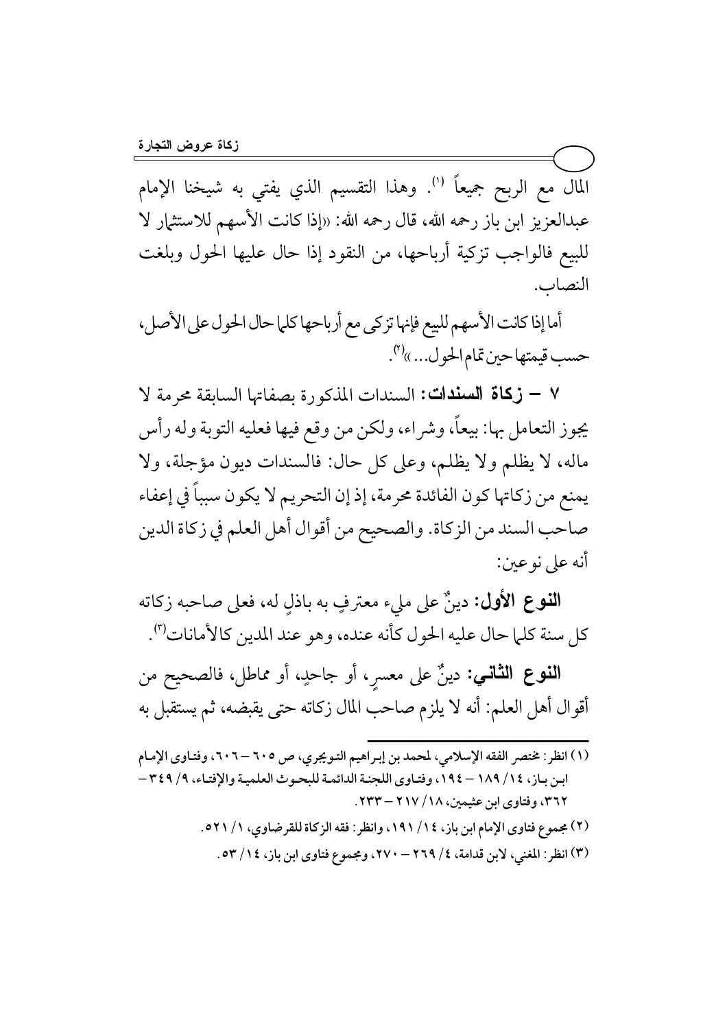المال مع الربح جميعاً [1]. وهذا التقسيم الذي يفتي به شيخنا الإمام عبدالعزيز ابن باز رحمه الله، قال رحمه الله: «إذا كانت الأسهم للاستثمار لا للبيع فالواجب تزكية أرباحها، من النقود إذا حال عليها الحول وبلغت النصاب.

أما إذا كانت الأسهم للبيع فإنها تزكى مع أرباحها كلما حال الحول على الأصل، حسب قيمتها حين تمام الحول...»[2].

٧ – **زكاة السندات:** السندات المذكورة بصفاتها السابقة محرمة لا يجوز التعامل بها: بيعاً، وشراء، ولكن من وقع فيها فعليه التوبة وله رأس ماله، لا يظلم ولا يظلم، وعلى كل حال: فالسندات ديون مؤجلة، ولا يمنع من زكاتها كون الفائدة محرمة، إذ إن التحريم لا يكون سبباً في إعفاء صاحب السند من الزكاة. والصحيح من أقوال أهل العلم في زكاة الدين أنه على نوعين:

**النوع الأول:** دينٌ على مليء معترفٍ به باذلٍ له، فعلى صاحبه زكاته كل سنة كلما حال عليه الحول كأنه عنده، وهو عند المدين كالأمانات[3].

**النوع الثاني:** دينٌ على معسرٍ، أو جاحدٍ، أو مماطل، فالصحيح من أقوال أهل العلم: أنه لا يلزم صاحب المال زكاته حتى يقبضه، ثم يستقبل به

---

(١) انظر: مختصر الفقه الإسلامي، لمحمد بن إبراهيم التويجري، ص ٦٠٥ – ٦٠٦، وفتاوى الإمام ابن باز، ١٤/ ١٨٩ – ١٩٤، وفتاوى اللجنة الدائمة للبحوث العلمية والإفتاء، ٩/ ٣٤٩ – ٣٦٢، وفتاوى ابن عثيمين، ١٨/ ٢١٧ – ٢٣٣.

(٢) مجموع فتاوى الإمام ابن باز، ١٤/ ١٩١، وانظر: فقه الزكاة للقرضاوي، ١/ ٥٢١.

(٣) انظر: المغني، لابن قدامة، ٤/ ٢٦٩ – ٢٧٠، ومجموع فتاوى ابن باز، ١٤/ ٥٣.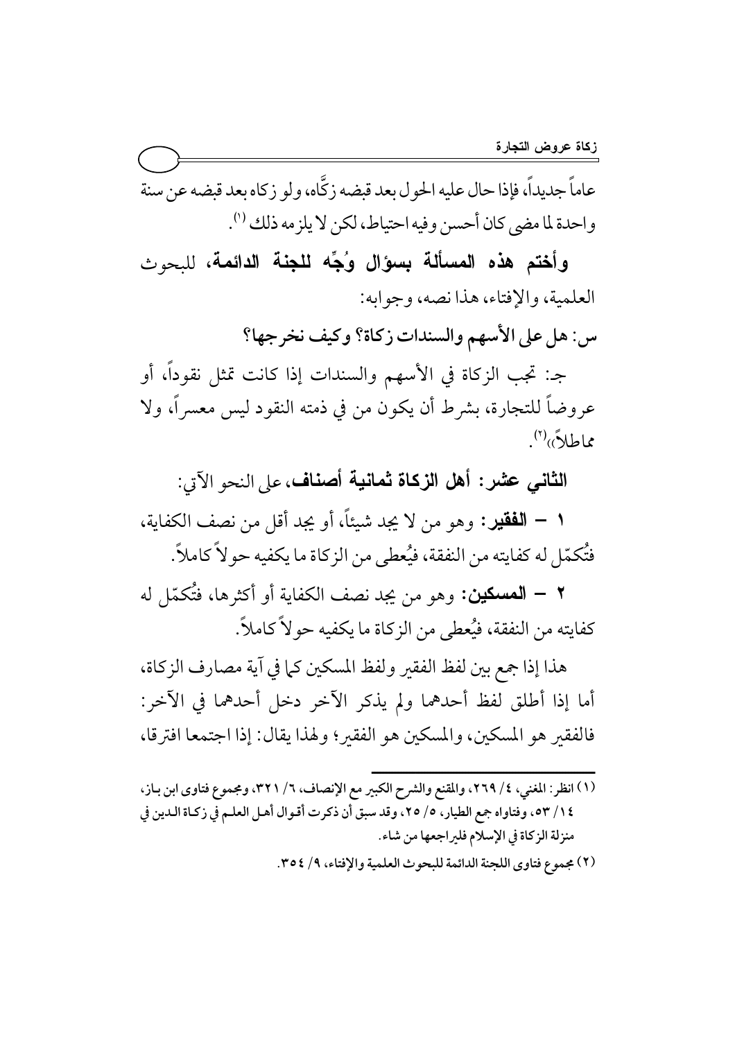عاماً جديداً، فإذا حال عليه الحول بعد قبضه زكَّاه، ولو زكاه بعد قبضه عن سنة واحدة لما مضى كان أحسن وفيه احتياط، لكن لا يلزمه ذلك [1].

**وأختم هذه المسألة بسؤال وُجِّه للجنة الدائمة**، للبحوث العلمية، والإفتاء، هذا نصه، وجوابه:

**س: هل على الأسهم والسندات زكاة؟ وكيف نخرجها؟**

ج: تجب الزكاة في الأسهم والسندات إذا كانت تمثل نقوداً، أو عروضاً للتجارة، بشرط أن يكون من في ذمته النقود ليس معسراً، ولا مماطلاً» [2].

**الثاني عشر: أهل الزكاة ثمانية أصناف**، على النحو الآتي:

١ – **الفقير:** وهو من لا يجد شيئاً، أو يجد أقل من نصف الكفاية، فتُكمّل له كفايته من النفقة، فيُعطى من الزكاة ما يكفيه حولاً كاملاً.

٢ – **المسكين:** وهو من يجد نصف الكفاية أو أكثرها، فتُكمّل له كفايته من النفقة، فيُعطى من الزكاة ما يكفيه حولاً كاملاً.

هذا إذا جمع بين لفظ الفقير ولفظ المسكين كما في آية مصارف الزكاة، أما إذا أطلق لفظ أحدهما ولم يذكر الآخر دخل أحدهما في الآخر: فالفقير هو المسكين، والمسكين هو الفقير؛ ولهذا يقال: إذا اجتمعا افترقا،

---

(١) انظر: المغني، ٤/ ٢٦٩، والمقنع والشرح الكبير مع الإنصاف، ٦/ ٣٢١، ومجموع فتاوى ابن باز، ١٤/ ٥٣، وفتاواه جمع الطيار، ٥/ ٢٥، وقد سبق أن ذكرت أقوال أهل العلم في زكاة الدين في منزلة الزكاة في الإسلام فليراجعها من شاء.

(٢) مجموع فتاوى اللجنة الدائمة للبحوث العلمية والإفتاء، ٩/ ٣٥٤.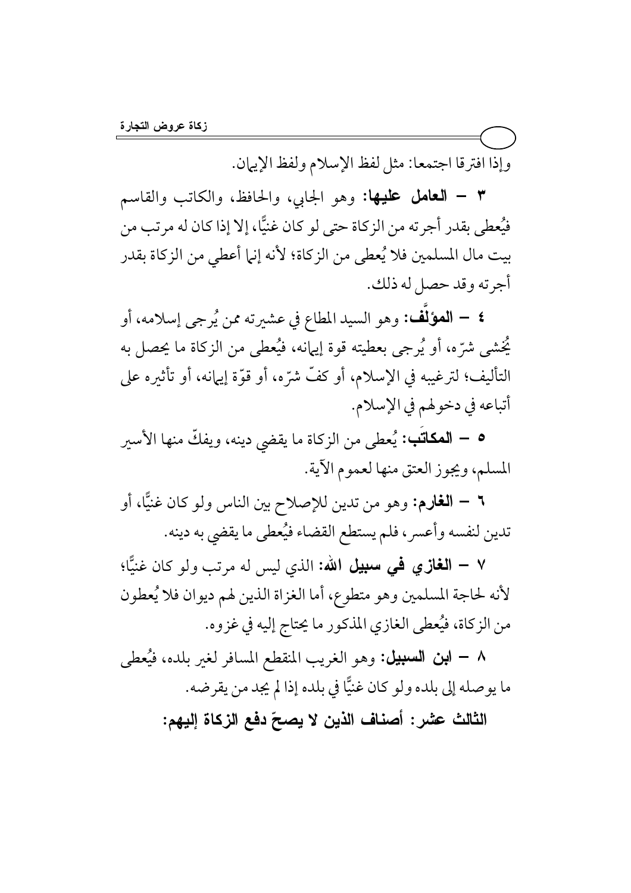وإذا افترقا اجتمعا: مثل لفظ الإسلام ولفظ الإيمان.

٣ – **العامل عليها:** وهو الجابي، والحافظ، والكاتب والقاسم فيُعطى بقدر أجرته من الزكاة حتى لو كان غنيًّا، إلا إذا كان له مرتب من بيت مال المسلمين فلا يُعطى من الزكاة؛ لأنه إنما أعطي من الزكاة بقدر أجرته وقد حصل له ذلك.

٤ – **المؤلَّف:** وهو السيد المطاع في عشيرته ممن يُرجى إسلامه، أو يُخشى شرّه، أو يُرجى بعطيته قوة إيمانه، فيُعطى من الزكاة ما يحصل به التأليف؛ لترغيبه في الإسلام، أو كفّ شرّه، أو قوّة إيمانه، أو تأثيره على أتباعه في دخولهم في الإسلام.

٥ – **المكاتَب:** يُعطى من الزكاة ما يقضي دينه، ويفكّ منها الأسير المسلم، ويجوز العتق منها لعموم الآية.

٦ – **الغارم:** وهو من تدين للإصلاح بين الناس ولو كان غنيًّا، أو تدين لنفسه وأعسر، فلم يستطع القضاء فيُعطى ما يقضي به دينه.

٧ – **الغازي في سبيل الله:** الذي ليس له مرتب ولو كان غنيًّا؛ لأنه لحاجة المسلمين وهو متطوع، أما الغزاة الذين لهم ديوان فلا يُعطون من الزكاة، فيُعطى الغازي المذكور ما يحتاج إليه في غزوه.

٨ – **ابن السبيل:** وهو الغريب المنقطع المسافر لغير بلده، فيُعطى ما يوصله إلى بلده ولو كان غنيًّا في بلده إذا لم يجد من يقرضه.

## الثالث عشر: أصناف الذين لا يصحّ دفع الزكاة إليهم: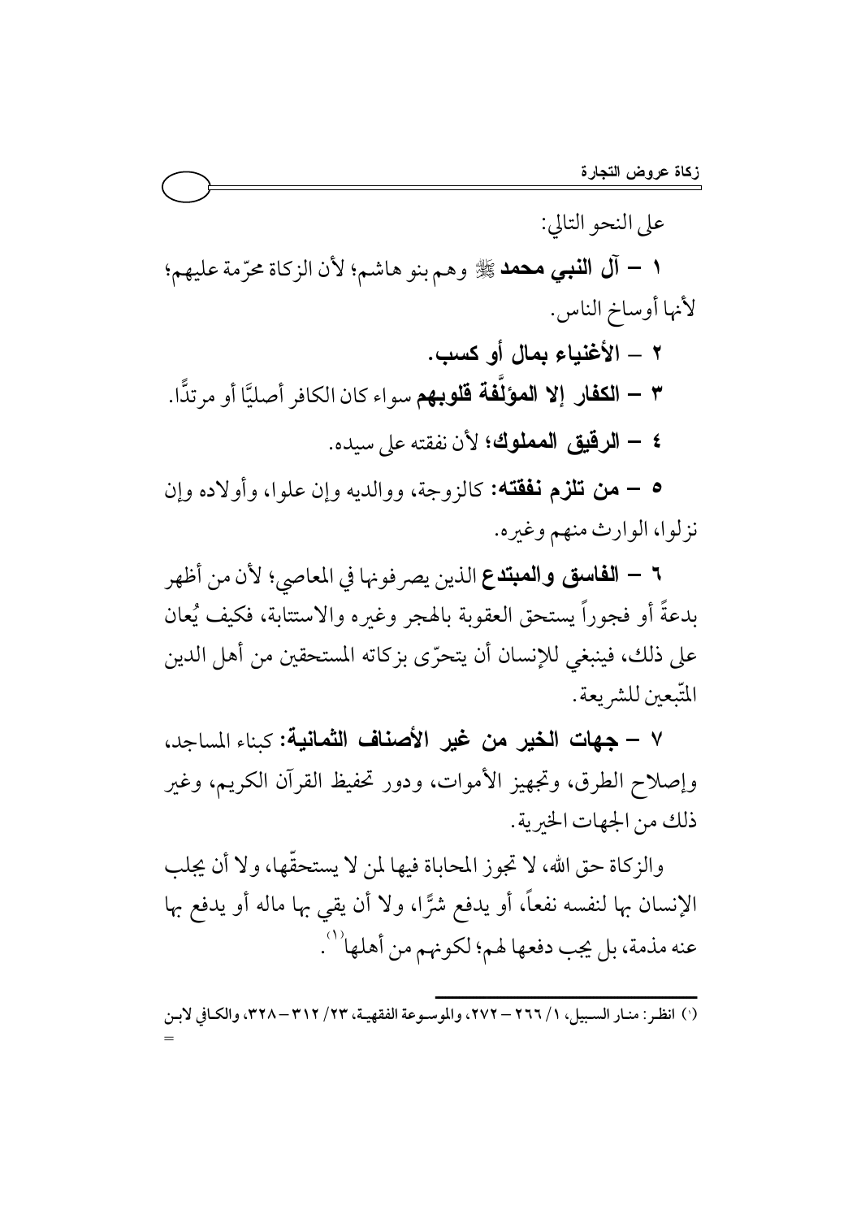على النحو التالي:

١ – **آل النبي محمد** ﷺ وهم بنو هاشم؛ لأن الزكاة محرّمة عليهم؛ لأنها أوساخ الناس.

٢ – **الأغنياء بمال أو كسب.**

٣ – **الكفار إلا المؤلَّفة قلوبهم** سواء كان الكافر أصليًّا أو مرتدًّا.

٤ – **الرقيق المملوك**؛ لأن نفقته على سيده.

٥ – **من تلزم نفقته:** كالزوجة، ووالديه وإن علوا، وأولاده وإن نزلوا، الوارث منهم وغيره.

٦ – **الفاسق والمبتدع** الذين يصرفونها في المعاصي؛ لأن من أظهر بدعةً أو فجوراً يستحق العقوبة بالهجر وغيره والاستتابة، فكيف يُعان على ذلك، فينبغي للإنسان أن يتحرّى بزكاته المستحقين من أهل الدين المتّبعين للشريعة.

٧ – **جهات الخير من غير الأصناف الثمانية:** كبناء المساجد، وإصلاح الطرق، وتجهيز الأموات، ودور تحفيظ القرآن الكريم، وغير ذلك من الجهات الخيرية.

والزكاة حق الله، لا تجوز المحاباة فيها لمن لا يستحقّها، ولا أن يجلب الإنسان بها لنفسه نفعاً، أو يدفع شرًّا، ولا أن يقي بها ماله أو يدفع بها عنه مذمة، بل يجب دفعها لهم؛ لكونهم من أهلها[1].

---

[1] انظر: منار السبيل، ١/ ٢٦٦ – ٢٧٢، والموسوعة الفقهية، ٢٣/ ٣١٢ – ٣٢٨، والكافي لابن =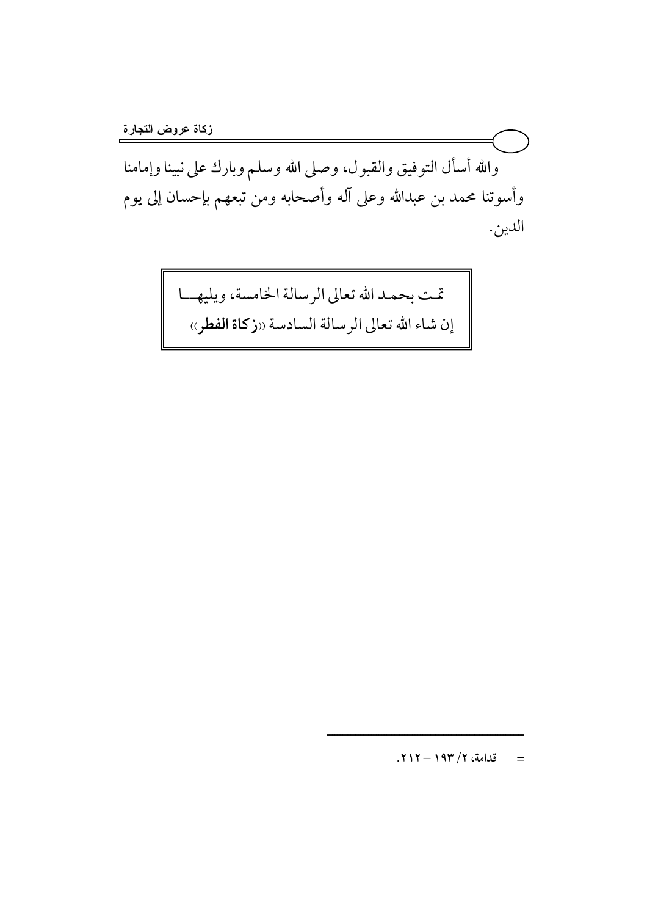والله أسأل التوفيق والقبول، وصلى الله وسلم وبارك على نبينا وإمامنا وأسوتنا محمد بن عبدالله وعلى آله وأصحابه ومن تبعهم بإحسان إلى يوم الدين.

تمت بحمد الله تعالى الرسالة الخامسة، ويليها إن شاء الله تعالى الرسالة السادسة «**زكاة الفطر**»

---

= قدامة، ٢/ ١٩٣ – ٢١٢.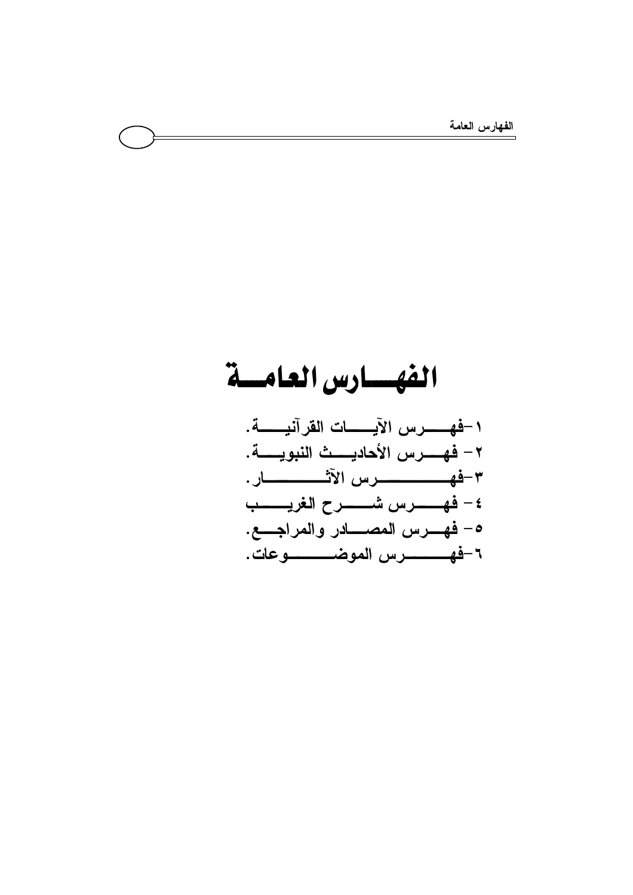# الفهارس العامة

١-فهرس الآيات القرآنية.
٢- فهرس الأحاديث النبوية.
٣-فهرس الآثار.
٤- فهرس شرح الغريب
٥- فهرس المصادر والمراجع.
٦-فهرس الموضوعات.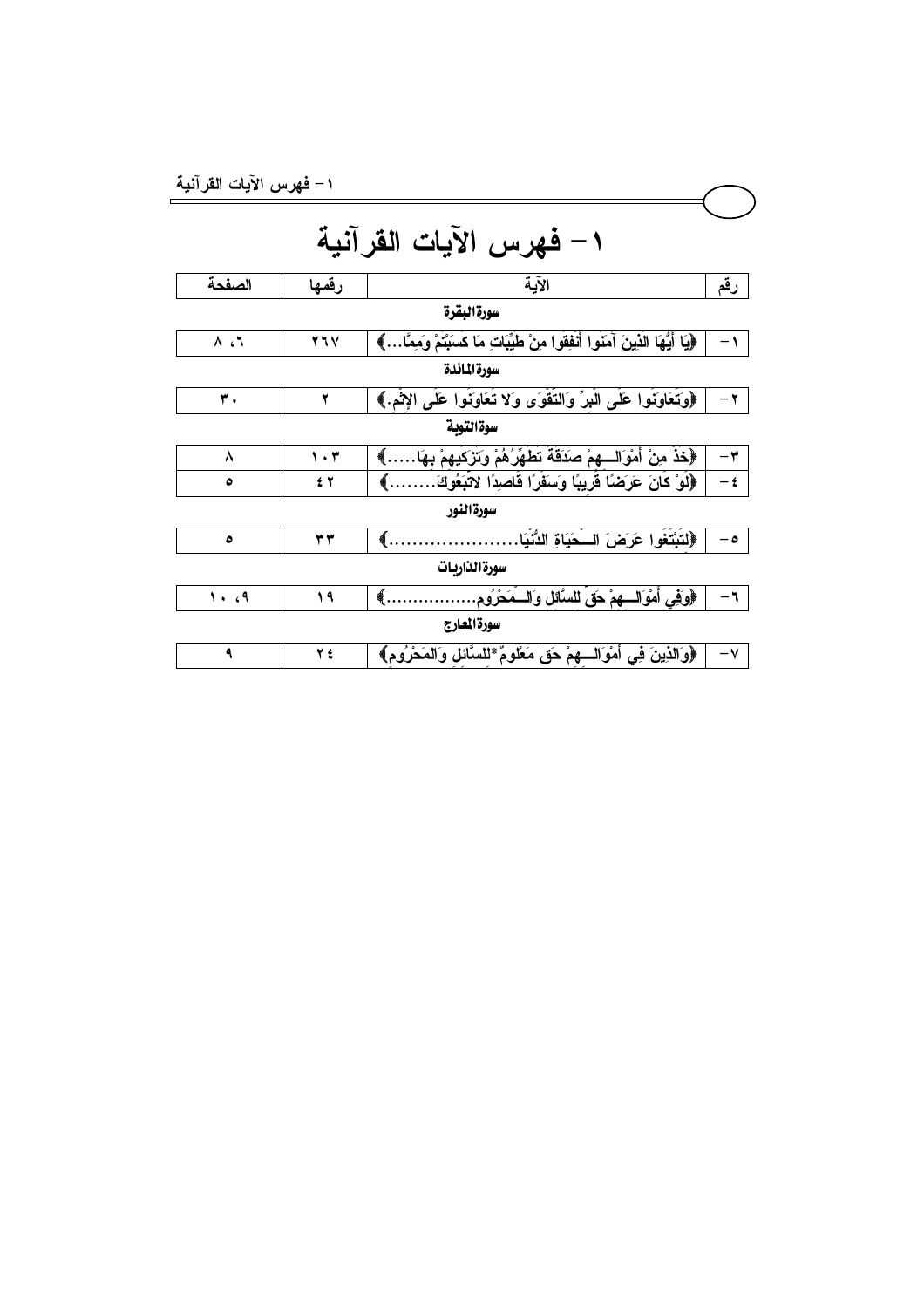# ١- فهرس الآيات القرآنية

| رقم | الآية | رقمها | الصفحة |
|---|---|---|---|
| | **سورة البقرة** | | |
| ١- | ﴿يَا أَيُّهَا الَّذِينَ آمَنُوا أَنْفِقُوا مِنْ طَيِّبَاتِ مَا كَسَبْتُمْ وَمِمَّا...﴾ | ٢٦٧ | ٦، ٨ |
| | **سورة المائدة** | | |
| ٢- | ﴿وَتَعَاوَنُوا عَلَى الْبِرِّ وَالتَّقْوَى وَلا تَعَاوَنُوا عَلَى الإِثْمِ.﴾ | ٢ | ٣٠ |
| | **سوة التوبة** | | |
| ٣- | ﴿خُذْ مِنْ أَمْوَالِـــهِمْ صَدَقَةً تُطَهِّرُهُمْ وَتُزَكِّيهِمْ بِهَا.....﴾ | ١٠٣ | ٨ |
| ٤- | ﴿لَوْ كَانَ عَرَضًا قَرِيبًا وَسَفَرًا قَاصِدًا لاتَّبَعُوكَ........﴾ | ٤٢ | ٥ |
| | **سورة النور** | | |
| ٥- | ﴿لِتَبْتَغُوا عَرَضَ الْـــحَيَاةِ الدُّنْيَا.......................﴾ | ٣٣ | ٥ |
| | **سورة الذاريات** | | |
| ٦- | ﴿وَفِي أَمْوَالِـــهِمْ حَقٌ لِلسَّائِلِ وَالْـــمَحْرُومِ.................﴾ | ١٩ | ٩، ١٠ |
| | **سورة المعارج** | | |
| ٧- | ﴿وَالَّذِينَ فِي أَمْوَالِـــهِمْ حَقٌ مَعْلُومٌ*لِلسَّائِلِ وَالْمَحْرُومِ﴾ | ٢٤ | ٩ |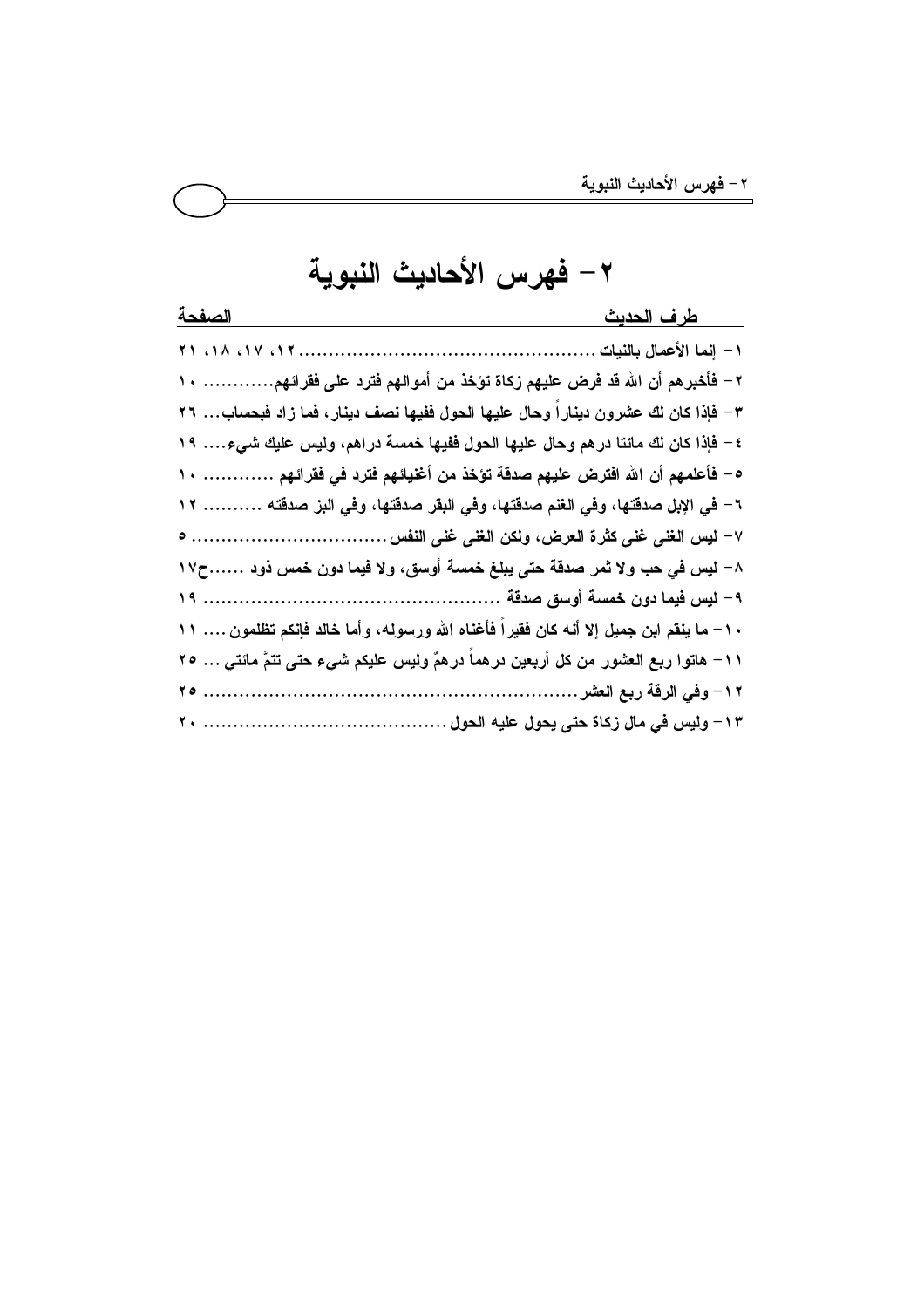# ٢- فهرس الأحاديث النبوية

| طرف الحديث | الصفحة |
| --- | --- |
| ١- إنما الأعمال بالنيات | ١٢، ١٧، ١٨، ٢١ |
| ٢- فأخبرهم أن الله قد فرض عليهم زكاة تؤخذ من أموالهم فترد على فقرائهم | ١٠ |
| ٣- فإذا كان لك عشرون ديناراً وحال عليها الحول ففيها نصف دينار، فما زاد فبحساب | ٢٦ |
| ٤- فإذا كان لك مائتا درهم وحال عليها الحول ففيها خمسة دراهم، وليس عليك شيء | ١٩ |
| ٥- فأعلمهم أن الله افترض عليهم صدقة تؤخذ من أغنيائهم فترد في فقرائهم | ١٠ |
| ٦- في الإبل صدقتها، وفي الغنم صدقتها، وفي البقر صدقتها، وفي البز صدقته | ١٢ |
| ٧- ليس الغنى غنى كثرة العرض، ولكن الغنى غنى النفس | ٥ |
| ٨- ليس في حب ولا ثمر صدقة حتى يبلغ خمسة أوسق، ولا فيما دون خمس ذود | ١٧ح |
| ٩- ليس فيما دون خمسة أوسق صدقة | ١٩ |
| ١٠- ما ينقم ابن جميل إلا أنه كان فقيراً فأغناه الله ورسوله، وأما خالد فإنكم تظلمون | ١١ |
| ١١- هاتوا ربع العشور من كل أربعين درهماً درهمٌ وليس عليكم شيء حتى تتمَّ مائتي | ٢٥ |
| ١٢- وفي الرقة ربع العشر | ٢٥ |
| ١٣- وليس في مال زكاة حتى يحول عليه الحول | ٢٠ |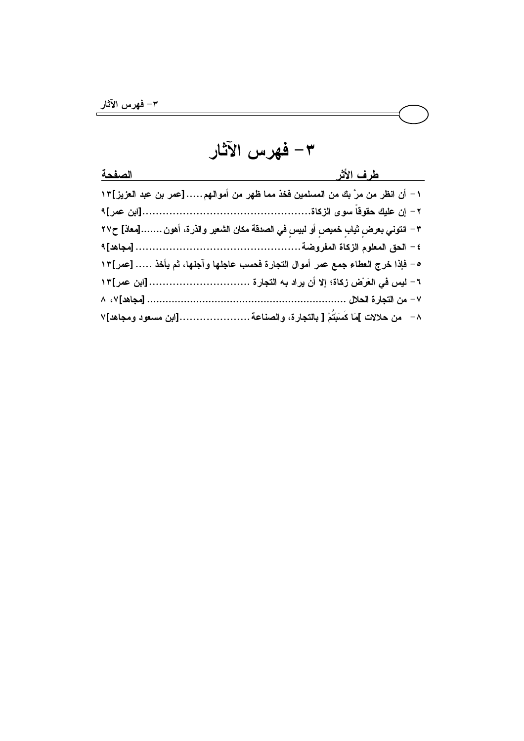# ٣- فهرس الآثار

| طرف الأثر | الصفحة |
|---|---|
| ١- أن انظر من مرَّ بك من المسلمين فخذ مما ظهر من أموالهم.....[عمر بن عبد العزيز] | ١٣ |
| ٢- إن عليك حقوقاً سوى الزكاة.............................................[ابن عمر] | ٩ |
| ٣- ائتوني بعرضٍ ثيابٍ خميصٍ أو لبيسٍ في الصدقة مكان الشعير والذرة، أهون.......[معاذ] | ح٢٧ |
| ٤- الحق المعلوم الزكاة المفروضة............................................... [مجاهد] | ٩ |
| ٥- فإذا خرج العطاء جمع عمر أموال التجارة فحسب عاجلها وآجلها، ثم يأخذ ..... [عمر] | ١٣ |
| ٦- ليس في العَرْض زكاة؛ إلا أن يراد به التجارة ............................[ابن عمر] | ١٣ |
| ٧- من التجارة الحلال ............................................................... [مجاهد] | ٧، ٨ |
| ٨- من حلالات ]مَا كَسَبْتُمْ[ بالتجارة، والصناعة.....................[ابن مسعود ومجاهد] | ٧ |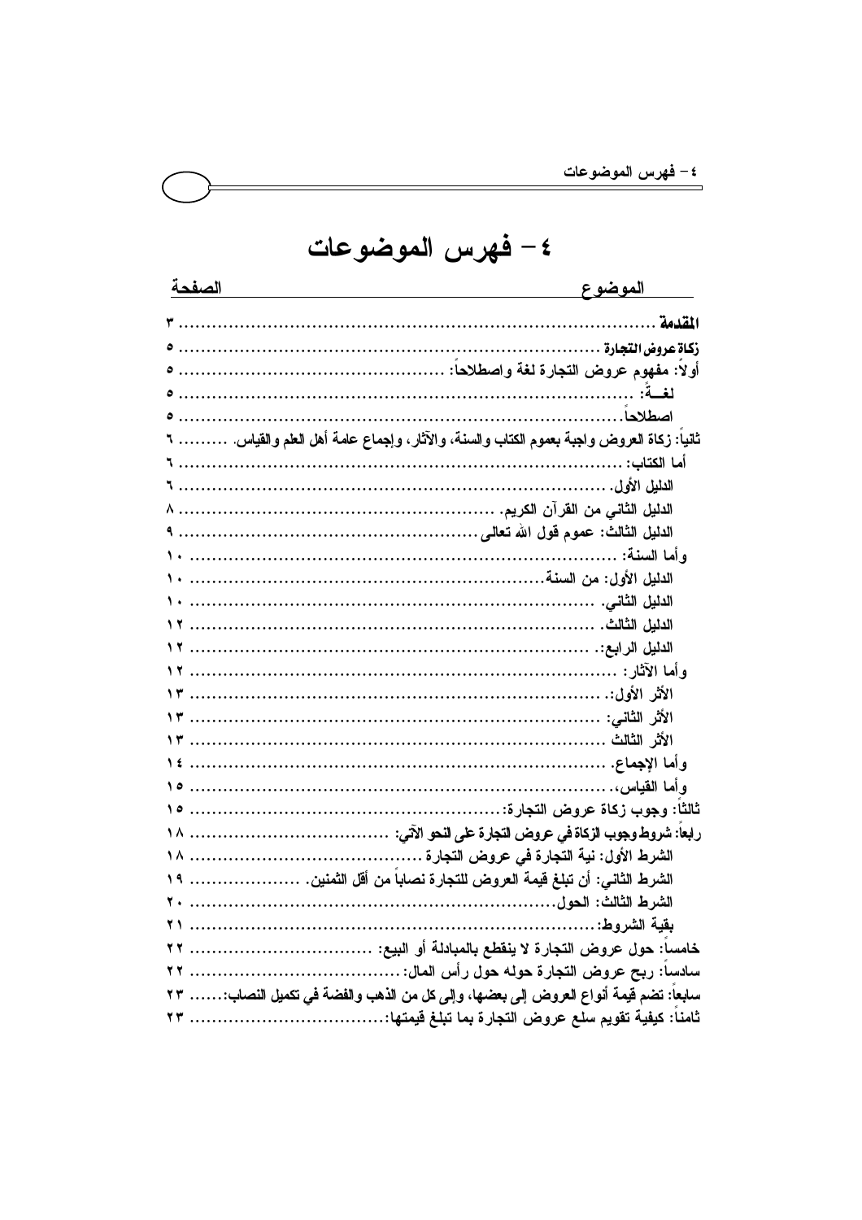# ٤ – فهرس الموضوعات

| الموضوع | الصفحة |
| --- | --- |
| **المقدمة** | ٣ |
| **زكاة عروض التجارة** | ٥ |
| أولاً: مفهوم عروض التجارة لغة واصطلاحاً: | ٥ |
| لغـــةً: | ٥ |
| اصطلاحاً | ٥ |
| ثانياً: زكاة العروض واجبة بعموم الكتاب والسنة، والآثار، وإجماع عامة أهل العلم والقياس. | ٦ |
| أما الكتاب: | ٦ |
| الدليل الأول. | ٦ |
| الدليل الثاني من القرآن الكريم. | ٨ |
| الدليل الثالث: عموم قول الله تعالى | ٩ |
| وأما السنة: | ١٠ |
| الدليل الأول: من السنة | ١٠ |
| الدليل الثاني. | ١٠ |
| الدليل الثالث. | ١٢ |
| الدليل الرابع: | ١٢ |
| وأما الآثار: | ١٢ |
| الأثر الأول: | ١٣ |
| الأثر الثاني: | ١٣ |
| الأثر الثالث | ١٣ |
| وأما الإجماع. | ١٤ |
| وأما القياس، | ١٥ |
| ثالثاً: وجوب زكاة عروض التجارة: | ١٥ |
| رابعاً: شروط وجوب الزكاة في عروض التجارة على النحو الآتي: | ١٨ |
| الشرط الأول: نية التجارة في عروض التجارة | ١٨ |
| الشرط الثاني: أن تبلغ قيمة العروض للتجارة نصاباً من أقل الثمنين. | ١٩ |
| الشرط الثالث: الحول | ٢٠ |
| بقية الشروط: | ٢١ |
| خامساً: حول عروض التجارة لا ينقطع بالمبادلة أو البيع: | ٢٢ |
| سادساً: ربح عروض التجارة حوله حول رأس المال: | ٢٢ |
| سابعاً: تضم قيمة أنواع العروض إلى بعضها، وإلى كل من الذهب والفضة في تكميل النصاب: | ٢٣ |
| ثامناً: كيفية تقويم سلع عروض التجارة بما تبلغ قيمتها: | ٢٣ |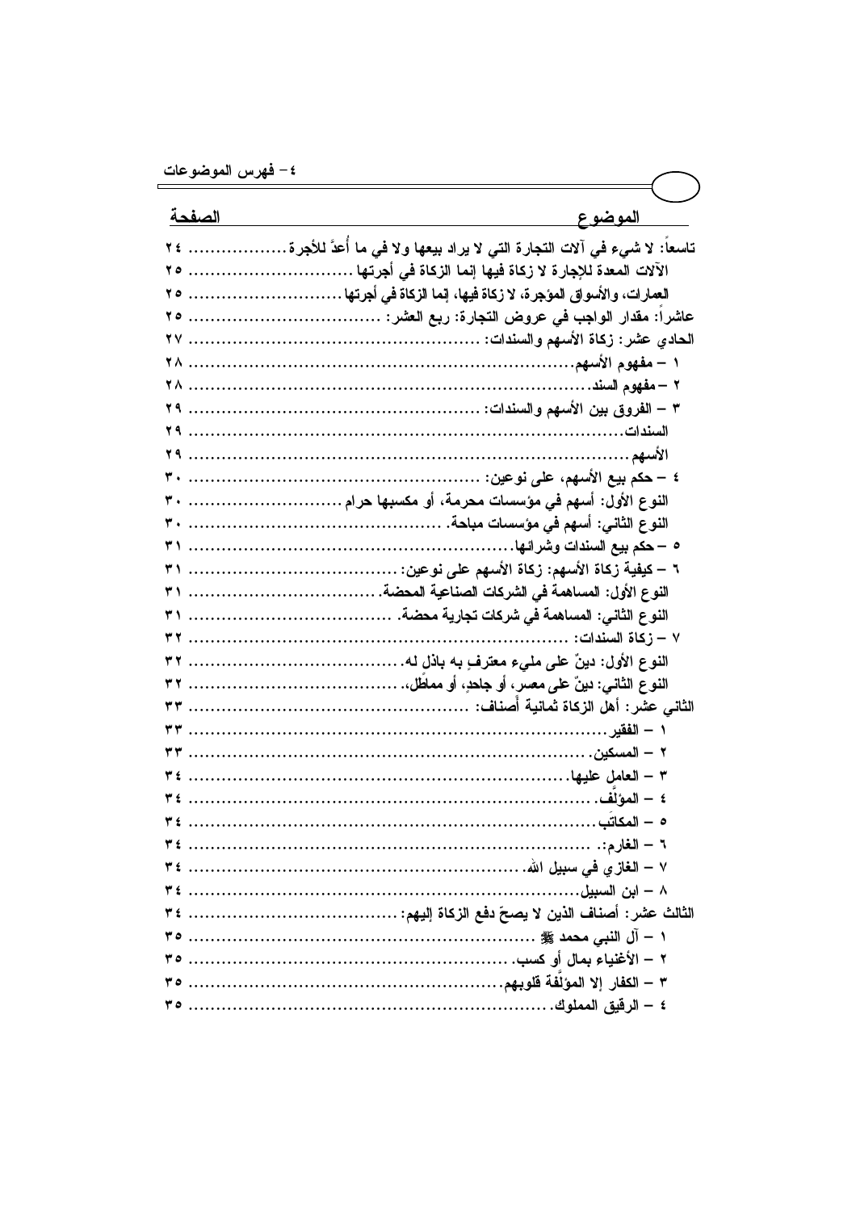## ٤ – فهرس الموضوعات

| الموضوع | الصفحة |
|---|---|
| تاسعاً: لا شيء في آلات التجارة التي لا يراد بيعها ولا في ما أُعدَّ للأجرة | ٢٤ |
| الآلات المعدة للإجارة لا زكاة فيها إنما الزكاة في أجرتها | ٢٥ |
| العمارات، والأسواق المؤجرة، لا زكاة فيها، إنما الزكاة في أجرتها | ٢٥ |
| عاشراً: مقدار الواجب في عروض التجارة: ربع العشر: | ٢٥ |
| الحادي عشر: زكاة الأسهم والسندات: | ٢٧ |
| ١ – مفهوم الأسهم | ٢٨ |
| ٢ – مفهوم السند | ٢٨ |
| ٣ – الفروق بين الأسهم والسندات: | ٢٩ |
| السندات | ٢٩ |
| الأسهم | ٢٩ |
| ٤ – حكم بيع الأسهم، على نوعين: | ٣٠ |
| النوع الأول: أسهم في مؤسسات محرمة، أو مكسبها حرام | ٣٠ |
| النوع الثاني: أسهم في مؤسسات مباحة. | ٣٠ |
| ٥ – حكم بيع السندات وشرائها | ٣١ |
| ٦ – كيفية زكاة الأسهم: زكاة الأسهم على نوعين: | ٣١ |
| النوع الأول: المساهمة في الشركات الصناعية المحضة. | ٣١ |
| النوع الثاني: المساهمة في شركات تجارية محضة. | ٣١ |
| ٧ – زكاة السندات: | ٣٢ |
| النوع الأول: دينٌ على مليء معترفٍ به باذل له. | ٣٢ |
| النوع الثاني: دينٌ على معسر، أو جاحدٍ، أو مماطل. | ٣٢ |
| الثاني عشر: أهل الزكاة ثمانية أصناف: | ٣٣ |
| ١ – الفقير | ٣٣ |
| ٢ – المسكين. | ٣٣ |
| ٣ – العامل عليها | ٣٤ |
| ٤ – المؤلَّف. | ٣٤ |
| ٥ – المكاتَب | ٣٤ |
| ٦ – الغارم:. | ٣٤ |
| ٧ – الغازي في سبيل الله. | ٣٤ |
| ٨ – ابن السبيل | ٣٤ |
| الثالث عشر: أصناف الذين لا يصحّ دفع الزكاة إليهم: | ٣٤ |
| ١ – آل النبي محمد ﷺ | ٣٥ |
| ٢ – الأغنياء بمال أو كسب. | ٣٥ |
| ٣ – الكفار إلا المؤلَّفة قلوبهم. | ٣٥ |
| ٤ – الرقيق المملوك. | ٣٥ |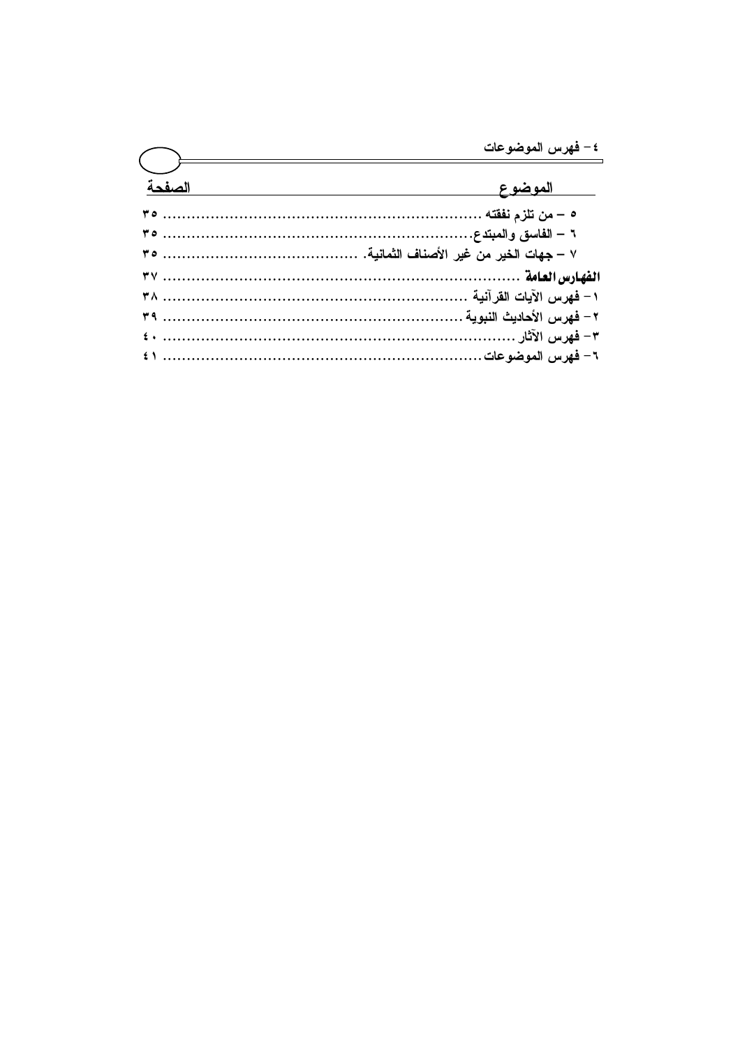| الموضوع | الصفحة |
| --- | --- |
| **٥ – من تلزم نفقته** | **٣٥** |
| **٦ – الفاسق والمبتدع.** | **٣٥** |
| **٧ – جهات الخير من غير الأصناف الثمانية.** | **٣٥** |
| ***الفهارس العامة*** | **٣٧** |
| **١– فهرس الآيات القرآنية** | **٣٨** |
| **٢– فهرس الأحاديث النبوية** | **٣٩** |
| **٣– فهرس الآثار** | **٤٠** |
| **٦– فهرس الموضوعات** | **٤١** |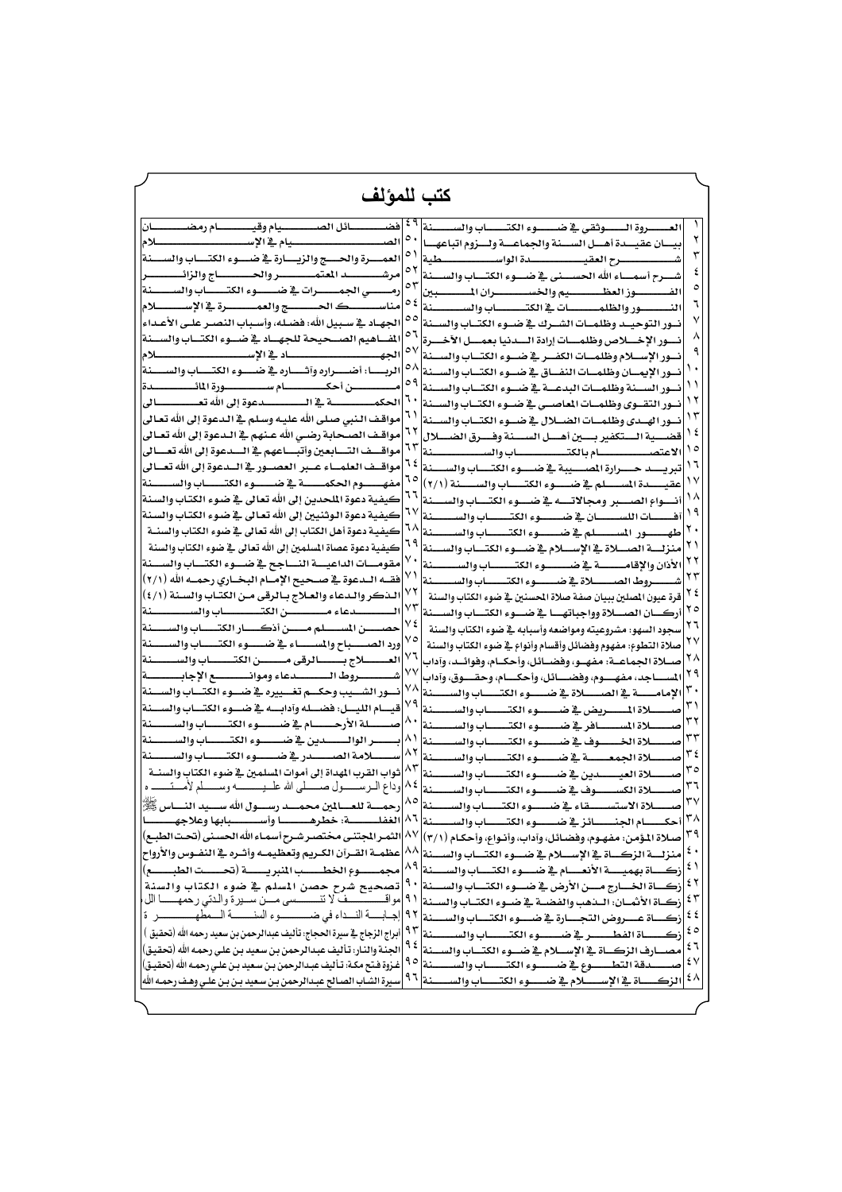# كتب للمؤلف

| ١ | العروة الوثقى في ضوء الكتاب والسنة | ٤٩ | فضائل الصيام وقيام رمضان |
|---|---|---|---|
| ٢ | بيان عقيدة أهل السنة والجماعة ولزوم اتباعها | ٥٠ | الصيام في الإسلام |
| ٣ | شرح العقيدة الواسطية | ٥١ | العمرة والحج والزيارة في ضوء الكتاب والسنة |
| ٤ | شرح أسماء الله الحسنى في ضوء الكتاب والسنة | ٥٢ | مرشد المعتمر والحاج والزائر |
| ٥ | الفوز العظيم والخسران المبين | ٥٣ | رمي الجمرات في ضوء الكتاب والسنة |
| ٦ | النور والظلمات في الكتاب والسنة | ٥٤ | مناسك الحج والعمرة في الإسلام |
| ٧ | نور التوحيد وظلمات الشرك في ضوء الكتاب والسنة | ٥٥ | الجهاد في سبيل الله: فضله، وأسباب النصر على الأعداء |
| ٨ | نور الإخلاص وظلمات إرادة الدنيا بعمل الآخرة | ٥٦ | المفاهيم الصحيحة للجهاد في ضوء الكتاب والسنة |
| ٩ | نور الإسلام وظلمات الكفر في ضوء الكتاب والسنة | ٥٧ | الجهاد في الإسلام |
| ١٠ | نور الإيمان وظلمات النفاق في ضوء الكتاب والسنة | ٥٨ | الربا: أضراره وآثاره في ضوء الكتاب والسنة |
| ١١ | نور السنة وظلمات البدعة في ضوء الكتاب والسنة | ٥٩ | من أحكام سورة المائدة |
| ١٢ | نور التقوى وظلمات المعاصي في ضوء الكتاب والسنة | ٦٠ | الحكمة في الدعوة إلى الله تعالى |
| ١٣ | نور الهدى وظلمات الضلال في ضوء الكتاب والسنة | ٦١ | مواقف النبي صلى الله عليه وسلم في الدعوة إلى الله تعالى |
| ١٤ | قضية التكفير بين أهل السنة وفرق الضلال | ٦٢ | مواقف الصحابة رضي الله عنهم في الدعوة إلى الله تعالى |
| ١٥ | الاعتصام بالكتاب والسنة | ٦٣ | مواقف التابعين وأتباعهم في الدعوة إلى الله تعالى |
| ١٦ | تبريد حرارة المصيبة في ضوء الكتاب والسنة | ٦٤ | مواقف العلماء عبر العصور في الدعوة إلى الله تعالى |
| ١٧ | عقيدة المسلم في ضوء الكتاب والسنة (٢/١) | ٦٥ | مفهوم الحكمة في ضوء الكتاب والسنة |
| ١٨ | أنواع الصبر ومجالاته في ضوء الكتاب والسنة | ٦٦ | كيفية دعوة الملحدين إلى الله تعالى في ضوء الكتاب والسنة |
| ١٩ | آفات اللسان في ضوء الكتاب والسنة | ٦٧ | كيفية دعوة الوثنيين إلى الله تعالى في ضوء الكتاب والسنة |
| ٢٠ | طهور المسلم في ضوء الكتاب والسنة | ٦٨ | كيفية دعوة أهل الكتاب إلى الله تعالى في ضوء الكتاب والسنة |
| ٢١ | منزلة الصلاة في الإسلام في ضوء الكتاب والسنة | ٦٩ | كيفية دعوة عصاة المسلمين إلى الله تعالى في ضوء الكتاب والسنة |
| ٢٢ | الأذان والإقامة في ضوء الكتاب والسنة | ٧٠ | مقومات الداعية الناجح في ضوء الكتاب والسنة |
| ٢٣ | شروط الصلاة في ضوء الكتاب والسنة | ٧١ | فقه الدعوة في صحيح الإمام البخاري رحمه الله (٢/١) |
| ٢٤ | قرة عيون المصلين ببيان صفة صلاة المحسنين في ضوء الكتاب والسنة | ٧٢ | الذكر والدعاء والعلاج بالرقى من الكتاب والسنة (٤/١) |
| ٢٥ | أركان الصلاة وواجباتها في ضوء الكتاب والسنة | ٧٣ | الدعاء من الكتاب والسنة |
| ٢٦ | سجود السهو: مشروعيته ومواضعه وأسبابه في ضوء الكتاب والسنة | ٧٤ | حصن المسلم من أذكار الكتاب والسنة |
| ٢٧ | صلاة التطوع: مفهوم وفضائل وأقسام وأنواع في ضوء الكتاب والسنة | ٧٥ | ورد الصباح والمساء في ضوء الكتاب والسنة |
| ٢٨ | صلاة الجماعة: مفهوم، وفضائل، وأحكام، وفوائد، وآداب | ٧٦ | العلاج بالرقى من الكتاب والسنة |
| ٢٩ | المساجد، مفهوم، وفضائل، وأحكام، وحقوق، وآداب | ٧٧ | شروط الدعاء وموانع الإجابة |
| ٣٠ | الإمامة في الصلاة في ضوء الكتاب والسنة | ٧٨ | نور الشيب وحكم تغييره في ضوء الكتاب والسنة |
| ٣١ | صلاة المريض في ضوء الكتاب والسنة | ٧٩ | قيام الليل: فضله وآدابه في ضوء الكتاب والسنة |
| ٣٢ | صلاة المسافر في ضوء الكتاب والسنة | ٨٠ | صلة الأرحام في ضوء الكتاب والسنة |
| ٣٣ | صلاة الخوف في ضوء الكتاب والسنة | ٨١ | بر الوالدين في ضوء الكتاب والسنة |
| ٣٤ | صلاة الجمعة في ضوء الكتاب والسنة | ٨٢ | سلامة الصدر في ضوء الكتاب والسنة |
| ٣٥ | صلاة العيدين في ضوء الكتاب والسنة | ٨٣ | ثواب القرب المهداة إلى أموات المسلمين في ضوء الكتاب والسنة |
| ٣٦ | صلاة الكسوف في ضوء الكتاب والسنة | ٨٤ | وداع الرسول صلى الله عليه وسلم لأمته |
| ٣٧ | صلاة الاستسقاء في ضوء الكتاب والسنة | ٨٥ | رحمة للعالمين محمد رسول الله سيد الناس ﷺ |
| ٣٨ | أحكام الجنائز في ضوء الكتاب والسنة | ٨٦ | الغفلة: خطرها وأسبابها وعلاجها |
| ٣٩ | صلاة المؤمن: مفهوم، وفضائل، وآداب، وأنواع، وأحكام (٣/١) | ٨٧ | الثمر المجتنى مختصر شرح أسماء الله الحسنى (تحت الطبع) |
| ٤٠ | منزلة الزكاة في الإسلام في ضوء الكتاب والسنة | ٨٨ | عظمة القرآن الكريم وتعظيمه وأثره في النفوس والأرواح |
| ٤١ | زكاة بهيمة الأنعام في ضوء الكتاب والسنة | ٨٩ | مجموع الخطب المنبرية (تحت الطبع) |
| ٤٢ | زكاة الخارج من الأرض في ضوء الكتاب والسنة | ٩٠ | تصحيح شرح حصن المسلم في ضوء الكتاب والسنة |
| ٤٣ | زكاة الأثمان: الذهب والفضة في ضوء الكتاب والسنة | ٩١ | مواقف لا تنسى من سيرة والدتي رحمها الله |
| ٤٤ | زكاة عروض التجارة في ضوء الكتاب والسنة | ٩٢ | إجابة النداء في ضوء السنة المطهرة |
| ٤٥ | زكاة الفطر في ضوء الكتاب والسنة | ٩٣ | أبراج الزجاج في سيرة الحجاج: تأليف عبدالرحمن بن سعيد رحمه الله (تحقيق) |
| ٤٦ | مصارف الزكاة في الإسلام في ضوء الكتاب والسنة | ٩٤ | الجنة والنار: تأليف عبدالرحمن بن سعيد بن علي رحمه الله (تحقيق) |
| ٤٧ | صدقة التطوع في ضوء الكتاب والسنة | ٩٥ | غزوة فتح مكة: تأليف عبدالرحمن بن سعيد بن علي رحمه الله (تحقيق) |
| ٤٨ | الزكاة في الإسلام في ضوء الكتاب والسنة | ٩٦ | سيرة الشاب الصالح عبدالرحمن بن سعيد بن علي وهف رحمه الله |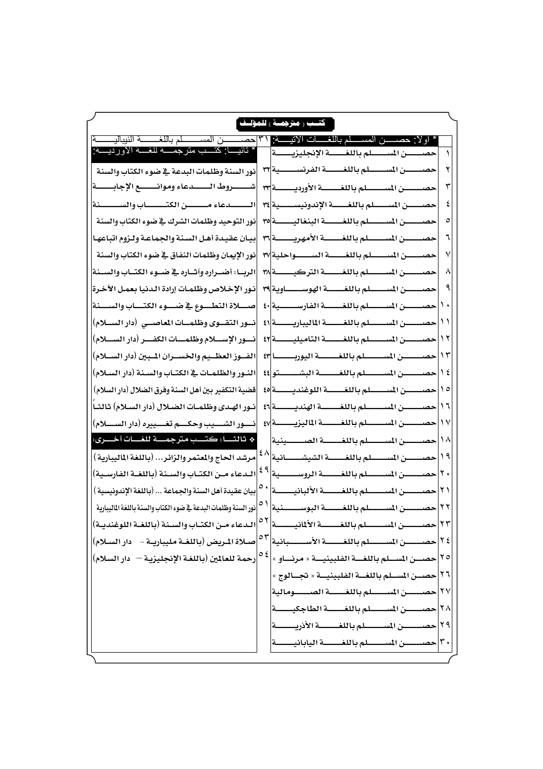## كتب (مترجمة) للمؤلف

* أولاً: حصن المسلم باللغات الآتية:

| | |
|---|---|
| ١ | حصن المسلم باللغة الإنجليزية |
| ٢ | حصن المسلم باللغة الفرنسية |
| ٣ | حصن المسلم باللغة الأوردية |
| ٤ | حصن المسلم باللغة الإندونيسية |
| ٥ | حصن المسلم باللغة البنغالية |
| ٦ | حصن المسلم باللغة الأمهرية |
| ٧ | حصن المسلم باللغة السواحلية |
| ٨ | حصن المسلم باللغة التركية |
| ٩ | حصن المسلم باللغة الهوساوية |
| ١٠ | حصن المسلم باللغة الفارسية |
| ١١ | حصن المسلم باللغة الماليبارية |
| ١٢ | حصن المسلم باللغة التاميلية |
| ١٣ | حصن المسلم باللغة اليوربا |
| ١٤ | حصن المسلم باللغة البشتو |
| ١٥ | حصن المسلم باللغة اللوغندية |
| ١٦ | حصن المسلم باللغة الهندية |
| ١٧ | حصن المسلم باللغة الماليزية |
| ١٨ | حصن المسلم باللغة الصينية |
| ١٩ | حصن المسلم باللغة الشيشانية |
| ٢٠ | حصن المسلم باللغة الروسية |
| ٢١ | حصن المسلم باللغة الألبانية |
| ٢٢ | حصن المسلم باللغة البوسنية |
| ٢٣ | حصن المسلم باللغة الألمانية |
| ٢٤ | حصن المسلم باللغة الأسبانية |
| ٢٥ | حصن المسلم باللغة الفلبينية « مرناو » |
| ٢٦ | حصن المسلم باللغة الفلبينية « تجالوج » |
| ٢٧ | حصن المسلم باللغة الصومالية |
| ٢٨ | حصن المسلم باللغة الطاجكية |
| ٢٩ | حصن المسلم باللغة الأذرية |
| ٣٠ | حصن المسلم باللغة اليابانية |
| ٣١ | حصن المسلم باللغة النيبالية |

* ثانياً: كتب مترجمة للغة الأوردية:

| | |
|---|---|
| ٣٢ | نور السنة وظلمات البدعة في ضوء الكتاب والسنة |
| ٣٣ | شروط الدعاء وموانع الإجابة |
| ٣٤ | الدعاء من الكتاب والسنة |
| ٣٥ | نور التوحيد وظلمات الشرك في ضوء الكتاب والسنة |
| ٣٦ | بيان عقيدة أهل السنة والجماعة ولزوم اتباعها |
| ٣٧ | نور الإيمان وظلمات النفاق في ضوء الكتاب والسنة |
| ٣٨ | الربا: أضراره وآثاره في ضوء الكتاب والسنة |
| ٣٩ | نور الإخلاص وظلمات إرادة الدنيا بعمل الآخرة |
| ٤٠ | صلاة التطوع في ضوء الكتاب والسنة |
| ٤١ | نور التقوى وظلمات المعاصي (دار السلام) |
| ٤٢ | نور الإسلام وظلمات الكفر (دار السلام) |
| ٤٣ | الفوز العظيم والخسران المبين (دار السلام) |
| ٤٤ | النور والظلمات في الكتاب والسنة (دار السلام) |
| ٤٥ | قضية التكفير بين أهل السنة وفرق الضلال (دار السلام) |
| ٤٦ | نور الهدى وظلمات الضلال (دار السلام) ثالثاً |
| ٤٧ | نور الشيب وحكم تغييره (دار السلام) |

❖ ثالثاً: كتب مترجمة للغات أخرى:

| | |
|---|---|
| ٤٨ | مرشد الحاج والمعتمر والزائر... (باللغة المليبارية) |
| ٤٩ | الدعاء من الكتاب والسنة (باللغة الفارسية) |
| ٥٠ | بيان عقيدة أهل السنة والجماعة ... (باللغة الإندونيسية) |
| ٥١ | نور السنة وظلمات البدعة في ضوء الكتاب والسنة باللغة المليبارية |
| ٥٢ | الدعاء من الكتاب والسنة (باللغة اللوغندية) |
| ٥٣ | صلاة المريض (باللغة مليبارية - دار السلام) |
| ٥٤ | رحمة للعالمين (باللغة الإنجليزية - دار السلام) |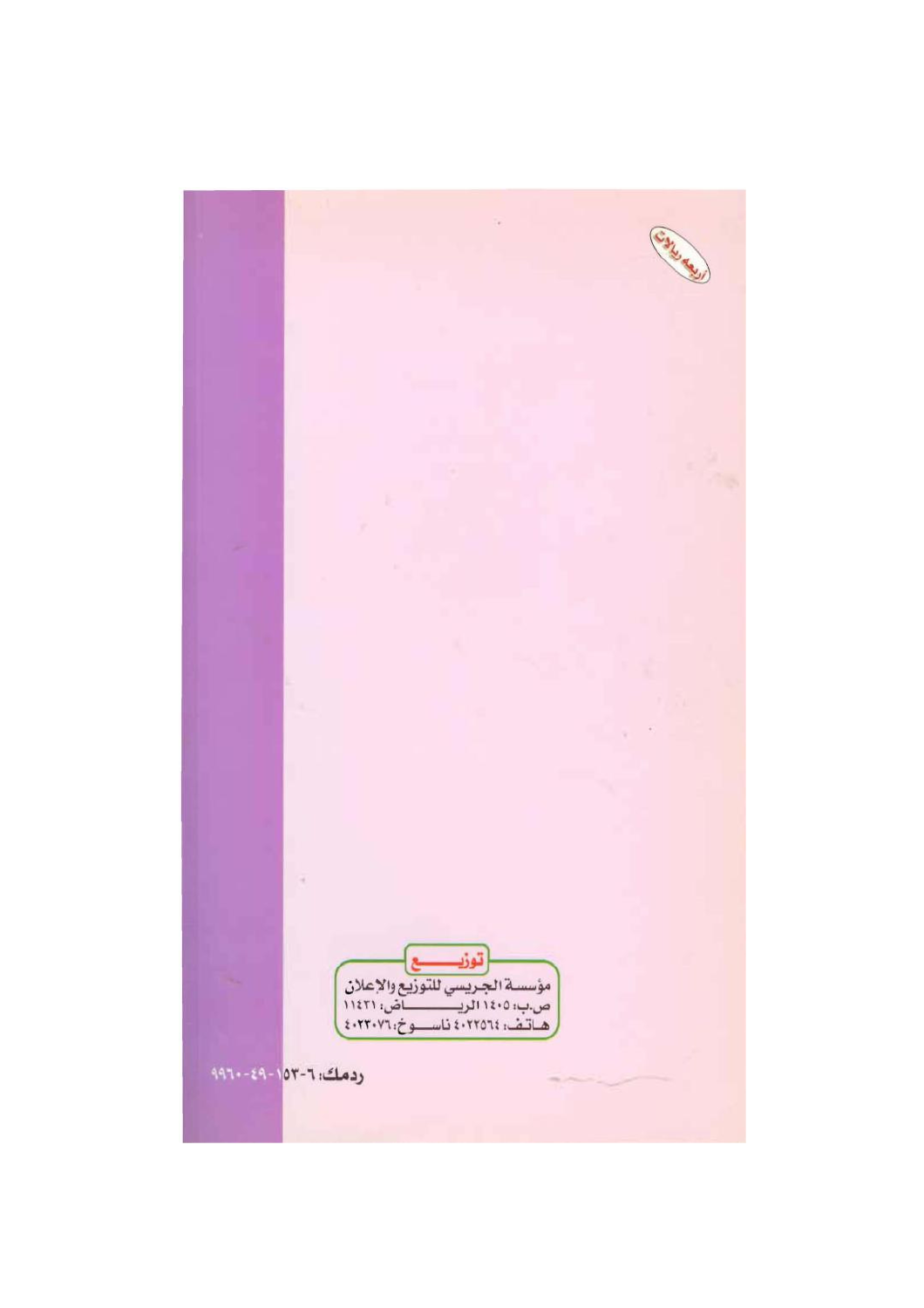أربعة ريالات

توزيـــــع

مؤسسة الجريسي للتوزيع والإعلان

ص.ب: ١٤٠٥ الريـــــاض: ١١٤٣١

هـاتـف: ٤٠٢٢٥٦٤ ناســـوخ: ٤٠٢٣٠٧٦

ردمك: ٦-١٥٣-٤٩-٩٩٦٠